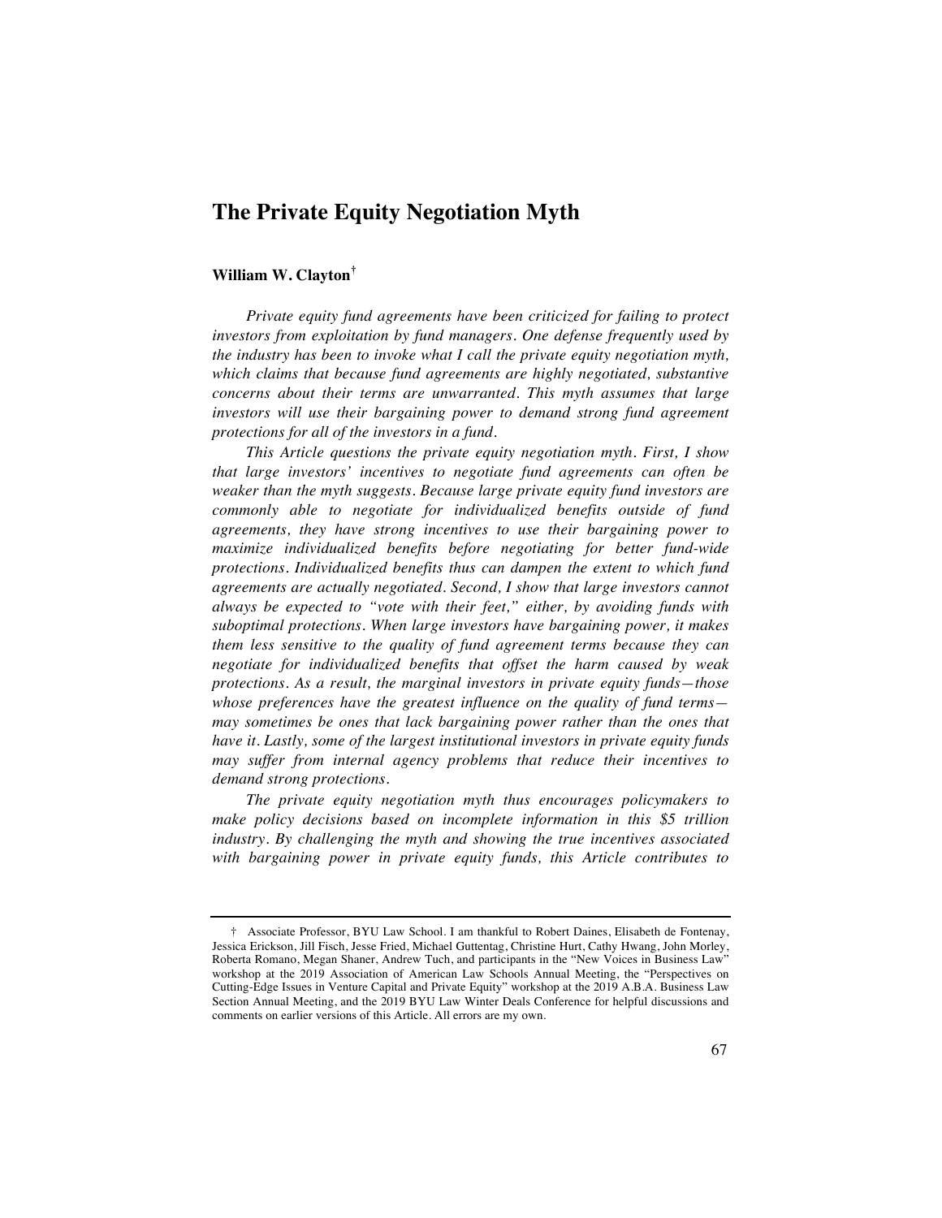# The Private Equity Negotiation Myth

**William W. Clayton**[†]

*Private equity fund agreements have been criticized for failing to protect investors from exploitation by fund managers. One defense frequently used by the industry has been to invoke what I call the private equity negotiation myth, which claims that because fund agreements are highly negotiated, substantive concerns about their terms are unwarranted. This myth assumes that large investors will use their bargaining power to demand strong fund agreement protections for all of the investors in a fund.*

*This Article questions the private equity negotiation myth. First, I show that large investors' incentives to negotiate fund agreements can often be weaker than the myth suggests. Because large private equity fund investors are commonly able to negotiate for individualized benefits outside of fund agreements, they have strong incentives to use their bargaining power to maximize individualized benefits before negotiating for better fund-wide protections. Individualized benefits thus can dampen the extent to which fund agreements are actually negotiated. Second, I show that large investors cannot always be expected to "vote with their feet," either, by avoiding funds with suboptimal protections. When large investors have bargaining power, it makes them less sensitive to the quality of fund agreement terms because they can negotiate for individualized benefits that offset the harm caused by weak protections. As a result, the marginal investors in private equity funds—those whose preferences have the greatest influence on the quality of fund terms—may sometimes be ones that lack bargaining power rather than the ones that have it. Lastly, some of the largest institutional investors in private equity funds may suffer from internal agency problems that reduce their incentives to demand strong protections.*

*The private equity negotiation myth thus encourages policymakers to make policy decisions based on incomplete information in this $5 trillion industry. By challenging the myth and showing the true incentives associated with bargaining power in private equity funds, this Article contributes to*

---

† Associate Professor, BYU Law School. I am thankful to Robert Daines, Elisabeth de Fontenay, Jessica Erickson, Jill Fisch, Jesse Fried, Michael Guttentag, Christine Hurt, Cathy Hwang, John Morley, Roberta Romano, Megan Shaner, Andrew Tuch, and participants in the "New Voices in Business Law" workshop at the 2019 Association of American Law Schools Annual Meeting, the "Perspectives on Cutting-Edge Issues in Venture Capital and Private Equity" workshop at the 2019 A.B.A. Business Law Section Annual Meeting, and the 2019 BYU Law Winter Deals Conference for helpful discussions and comments on earlier versions of this Article. All errors are my own.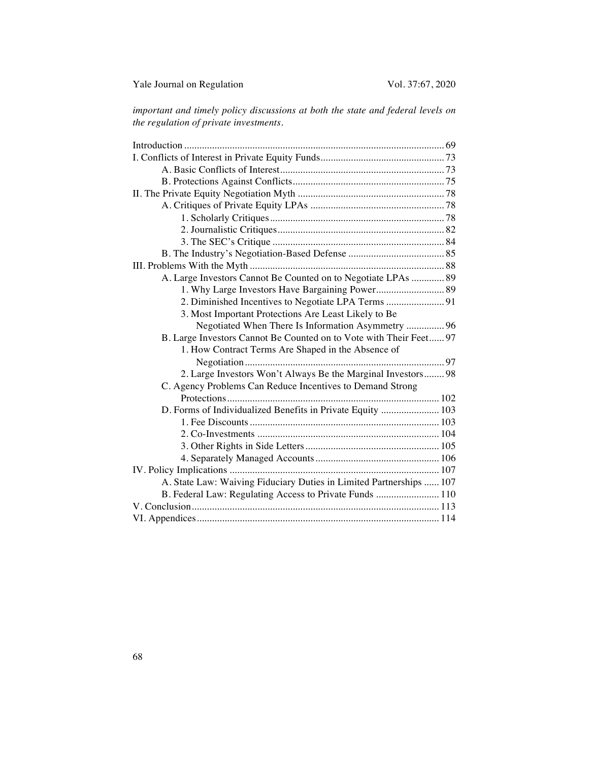*important and timely policy discussions at both the state and federal levels on the regulation of private investments.*

- Introduction ..... 69
- I. Conflicts of Interest in Private Equity Funds ..... 73
  - A. Basic Conflicts of Interest ..... 73
  - B. Protections Against Conflicts ..... 75
- II. The Private Equity Negotiation Myth ..... 78
  - A. Critiques of Private Equity LPAs ..... 78
    - 1. Scholarly Critiques ..... 78
    - 2. Journalistic Critiques ..... 82
    - 3. The SEC's Critique ..... 84
  - B. The Industry's Negotiation-Based Defense ..... 85
- III. Problems With the Myth ..... 88
  - A. Large Investors Cannot Be Counted on to Negotiate LPAs ..... 89
    - 1. Why Large Investors Have Bargaining Power ..... 89
    - 2. Diminished Incentives to Negotiate LPA Terms ..... 91
    - 3. Most Important Protections Are Least Likely to Be Negotiated When There Is Information Asymmetry ..... 96
  - B. Large Investors Cannot Be Counted on to Vote with Their Feet ..... 97
    - 1. How Contract Terms Are Shaped in the Absence of Negotiation ..... 97
    - 2. Large Investors Won't Always Be the Marginal Investors ..... 98
  - C. Agency Problems Can Reduce Incentives to Demand Strong Protections ..... 102
  - D. Forms of Individualized Benefits in Private Equity ..... 103
    - 1. Fee Discounts ..... 103
    - 2. Co-Investments ..... 104
    - 3. Other Rights in Side Letters ..... 105
    - 4. Separately Managed Accounts ..... 106
- IV. Policy Implications ..... 107
  - A. State Law: Waiving Fiduciary Duties in Limited Partnerships ..... 107
  - B. Federal Law: Regulating Access to Private Funds ..... 110
- V. Conclusion ..... 113
- VI. Appendices ..... 114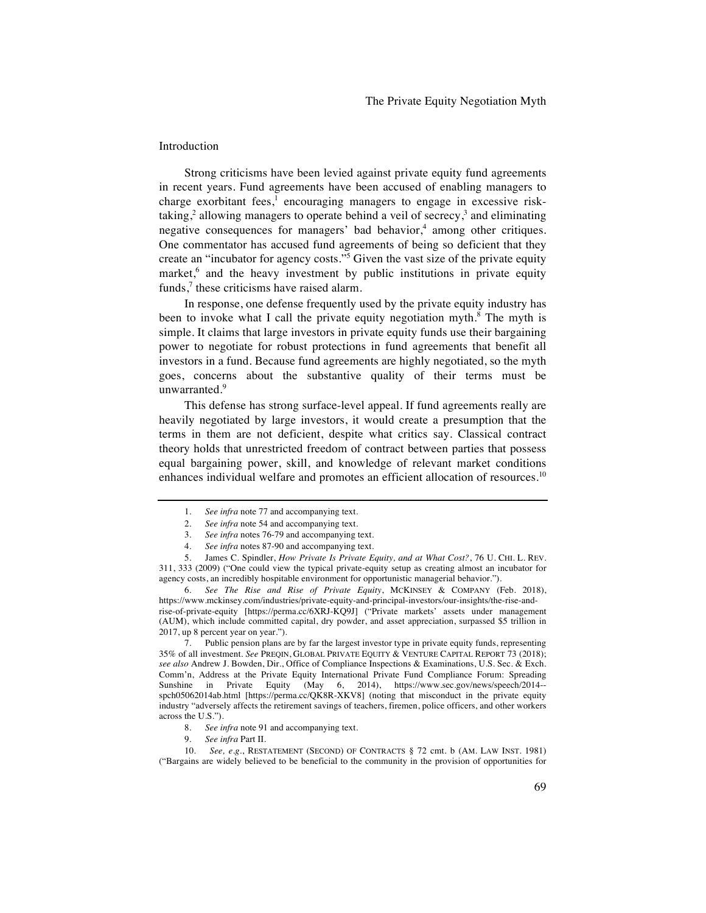## Introduction

Strong criticisms have been levied against private equity fund agreements in recent years. Fund agreements have been accused of enabling managers to charge exorbitant fees,[1] encouraging managers to engage in excessive risk-taking,[2] allowing managers to operate behind a veil of secrecy,[3] and eliminating negative consequences for managers' bad behavior,[4] among other critiques. One commentator has accused fund agreements of being so deficient that they create an "incubator for agency costs."[5] Given the vast size of the private equity market,[6] and the heavy investment by public institutions in private equity funds,[7] these criticisms have raised alarm.

In response, one defense frequently used by the private equity industry has been to invoke what I call the private equity negotiation myth.[8] The myth is simple. It claims that large investors in private equity funds use their bargaining power to negotiate for robust protections in fund agreements that benefit all investors in a fund. Because fund agreements are highly negotiated, so the myth goes, concerns about the substantive quality of their terms must be unwarranted.[9]

This defense has strong surface-level appeal. If fund agreements really are heavily negotiated by large investors, it would create a presumption that the terms in them are not deficient, despite what critics say. Classical contract theory holds that unrestricted freedom of contract between parties that possess equal bargaining power, skill, and knowledge of relevant market conditions enhances individual welfare and promotes an efficient allocation of resources.[10]

---

1. *See infra* note 77 and accompanying text.
2. *See infra* note 54 and accompanying text.
3. *See infra* notes 76-79 and accompanying text.
4. *See infra* notes 87-90 and accompanying text.
5. James C. Spindler, *How Private Is Private Equity, and at What Cost?*, 76 U. CHI. L. REV. 311, 333 (2009) ("One could view the typical private-equity setup as creating almost an incubator for agency costs, an incredibly hospitable environment for opportunistic managerial behavior.").
6. *See The Rise and Rise of Private Equity*, MCKINSEY & COMPANY (Feb. 2018), https://www.mckinsey.com/industries/private-equity-and-principal-investors/our-insights/the-rise-and-rise-of-private-equity [https://perma.cc/6XRJ-KQ9J] ("Private markets' assets under management (AUM), which include committed capital, dry powder, and asset appreciation, surpassed $5 trillion in 2017, up 8 percent year on year.").
7. Public pension plans are by far the largest investor type in private equity funds, representing 35% of all investment. *See* PREQIN, GLOBAL PRIVATE EQUITY & VENTURE CAPITAL REPORT 73 (2018); *see also* Andrew J. Bowden, Dir., Office of Compliance Inspections & Examinations, U.S. Sec. & Exch. Comm'n, Address at the Private Equity International Private Fund Compliance Forum: Spreading Sunshine in Private Equity (May 6, 2014), https://www.sec.gov/news/speech/2014--spch05062014ab.html [https://perma.cc/QK8R-XKV8] (noting that misconduct in the private equity industry "adversely affects the retirement savings of teachers, firemen, police officers, and other workers across the U.S.").
8. *See infra* note 91 and accompanying text.
9. *See infra* Part II.
10. *See, e.g.*, RESTATEMENT (SECOND) OF CONTRACTS § 72 cmt. b (AM. LAW INST. 1981) ("Bargains are widely believed to be beneficial to the community in the provision of opportunities for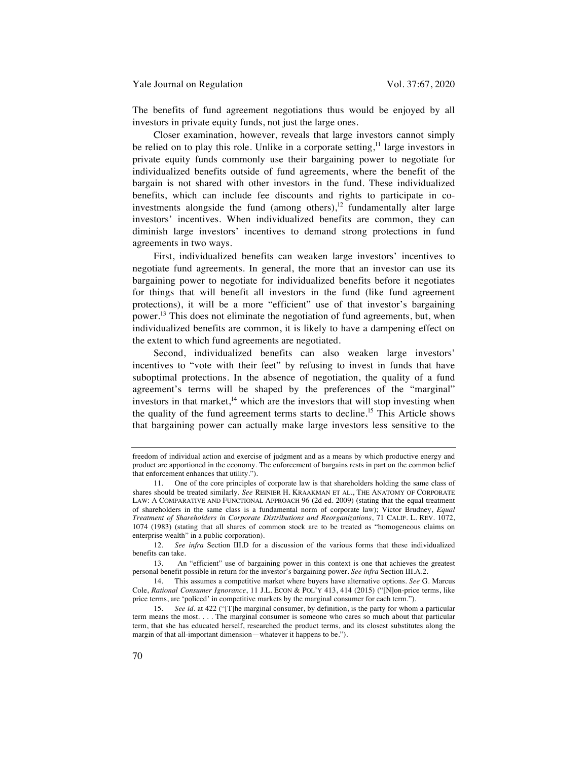The benefits of fund agreement negotiations thus would be enjoyed by all investors in private equity funds, not just the large ones.

Closer examination, however, reveals that large investors cannot simply be relied on to play this role. Unlike in a corporate setting,[11] large investors in private equity funds commonly use their bargaining power to negotiate for individualized benefits outside of fund agreements, where the benefit of the bargain is not shared with other investors in the fund. These individualized benefits, which can include fee discounts and rights to participate in co-investments alongside the fund (among others),[12] fundamentally alter large investors' incentives. When individualized benefits are common, they can diminish large investors' incentives to demand strong protections in fund agreements in two ways.

First, individualized benefits can weaken large investors' incentives to negotiate fund agreements. In general, the more that an investor can use its bargaining power to negotiate for individualized benefits before it negotiates for things that will benefit all investors in the fund (like fund agreement protections), it will be a more "efficient" use of that investor's bargaining power.[13] This does not eliminate the negotiation of fund agreements, but, when individualized benefits are common, it is likely to have a dampening effect on the extent to which fund agreements are negotiated.

Second, individualized benefits can also weaken large investors' incentives to "vote with their feet" by refusing to invest in funds that have suboptimal protections. In the absence of negotiation, the quality of a fund agreement's terms will be shaped by the preferences of the "marginal" investors in that market,[14] which are the investors that will stop investing when the quality of the fund agreement terms starts to decline.[15] This Article shows that bargaining power can actually make large investors less sensitive to the

---

freedom of individual action and exercise of judgment and as a means by which productive energy and product are apportioned in the economy. The enforcement of bargains rests in part on the common belief that enforcement enhances that utility.").

11. One of the core principles of corporate law is that shareholders holding the same class of shares should be treated similarly. *See* REINIER H. KRAAKMAN ET AL., THE ANATOMY OF CORPORATE LAW: A COMPARATIVE AND FUNCTIONAL APPROACH 96 (2d ed. 2009) (stating that the equal treatment of shareholders in the same class is a fundamental norm of corporate law); Victor Brudney, *Equal Treatment of Shareholders in Corporate Distributions and Reorganizations*, 71 CALIF. L. REV. 1072, 1074 (1983) (stating that all shares of common stock are to be treated as "homogeneous claims on enterprise wealth" in a public corporation).

12. *See infra* Section III.D for a discussion of the various forms that these individualized benefits can take.

13. An "efficient" use of bargaining power in this context is one that achieves the greatest personal benefit possible in return for the investor's bargaining power. *See infra* Section III.A.2.

14. This assumes a competitive market where buyers have alternative options. *See* G. Marcus Cole, *Rational Consumer Ignorance*, 11 J.L. ECON & POL'Y 413, 414 (2015) ("[N]on-price terms, like price terms, are 'policed' in competitive markets by the marginal consumer for each term.").

15. *See id.* at 422 ("[T]he marginal consumer, by definition, is the party for whom a particular term means the most. . . . The marginal consumer is someone who cares so much about that particular term, that she has educated herself, researched the product terms, and its closest substitutes along the margin of that all-important dimension—whatever it happens to be.").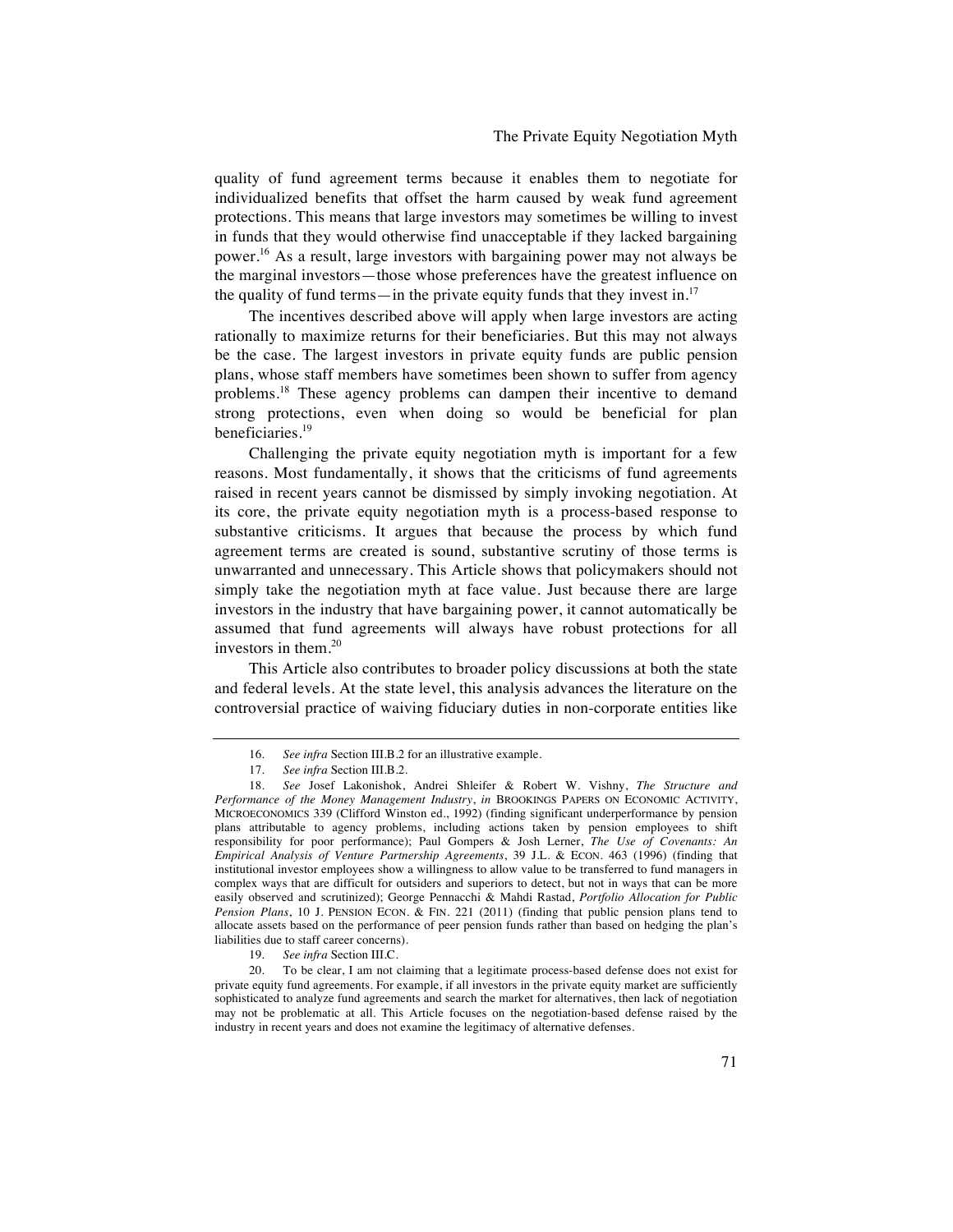quality of fund agreement terms because it enables them to negotiate for individualized benefits that offset the harm caused by weak fund agreement protections. This means that large investors may sometimes be willing to invest in funds that they would otherwise find unacceptable if they lacked bargaining power.[16] As a result, large investors with bargaining power may not always be the marginal investors—those whose preferences have the greatest influence on the quality of fund terms—in the private equity funds that they invest in.[17]

The incentives described above will apply when large investors are acting rationally to maximize returns for their beneficiaries. But this may not always be the case. The largest investors in private equity funds are public pension plans, whose staff members have sometimes been shown to suffer from agency problems.[18] These agency problems can dampen their incentive to demand strong protections, even when doing so would be beneficial for plan beneficiaries.[19]

Challenging the private equity negotiation myth is important for a few reasons. Most fundamentally, it shows that the criticisms of fund agreements raised in recent years cannot be dismissed by simply invoking negotiation. At its core, the private equity negotiation myth is a process-based response to substantive criticisms. It argues that because the process by which fund agreement terms are created is sound, substantive scrutiny of those terms is unwarranted and unnecessary. This Article shows that policymakers should not simply take the negotiation myth at face value. Just because there are large investors in the industry that have bargaining power, it cannot automatically be assumed that fund agreements will always have robust protections for all investors in them.[20]

This Article also contributes to broader policy discussions at both the state and federal levels. At the state level, this analysis advances the literature on the controversial practice of waiving fiduciary duties in non-corporate entities like

---

16. *See infra* Section III.B.2 for an illustrative example.

17. *See infra* Section III.B.2.

18. *See* Josef Lakonishok, Andrei Shleifer & Robert W. Vishny, *The Structure and Performance of the Money Management Industry*, *in* BROOKINGS PAPERS ON ECONOMIC ACTIVITY, MICROECONOMICS 339 (Clifford Winston ed., 1992) (finding significant underperformance by pension plans attributable to agency problems, including actions taken by pension employees to shift responsibility for poor performance); Paul Gompers & Josh Lerner, *The Use of Covenants: An Empirical Analysis of Venture Partnership Agreements*, 39 J.L. & ECON. 463 (1996) (finding that institutional investor employees show a willingness to allow value to be transferred to fund managers in complex ways that are difficult for outsiders and superiors to detect, but not in ways that can be more easily observed and scrutinized); George Pennacchi & Mahdi Rastad, *Portfolio Allocation for Public Pension Plans*, 10 J. PENSION ECON. & FIN. 221 (2011) (finding that public pension plans tend to allocate assets based on the performance of peer pension funds rather than based on hedging the plan's liabilities due to staff career concerns).

19. *See infra* Section III.C.

20. To be clear, I am not claiming that a legitimate process-based defense does not exist for private equity fund agreements. For example, if all investors in the private equity market are sufficiently sophisticated to analyze fund agreements and search the market for alternatives, then lack of negotiation may not be problematic at all. This Article focuses on the negotiation-based defense raised by the industry in recent years and does not examine the legitimacy of alternative defenses.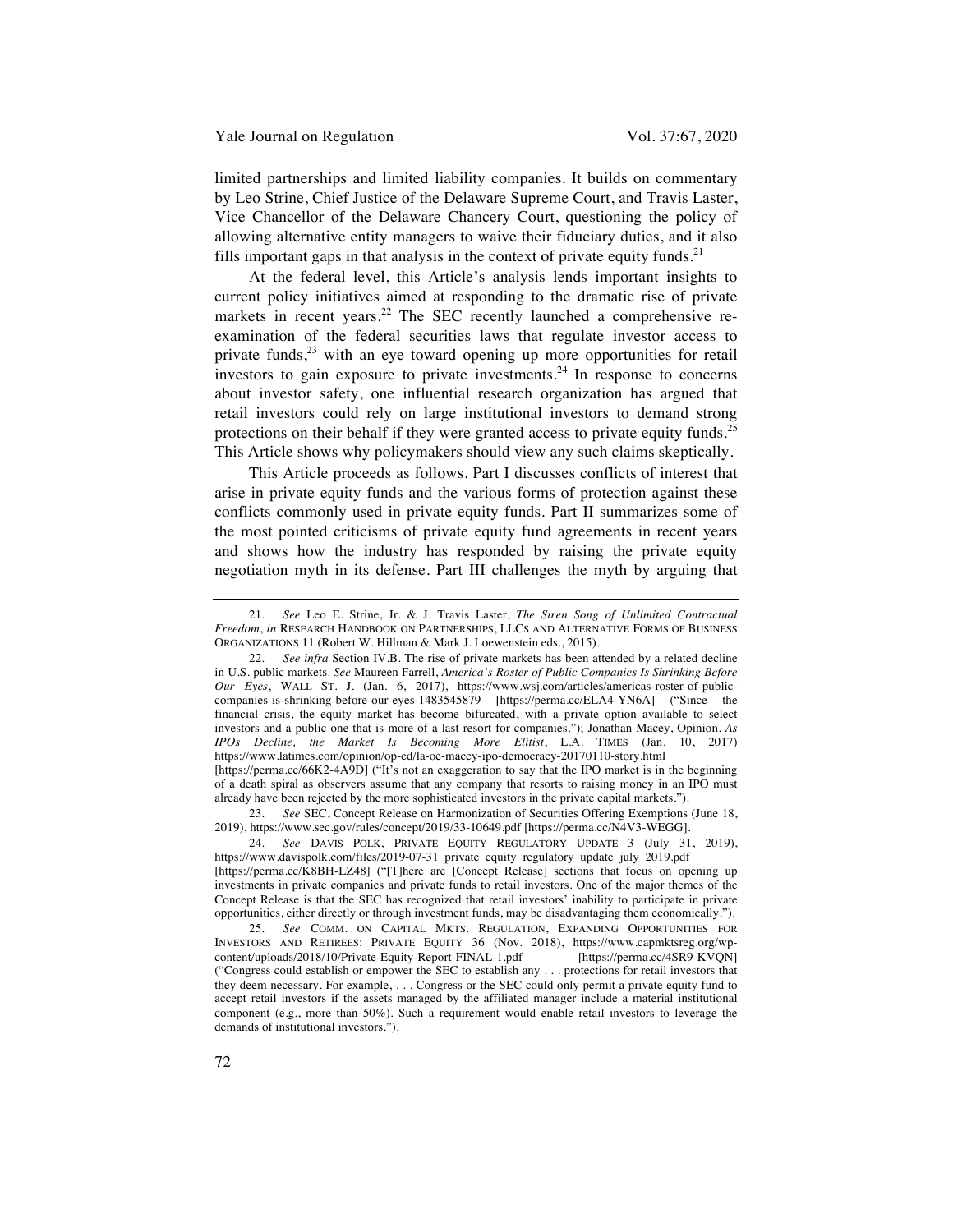limited partnerships and limited liability companies. It builds on commentary by Leo Strine, Chief Justice of the Delaware Supreme Court, and Travis Laster, Vice Chancellor of the Delaware Chancery Court, questioning the policy of allowing alternative entity managers to waive their fiduciary duties, and it also fills important gaps in that analysis in the context of private equity funds.[21]

At the federal level, this Article's analysis lends important insights to current policy initiatives aimed at responding to the dramatic rise of private markets in recent years.[22] The SEC recently launched a comprehensive re-examination of the federal securities laws that regulate investor access to private funds,[23] with an eye toward opening up more opportunities for retail investors to gain exposure to private investments.[24] In response to concerns about investor safety, one influential research organization has argued that retail investors could rely on large institutional investors to demand strong protections on their behalf if they were granted access to private equity funds.[25] This Article shows why policymakers should view any such claims skeptically.

This Article proceeds as follows. Part I discusses conflicts of interest that arise in private equity funds and the various forms of protection against these conflicts commonly used in private equity funds. Part II summarizes some of the most pointed criticisms of private equity fund agreements in recent years and shows how the industry has responded by raising the private equity negotiation myth in its defense. Part III challenges the myth by arguing that

---

21. *See* Leo E. Strine, Jr. & J. Travis Laster, *The Siren Song of Unlimited Contractual Freedom*, *in* RESEARCH HANDBOOK ON PARTNERSHIPS, LLCS AND ALTERNATIVE FORMS OF BUSINESS ORGANIZATIONS 11 (Robert W. Hillman & Mark J. Loewenstein eds., 2015).

22. *See infra* Section IV.B. The rise of private markets has been attended by a related decline in U.S. public markets. *See* Maureen Farrell, *America's Roster of Public Companies Is Shrinking Before Our Eyes*, WALL ST. J. (Jan. 6, 2017), https://www.wsj.com/articles/americas-roster-of-public-companies-is-shrinking-before-our-eyes-1483545879 [https://perma.cc/ELA4-YN6A] ("Since the financial crisis, the equity market has become bifurcated, with a private option available to select investors and a public one that is more of a last resort for companies."); Jonathan Macey, Opinion, *As IPOs Decline, the Market Is Becoming More Elitist*, L.A. TIMES (Jan. 10, 2017) https://www.latimes.com/opinion/op-ed/la-oe-macey-ipo-democracy-20170110-story.html [https://perma.cc/66K2-4A9D] ("It's not an exaggeration to say that the IPO market is in the beginning of a death spiral as observers assume that any company that resorts to raising money in an IPO must already have been rejected by the more sophisticated investors in the private capital markets.").

23. *See* SEC, Concept Release on Harmonization of Securities Offering Exemptions (June 18, 2019), https://www.sec.gov/rules/concept/2019/33-10649.pdf [https://perma.cc/N4V3-WEGG].

24. *See* DAVIS POLK, PRIVATE EQUITY REGULATORY UPDATE 3 (July 31, 2019), https://www.davispolk.com/files/2019-07-31_private_equity_regulatory_update_july_2019.pdf [https://perma.cc/K8BH-LZ48] ("[T]here are [Concept Release] sections that focus on opening up investments in private companies and private funds to retail investors. One of the major themes of the Concept Release is that the SEC has recognized that retail investors' inability to participate in private opportunities, either directly or through investment funds, may be disadvantaging them economically.").

25. *See* COMM. ON CAPITAL MKTS. REGULATION, EXPANDING OPPORTUNITIES FOR INVESTORS AND RETIREES: PRIVATE EQUITY 36 (Nov. 2018), https://www.capmktsreg.org/wp-content/uploads/2018/10/Private-Equity-Report-FINAL-1.pdf [https://perma.cc/4SR9-KVQN] ("Congress could establish or empower the SEC to establish any . . . protections for retail investors that they deem necessary. For example, . . . Congress or the SEC could only permit a private equity fund to accept retail investors if the assets managed by the affiliated manager include a material institutional component (e.g., more than 50%). Such a requirement would enable retail investors to leverage the demands of institutional investors.").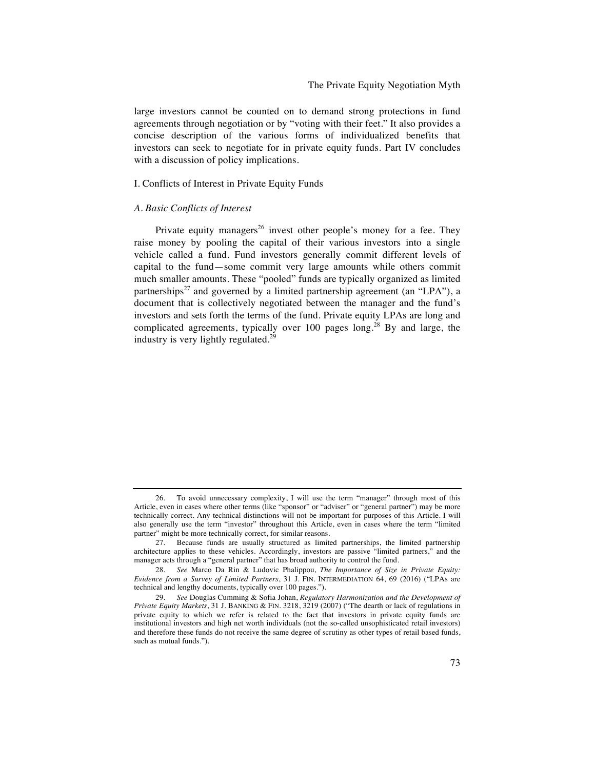large investors cannot be counted on to demand strong protections in fund agreements through negotiation or by "voting with their feet." It also provides a concise description of the various forms of individualized benefits that investors can seek to negotiate for in private equity funds. Part IV concludes with a discussion of policy implications.

## I. Conflicts of Interest in Private Equity Funds

### *A. Basic Conflicts of Interest*

Private equity managers[26] invest other people's money for a fee. They raise money by pooling the capital of their various investors into a single vehicle called a fund. Fund investors generally commit different levels of capital to the fund—some commit very large amounts while others commit much smaller amounts. These "pooled" funds are typically organized as limited partnerships[27] and governed by a limited partnership agreement (an "LPA"), a document that is collectively negotiated between the manager and the fund's investors and sets forth the terms of the fund. Private equity LPAs are long and complicated agreements, typically over 100 pages long.[28] By and large, the industry is very lightly regulated.[29]

---

26. To avoid unnecessary complexity, I will use the term "manager" through most of this Article, even in cases where other terms (like "sponsor" or "adviser" or "general partner") may be more technically correct. Any technical distinctions will not be important for purposes of this Article. I will also generally use the term "investor" throughout this Article, even in cases where the term "limited partner" might be more technically correct, for similar reasons.

27. Because funds are usually structured as limited partnerships, the limited partnership architecture applies to these vehicles. Accordingly, investors are passive "limited partners," and the manager acts through a "general partner" that has broad authority to control the fund.

28. *See* Marco Da Rin & Ludovic Phalippou, *The Importance of Size in Private Equity: Evidence from a Survey of Limited Partners*, 31 J. FIN. INTERMEDIATION 64, 69 (2016) ("LPAs are technical and lengthy documents, typically over 100 pages.").

29. *See* Douglas Cumming & Sofia Johan, *Regulatory Harmonization and the Development of Private Equity Markets*, 31 J. BANKING & FIN. 3218, 3219 (2007) ("The dearth or lack of regulations in private equity to which we refer is related to the fact that investors in private equity funds are institutional investors and high net worth individuals (not the so-called unsophisticated retail investors) and therefore these funds do not receive the same degree of scrutiny as other types of retail based funds, such as mutual funds.").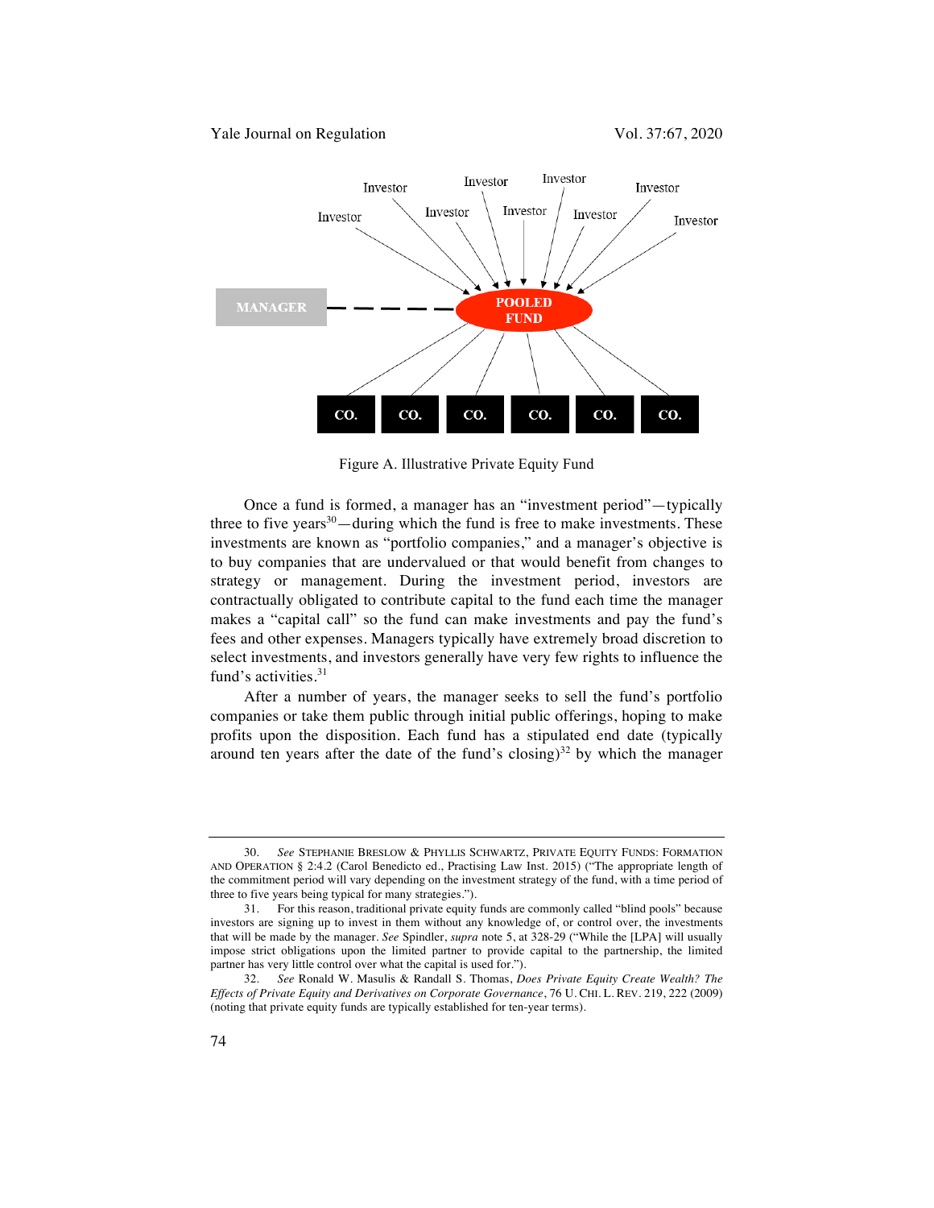Figure A. Illustrative Private Equity Fund

Once a fund is formed, a manager has an "investment period"—typically three to five years[30]—during which the fund is free to make investments. These investments are known as "portfolio companies," and a manager's objective is to buy companies that are undervalued or that would benefit from changes to strategy or management. During the investment period, investors are contractually obligated to contribute capital to the fund each time the manager makes a "capital call" so the fund can make investments and pay the fund's fees and other expenses. Managers typically have extremely broad discretion to select investments, and investors generally have very few rights to influence the fund's activities.[31]

After a number of years, the manager seeks to sell the fund's portfolio companies or take them public through initial public offerings, hoping to make profits upon the disposition. Each fund has a stipulated end date (typically around ten years after the date of the fund's closing)[32] by which the manager

---

30. *See* Stephanie Breslow & Phyllis Schwartz, Private Equity Funds: Formation and Operation § 2:4.2 (Carol Benedicto ed., Practising Law Inst. 2015) ("The appropriate length of the commitment period will vary depending on the investment strategy of the fund, with a time period of three to five years being typical for many strategies.").

31. For this reason, traditional private equity funds are commonly called "blind pools" because investors are signing up to invest in them without any knowledge of, or control over, the investments that will be made by the manager. *See* Spindler, *supra* note 5, at 328-29 ("While the [LPA] will usually impose strict obligations upon the limited partner to provide capital to the partnership, the limited partner has very little control over what the capital is used for.").

32. *See* Ronald W. Masulis & Randall S. Thomas, *Does Private Equity Create Wealth? The Effects of Private Equity and Derivatives on Corporate Governance*, 76 U. Chi. L. Rev. 219, 222 (2009) (noting that private equity funds are typically established for ten-year terms).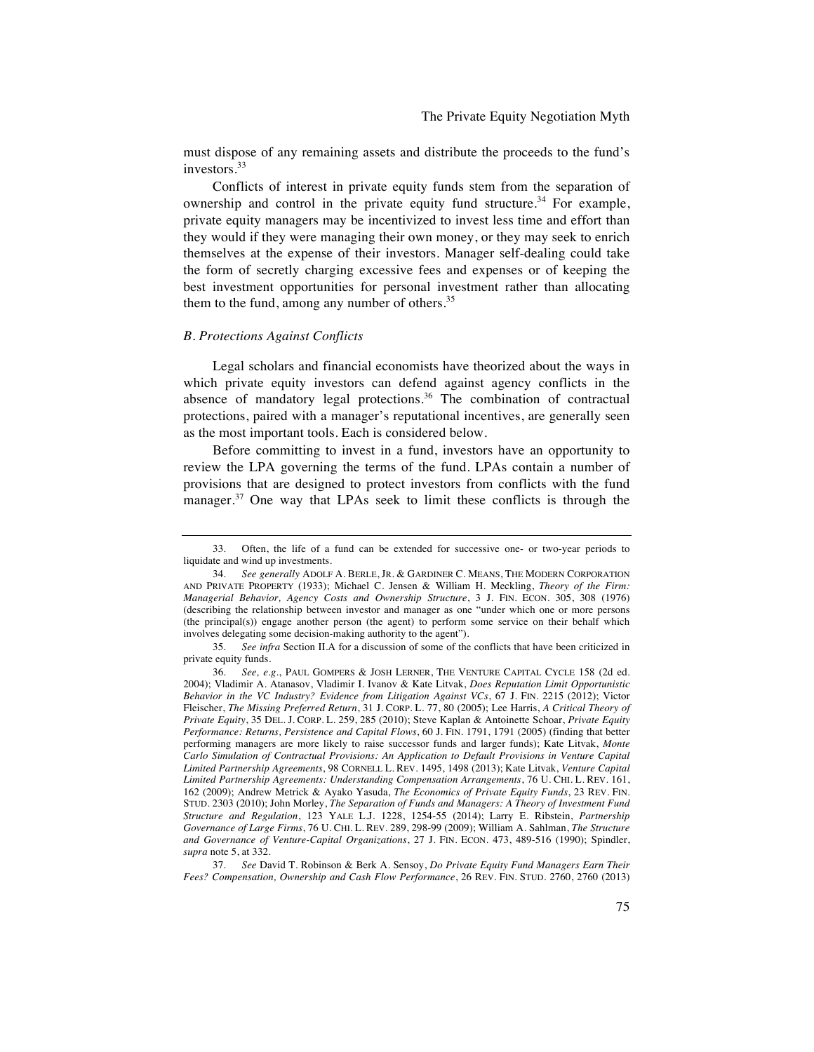must dispose of any remaining assets and distribute the proceeds to the fund's investors.[33]

Conflicts of interest in private equity funds stem from the separation of ownership and control in the private equity fund structure.[34] For example, private equity managers may be incentivized to invest less time and effort than they would if they were managing their own money, or they may seek to enrich themselves at the expense of their investors. Manager self-dealing could take the form of secretly charging excessive fees and expenses or of keeping the best investment opportunities for personal investment rather than allocating them to the fund, among any number of others.[35]

### *B. Protections Against Conflicts*

Legal scholars and financial economists have theorized about the ways in which private equity investors can defend against agency conflicts in the absence of mandatory legal protections.[36] The combination of contractual protections, paired with a manager's reputational incentives, are generally seen as the most important tools. Each is considered below.

Before committing to invest in a fund, investors have an opportunity to review the LPA governing the terms of the fund. LPAs contain a number of provisions that are designed to protect investors from conflicts with the fund manager.[37] One way that LPAs seek to limit these conflicts is through the

---

33. Often, the life of a fund can be extended for successive one- or two-year periods to liquidate and wind up investments.

34. *See generally* ADOLF A. BERLE, JR. & GARDINER C. MEANS, THE MODERN CORPORATION AND PRIVATE PROPERTY (1933); Michael C. Jensen & William H. Meckling, *Theory of the Firm: Managerial Behavior, Agency Costs and Ownership Structure*, 3 J. FIN. ECON. 305, 308 (1976) (describing the relationship between investor and manager as one "under which one or more persons (the principal(s)) engage another person (the agent) to perform some service on their behalf which involves delegating some decision-making authority to the agent").

35. *See infra* Section II.A for a discussion of some of the conflicts that have been criticized in private equity funds.

36. *See, e.g.*, PAUL GOMPERS & JOSH LERNER, THE VENTURE CAPITAL CYCLE 158 (2d ed. 2004); Vladimir A. Atanasov, Vladimir I. Ivanov & Kate Litvak, *Does Reputation Limit Opportunistic Behavior in the VC Industry? Evidence from Litigation Against VCs*, 67 J. FIN. 2215 (2012); Victor Fleischer, *The Missing Preferred Return*, 31 J. CORP. L. 77, 80 (2005); Lee Harris, *A Critical Theory of Private Equity*, 35 DEL. J. CORP. L. 259, 285 (2010); Steve Kaplan & Antoinette Schoar, *Private Equity Performance: Returns, Persistence and Capital Flows*, 60 J. FIN. 1791, 1791 (2005) (finding that better performing managers are more likely to raise successor funds and larger funds); Kate Litvak, *Monte Carlo Simulation of Contractual Provisions: An Application to Default Provisions in Venture Capital Limited Partnership Agreements*, 98 CORNELL L. REV. 1495, 1498 (2013); Kate Litvak, *Venture Capital Limited Partnership Agreements: Understanding Compensation Arrangements*, 76 U. CHI. L. REV. 161, 162 (2009); Andrew Metrick & Ayako Yasuda, *The Economics of Private Equity Funds*, 23 REV. FIN. STUD. 2303 (2010); John Morley, *The Separation of Funds and Managers: A Theory of Investment Fund Structure and Regulation*, 123 YALE L.J. 1228, 1254-55 (2014); Larry E. Ribstein, *Partnership Governance of Large Firms*, 76 U. CHI. L. REV. 289, 298-99 (2009); William A. Sahlman, *The Structure and Governance of Venture-Capital Organizations*, 27 J. FIN. ECON. 473, 489-516 (1990); Spindler, *supra* note 5, at 332.

37. *See* David T. Robinson & Berk A. Sensoy, *Do Private Equity Fund Managers Earn Their Fees? Compensation, Ownership and Cash Flow Performance*, 26 REV. FIN. STUD. 2760, 2760 (2013)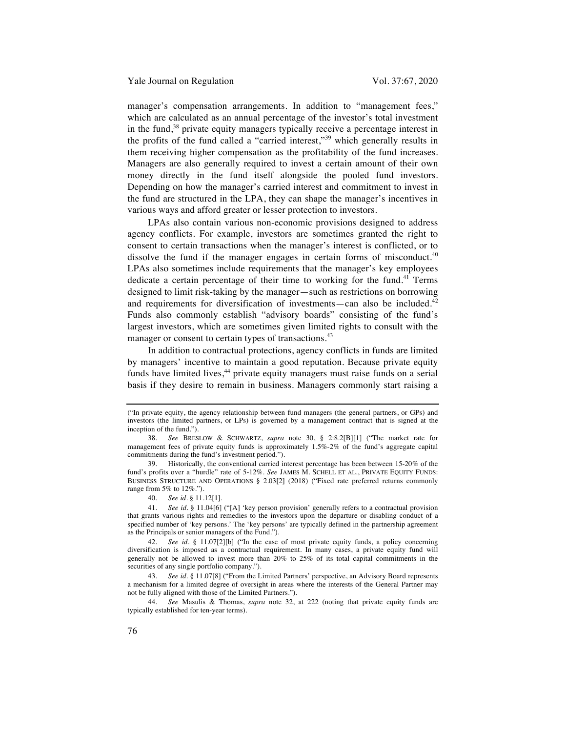manager's compensation arrangements. In addition to "management fees," which are calculated as an annual percentage of the investor's total investment in the fund,[38] private equity managers typically receive a percentage interest in the profits of the fund called a "carried interest,"[39] which generally results in them receiving higher compensation as the profitability of the fund increases. Managers are also generally required to invest a certain amount of their own money directly in the fund itself alongside the pooled fund investors. Depending on how the manager's carried interest and commitment to invest in the fund are structured in the LPA, they can shape the manager's incentives in various ways and afford greater or lesser protection to investors.

LPAs also contain various non-economic provisions designed to address agency conflicts. For example, investors are sometimes granted the right to consent to certain transactions when the manager's interest is conflicted, or to dissolve the fund if the manager engages in certain forms of misconduct.[40] LPAs also sometimes include requirements that the manager's key employees dedicate a certain percentage of their time to working for the fund.[41] Terms designed to limit risk-taking by the manager—such as restrictions on borrowing and requirements for diversification of investments—can also be included.[42] Funds also commonly establish "advisory boards" consisting of the fund's largest investors, which are sometimes given limited rights to consult with the manager or consent to certain types of transactions.[43]

In addition to contractual protections, agency conflicts in funds are limited by managers' incentive to maintain a good reputation. Because private equity funds have limited lives,[44] private equity managers must raise funds on a serial basis if they desire to remain in business. Managers commonly start raising a

---

("In private equity, the agency relationship between fund managers (the general partners, or GPs) and investors (the limited partners, or LPs) is governed by a management contract that is signed at the inception of the fund.").

38. *See* BRESLOW & SCHWARTZ, *supra* note 30, § 2:8.2[B][1] ("The market rate for management fees of private equity funds is approximately 1.5%-2% of the fund's aggregate capital commitments during the fund's investment period.").

39. Historically, the conventional carried interest percentage has been between 15-20% of the fund's profits over a "hurdle" rate of 5-12%. *See* JAMES M. SCHELL ET AL., PRIVATE EQUITY FUNDS: BUSINESS STRUCTURE AND OPERATIONS § 2.03[2] (2018) ("Fixed rate preferred returns commonly range from 5% to 12%.").

40. *See id*. § 11.12[1].

41. *See id*. § 11.04[6] ("[A] 'key person provision' generally refers to a contractual provision that grants various rights and remedies to the investors upon the departure or disabling conduct of a specified number of 'key persons.' The 'key persons' are typically defined in the partnership agreement as the Principals or senior managers of the Fund.").

42. *See id*. § 11.07[2][b] ("In the case of most private equity funds, a policy concerning diversification is imposed as a contractual requirement. In many cases, a private equity fund will generally not be allowed to invest more than 20% to 25% of its total capital commitments in the securities of any single portfolio company.").

43. *See id*. § 11.07[8] ("From the Limited Partners' perspective, an Advisory Board represents a mechanism for a limited degree of oversight in areas where the interests of the General Partner may not be fully aligned with those of the Limited Partners.").

44. *See* Masulis & Thomas, *supra* note 32, at 222 (noting that private equity funds are typically established for ten-year terms).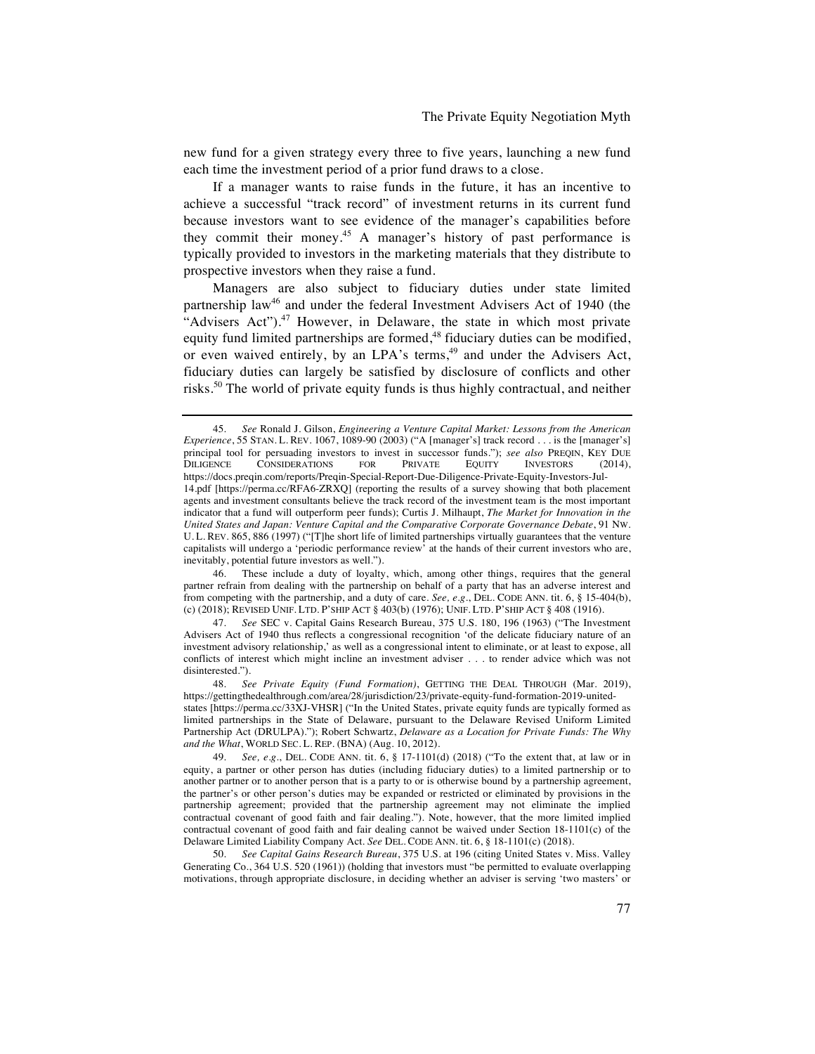new fund for a given strategy every three to five years, launching a new fund each time the investment period of a prior fund draws to a close.

If a manager wants to raise funds in the future, it has an incentive to achieve a successful "track record" of investment returns in its current fund because investors want to see evidence of the manager's capabilities before they commit their money.[45] A manager's history of past performance is typically provided to investors in the marketing materials that they distribute to prospective investors when they raise a fund.

Managers are also subject to fiduciary duties under state limited partnership law[46] and under the federal Investment Advisers Act of 1940 (the "Advisers Act").[47] However, in Delaware, the state in which most private equity fund limited partnerships are formed,[48] fiduciary duties can be modified, or even waived entirely, by an LPA's terms,[49] and under the Advisers Act, fiduciary duties can largely be satisfied by disclosure of conflicts and other risks.[50] The world of private equity funds is thus highly contractual, and neither

---

45. *See* Ronald J. Gilson, *Engineering a Venture Capital Market: Lessons from the American Experience*, 55 STAN. L. REV. 1067, 1089-90 (2003) ("A [manager's] track record . . . is the [manager's] principal tool for persuading investors to invest in successor funds."); *see also* PREQIN, KEY DUE DILIGENCE CONSIDERATIONS FOR PRIVATE EQUITY INVESTORS (2014), https://docs.preqin.com/reports/Preqin-Special-Report-Due-Diligence-Private-Equity-Investors-Jul-14.pdf [https://perma.cc/RFA6-ZRXQ] (reporting the results of a survey showing that both placement agents and investment consultants believe the track record of the investment team is the most important indicator that a fund will outperform peer funds); Curtis J. Milhaupt, *The Market for Innovation in the United States and Japan: Venture Capital and the Comparative Corporate Governance Debate*, 91 NW. U. L. REV. 865, 886 (1997) ("[T]he short life of limited partnerships virtually guarantees that the venture capitalists will undergo a 'periodic performance review' at the hands of their current investors who are, inevitably, potential future investors as well.").

46. These include a duty of loyalty, which, among other things, requires that the general partner refrain from dealing with the partnership on behalf of a party that has an adverse interest and from competing with the partnership, and a duty of care. *See, e.g.*, DEL. CODE ANN. tit. 6, § 15-404(b), (c) (2018); REVISED UNIF. LTD. P'SHIP ACT § 403(b) (1976); UNIF. LTD. P'SHIP ACT § 408 (1916).

47. *See* SEC v. Capital Gains Research Bureau, 375 U.S. 180, 196 (1963) ("The Investment Advisers Act of 1940 thus reflects a congressional recognition 'of the delicate fiduciary nature of an investment advisory relationship,' as well as a congressional intent to eliminate, or at least to expose, all conflicts of interest which might incline an investment adviser . . . to render advice which was not disinterested.").

48. *See Private Equity (Fund Formation)*, GETTING THE DEAL THROUGH (Mar. 2019), https://gettingthedealthrough.com/area/28/jurisdiction/23/private-equity-fund-formation-2019-united-states [https://perma.cc/33XJ-VHSR] ("In the United States, private equity funds are typically formed as limited partnerships in the State of Delaware, pursuant to the Delaware Revised Uniform Limited Partnership Act (DRULPA)."); Robert Schwartz, *Delaware as a Location for Private Funds: The Why and the What*, WORLD SEC. L. REP. (BNA) (Aug. 10, 2012).

49. *See, e.g.*, DEL. CODE ANN. tit. 6, § 17-1101(d) (2018) ("To the extent that, at law or in equity, a partner or other person has duties (including fiduciary duties) to a limited partnership or to another partner or to another person that is a party to or is otherwise bound by a partnership agreement, the partner's or other person's duties may be expanded or restricted or eliminated by provisions in the partnership agreement; provided that the partnership agreement may not eliminate the implied contractual covenant of good faith and fair dealing."). Note, however, that the more limited implied contractual covenant of good faith and fair dealing cannot be waived under Section 18-1101(c) of the Delaware Limited Liability Company Act. *See* DEL. CODE ANN. tit. 6, § 18-1101(c) (2018).

50. *See Capital Gains Research Bureau*, 375 U.S. at 196 (citing United States v. Miss. Valley Generating Co., 364 U.S. 520 (1961)) (holding that investors must "be permitted to evaluate overlapping motivations, through appropriate disclosure, in deciding whether an adviser is serving 'two masters' or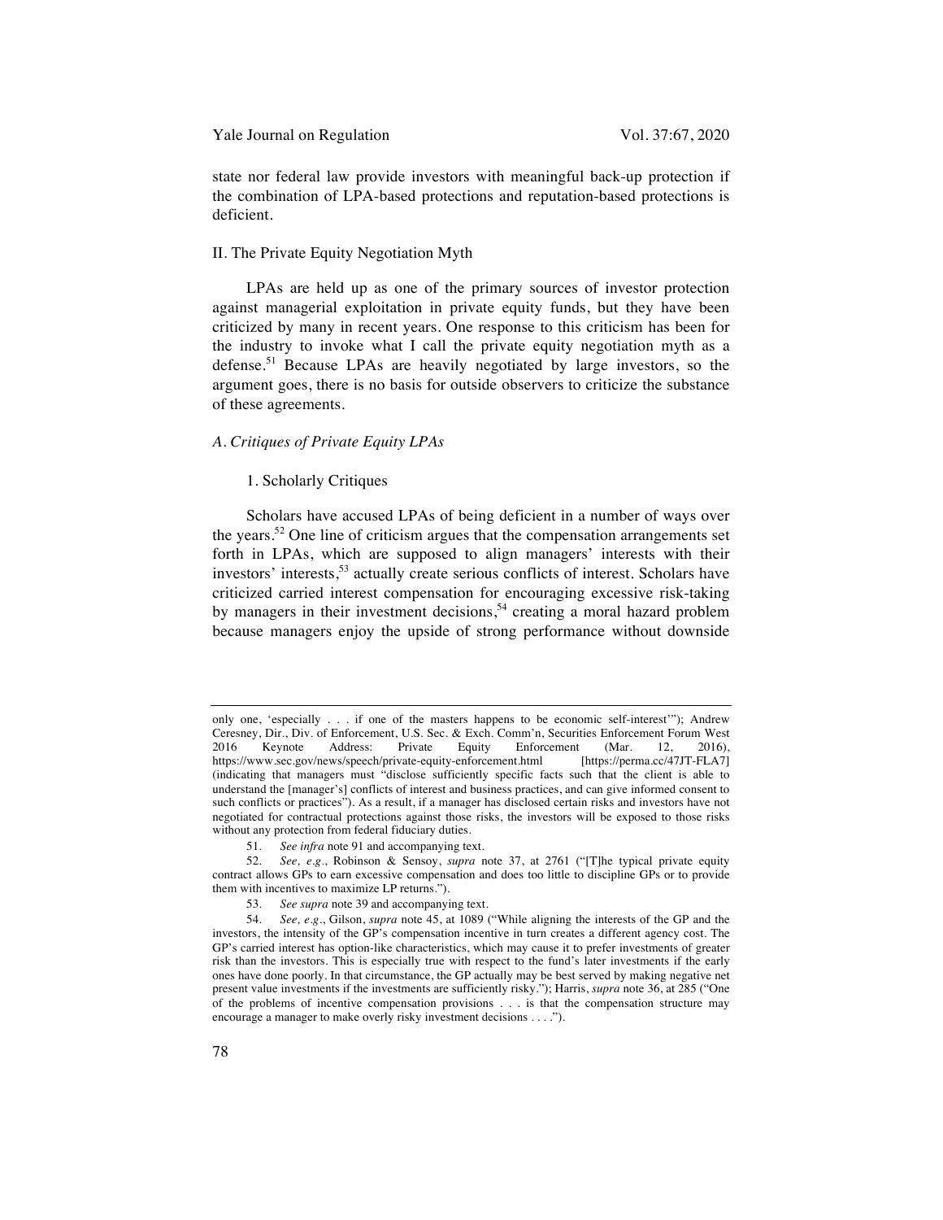state nor federal law provide investors with meaningful back-up protection if the combination of LPA-based protections and reputation-based protections is deficient.

## II. The Private Equity Negotiation Myth

LPAs are held up as one of the primary sources of investor protection against managerial exploitation in private equity funds, but they have been criticized by many in recent years. One response to this criticism has been for the industry to invoke what I call the private equity negotiation myth as a defense.[51] Because LPAs are heavily negotiated by large investors, so the argument goes, there is no basis for outside observers to criticize the substance of these agreements.

### *A. Critiques of Private Equity LPAs*

#### 1. Scholarly Critiques

Scholars have accused LPAs of being deficient in a number of ways over the years.[52] One line of criticism argues that the compensation arrangements set forth in LPAs, which are supposed to align managers' interests with their investors' interests,[53] actually create serious conflicts of interest. Scholars have criticized carried interest compensation for encouraging excessive risk-taking by managers in their investment decisions,[54] creating a moral hazard problem because managers enjoy the upside of strong performance without downside

---

only one, 'especially . . . if one of the masters happens to be economic self-interest'"); Andrew Ceresney, Dir., Div. of Enforcement, U.S. Sec. & Exch. Comm'n, Securities Enforcement Forum West 2016 Keynote Address: Private Equity Enforcement (Mar. 12, 2016), https://www.sec.gov/news/speech/private-equity-enforcement.html [https://perma.cc/47JT-FLA7] (indicating that managers must "disclose sufficiently specific facts such that the client is able to understand the [manager's] conflicts of interest and business practices, and can give informed consent to such conflicts or practices"). As a result, if a manager has disclosed certain risks and investors have not negotiated for contractual protections against those risks, the investors will be exposed to those risks without any protection from federal fiduciary duties.

51. *See infra* note 91 and accompanying text.

52. *See, e.g.*, Robinson & Sensoy, *supra* note 37, at 2761 ("[T]he typical private equity contract allows GPs to earn excessive compensation and does too little to discipline GPs or to provide them with incentives to maximize LP returns.").

53. *See supra* note 39 and accompanying text.

54. *See, e.g.*, Gilson, *supra* note 45, at 1089 ("While aligning the interests of the GP and the investors, the intensity of the GP's compensation incentive in turn creates a different agency cost. The GP's carried interest has option-like characteristics, which may cause it to prefer investments of greater risk than the investors. This is especially true with respect to the fund's later investments if the early ones have done poorly. In that circumstance, the GP actually may be best served by making negative net present value investments if the investments are sufficiently risky."); Harris, *supra* note 36, at 285 ("One of the problems of incentive compensation provisions . . . is that the compensation structure may encourage a manager to make overly risky investment decisions . . . .").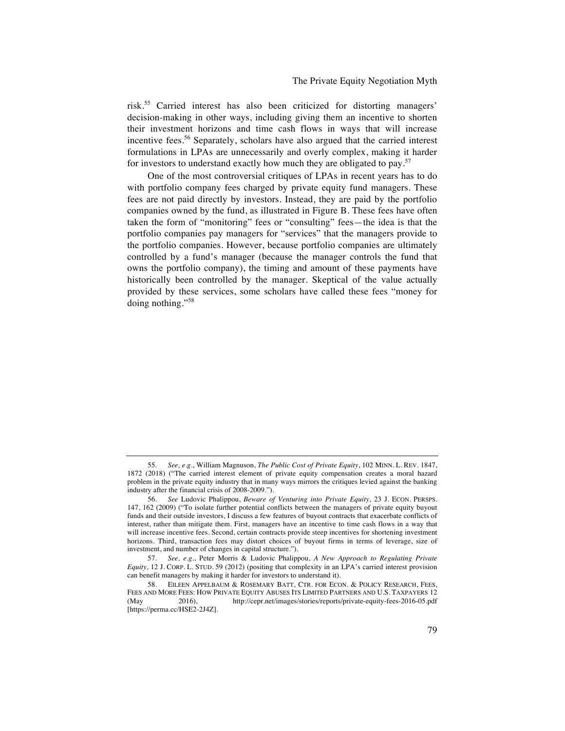risk.[55] Carried interest has also been criticized for distorting managers' decision-making in other ways, including giving them an incentive to shorten their investment horizons and time cash flows in ways that will increase incentive fees.[56] Separately, scholars have also argued that the carried interest formulations in LPAs are unnecessarily and overly complex, making it harder for investors to understand exactly how much they are obligated to pay.[57]

One of the most controversial critiques of LPAs in recent years has to do with portfolio company fees charged by private equity fund managers. These fees are not paid directly by investors. Instead, they are paid by the portfolio companies owned by the fund, as illustrated in Figure B. These fees have often taken the form of "monitoring" fees or "consulting" fees—the idea is that the portfolio companies pay managers for "services" that the managers provide to the portfolio companies. However, because portfolio companies are ultimately controlled by a fund's manager (because the manager controls the fund that owns the portfolio company), the timing and amount of these payments have historically been controlled by the manager. Skeptical of the value actually provided by these services, some scholars have called these fees "money for doing nothing."[58]

---

55. *See, e.g.*, William Magnuson, *The Public Cost of Private Equity*, 102 MINN. L. REV. 1847, 1872 (2018) ("The carried interest element of private equity compensation creates a moral hazard problem in the private equity industry that in many ways mirrors the critiques levied against the banking industry after the financial crisis of 2008-2009.").

56. *See* Ludovic Phalippou, *Beware of Venturing into Private Equity*, 23 J. ECON. PERSPS. 147, 162 (2009) ("To isolate further potential conflicts between the managers of private equity buyout funds and their outside investors, I discuss a few features of buyout contracts that exacerbate conflicts of interest, rather than mitigate them. First, managers have an incentive to time cash flows in a way that will increase incentive fees. Second, certain contracts provide steep incentives for shortening investment horizons. Third, transaction fees may distort choices of buyout firms in terms of leverage, size of investment, and number of changes in capital structure.").

57. *See, e.g.*, Peter Morris & Ludovic Phalippou, *A New Approach to Regulating Private Equity*, 12 J. CORP. L. STUD. 59 (2012) (positing that complexity in an LPA's carried interest provision can benefit managers by making it harder for investors to understand it).

58. EILEEN APPELBAUM & ROSEMARY BATT, CTR. FOR ECON. & POLICY RESEARCH, FEES, FEES AND MORE FEES: HOW PRIVATE EQUITY ABUSES ITS LIMITED PARTNERS AND U.S. TAXPAYERS 12 (May 2016), http://cepr.net/images/stories/reports/private-equity-fees-2016-05.pdf [https://perma.cc/HSE2-2J4Z].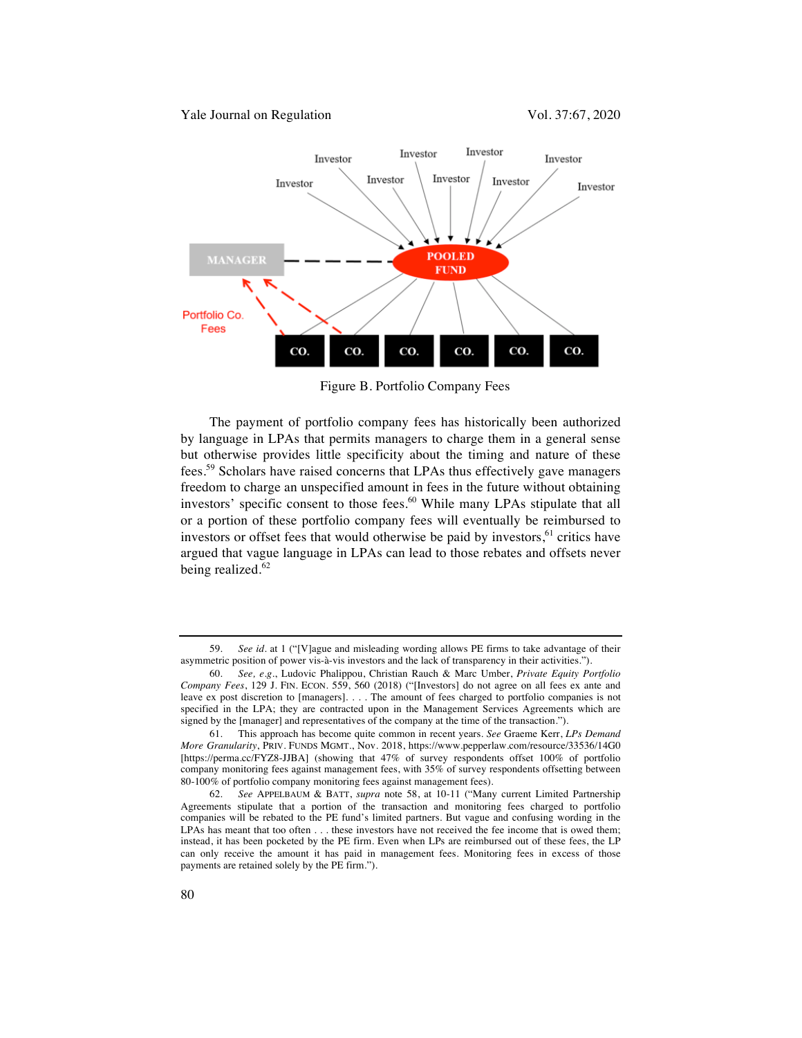Figure B. Portfolio Company Fees

The payment of portfolio company fees has historically been authorized by language in LPAs that permits managers to charge them in a general sense but otherwise provides little specificity about the timing and nature of these fees.[59] Scholars have raised concerns that LPAs thus effectively gave managers freedom to charge an unspecified amount in fees in the future without obtaining investors' specific consent to those fees.[60] While many LPAs stipulate that all or a portion of these portfolio company fees will eventually be reimbursed to investors or offset fees that would otherwise be paid by investors,[61] critics have argued that vague language in LPAs can lead to those rebates and offsets never being realized.[62]

---

59. *See id.* at 1 ("[V]ague and misleading wording allows PE firms to take advantage of their asymmetric position of power vis-à-vis investors and the lack of transparency in their activities.").

60. *See, e.g.*, Ludovic Phalippou, Christian Rauch & Marc Umber, *Private Equity Portfolio Company Fees*, 129 J. FIN. ECON. 559, 560 (2018) ("[Investors] do not agree on all fees ex ante and leave ex post discretion to [managers]. . . . The amount of fees charged to portfolio companies is not specified in the LPA; they are contracted upon in the Management Services Agreements which are signed by the [manager] and representatives of the company at the time of the transaction.").

61. This approach has become quite common in recent years. *See* Graeme Kerr, *LPs Demand More Granularity*, PRIV. FUNDS MGMT., Nov. 2018, https://www.pepperlaw.com/resource/33536/14G0 [https://perma.cc/FYZ8-JJBA] (showing that 47% of survey respondents offset 100% of portfolio company monitoring fees against management fees, with 35% of survey respondents offsetting between 80-100% of portfolio company monitoring fees against management fees).

62. *See* APPELBAUM & BATT, *supra* note 58, at 10-11 ("Many current Limited Partnership Agreements stipulate that a portion of the transaction and monitoring fees charged to portfolio companies will be rebated to the PE fund's limited partners. But vague and confusing wording in the LPAs has meant that too often . . . these investors have not received the fee income that is owed them; instead, it has been pocketed by the PE firm. Even when LPs are reimbursed out of these fees, the LP can only receive the amount it has paid in management fees. Monitoring fees in excess of those payments are retained solely by the PE firm.").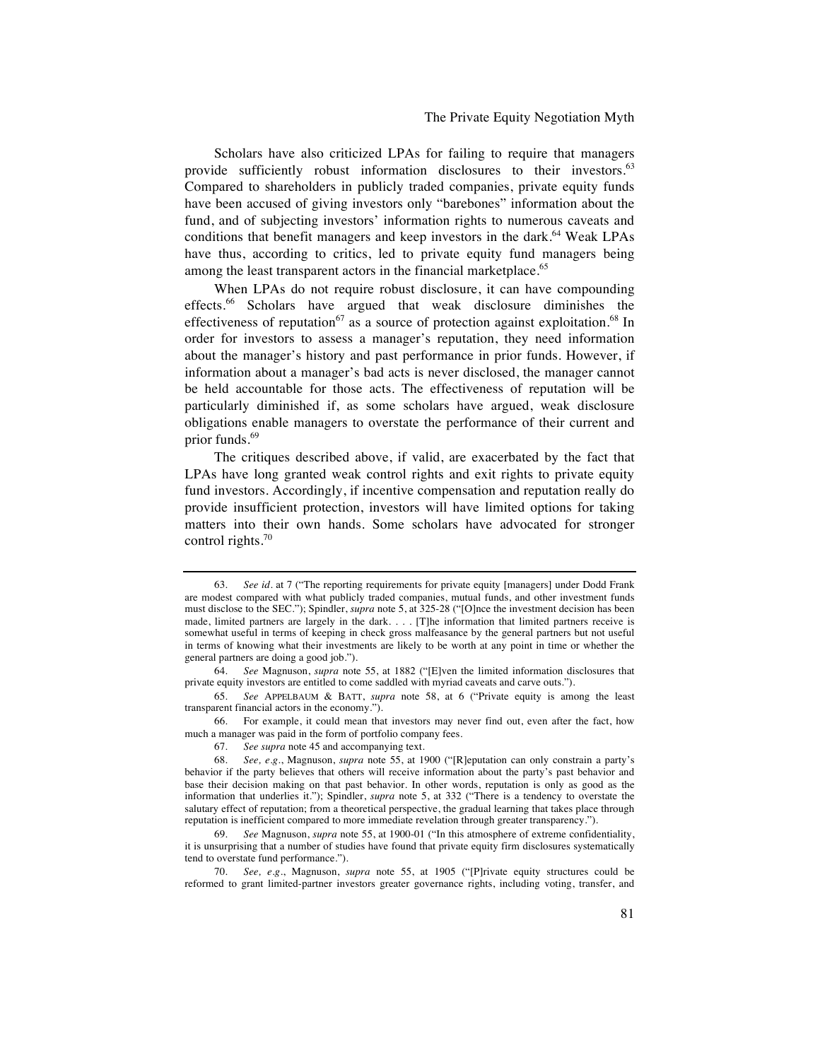Scholars have also criticized LPAs for failing to require that managers provide sufficiently robust information disclosures to their investors.[63] Compared to shareholders in publicly traded companies, private equity funds have been accused of giving investors only "barebones" information about the fund, and of subjecting investors' information rights to numerous caveats and conditions that benefit managers and keep investors in the dark.[64] Weak LPAs have thus, according to critics, led to private equity fund managers being among the least transparent actors in the financial marketplace.[65]

When LPAs do not require robust disclosure, it can have compounding effects.[66] Scholars have argued that weak disclosure diminishes the effectiveness of reputation[67] as a source of protection against exploitation.[68] In order for investors to assess a manager's reputation, they need information about the manager's history and past performance in prior funds. However, if information about a manager's bad acts is never disclosed, the manager cannot be held accountable for those acts. The effectiveness of reputation will be particularly diminished if, as some scholars have argued, weak disclosure obligations enable managers to overstate the performance of their current and prior funds.[69]

The critiques described above, if valid, are exacerbated by the fact that LPAs have long granted weak control rights and exit rights to private equity fund investors. Accordingly, if incentive compensation and reputation really do provide insufficient protection, investors will have limited options for taking matters into their own hands. Some scholars have advocated for stronger control rights.[70]

---

63. *See id.* at 7 ("The reporting requirements for private equity [managers] under Dodd Frank are modest compared with what publicly traded companies, mutual funds, and other investment funds must disclose to the SEC."); Spindler, *supra* note 5, at 325-28 ("[O]nce the investment decision has been made, limited partners are largely in the dark. . . . [T]he information that limited partners receive is somewhat useful in terms of keeping in check gross malfeasance by the general partners but not useful in terms of knowing what their investments are likely to be worth at any point in time or whether the general partners are doing a good job.").

64. *See* Magnuson, *supra* note 55, at 1882 ("[E]ven the limited information disclosures that private equity investors are entitled to come saddled with myriad caveats and carve outs.").

65. *See* APPELBAUM & BATT, *supra* note 58, at 6 ("Private equity is among the least transparent financial actors in the economy.").

66. For example, it could mean that investors may never find out, even after the fact, how much a manager was paid in the form of portfolio company fees.

67. *See supra* note 45 and accompanying text.

68. *See, e.g.*, Magnuson, *supra* note 55, at 1900 ("[R]eputation can only constrain a party's behavior if the party believes that others will receive information about the party's past behavior and base their decision making on that past behavior. In other words, reputation is only as good as the information that underlies it."); Spindler, *supra* note 5, at 332 ("There is a tendency to overstate the salutary effect of reputation; from a theoretical perspective, the gradual learning that takes place through reputation is inefficient compared to more immediate revelation through greater transparency.").

69. *See* Magnuson, *supra* note 55, at 1900-01 ("In this atmosphere of extreme confidentiality, it is unsurprising that a number of studies have found that private equity firm disclosures systematically tend to overstate fund performance.").

70. *See, e.g.*, Magnuson, *supra* note 55, at 1905 ("[P]rivate equity structures could be reformed to grant limited-partner investors greater governance rights, including voting, transfer, and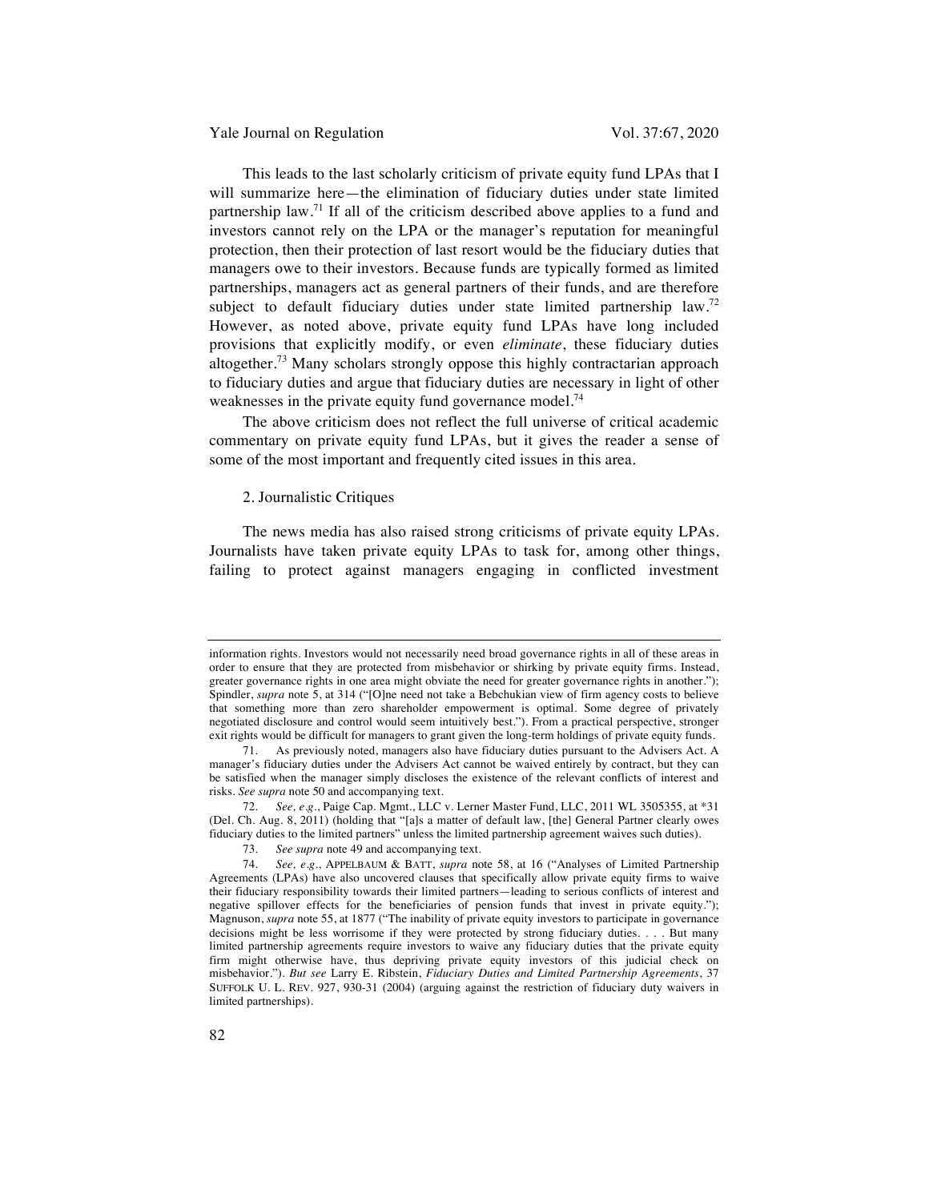This leads to the last scholarly criticism of private equity fund LPAs that I will summarize here—the elimination of fiduciary duties under state limited partnership law.[71] If all of the criticism described above applies to a fund and investors cannot rely on the LPA or the manager's reputation for meaningful protection, then their protection of last resort would be the fiduciary duties that managers owe to their investors. Because funds are typically formed as limited partnerships, managers act as general partners of their funds, and are therefore subject to default fiduciary duties under state limited partnership law.[72] However, as noted above, private equity fund LPAs have long included provisions that explicitly modify, or even *eliminate*, these fiduciary duties altogether.[73] Many scholars strongly oppose this highly contractarian approach to fiduciary duties and argue that fiduciary duties are necessary in light of other weaknesses in the private equity fund governance model.[74]

The above criticism does not reflect the full universe of critical academic commentary on private equity fund LPAs, but it gives the reader a sense of some of the most important and frequently cited issues in this area.

### 2. Journalistic Critiques

The news media has also raised strong criticisms of private equity LPAs. Journalists have taken private equity LPAs to task for, among other things, failing to protect against managers engaging in conflicted investment

---

information rights. Investors would not necessarily need broad governance rights in all of these areas in order to ensure that they are protected from misbehavior or shirking by private equity firms. Instead, greater governance rights in one area might obviate the need for greater governance rights in another."); Spindler, *supra* note 5, at 314 ("[O]ne need not take a Bebchukian view of firm agency costs to believe that something more than zero shareholder empowerment is optimal. Some degree of privately negotiated disclosure and control would seem intuitively best."). From a practical perspective, stronger exit rights would be difficult for managers to grant given the long-term holdings of private equity funds.

71. As previously noted, managers also have fiduciary duties pursuant to the Advisers Act. A manager's fiduciary duties under the Advisers Act cannot be waived entirely by contract, but they can be satisfied when the manager simply discloses the existence of the relevant conflicts of interest and risks. *See supra* note 50 and accompanying text.

72. *See, e.g.*, Paige Cap. Mgmt., LLC v. Lerner Master Fund, LLC, 2011 WL 3505355, at *31 (Del. Ch. Aug. 8, 2011) (holding that "[a]s a matter of default law, [the] General Partner clearly owes fiduciary duties to the limited partners" unless the limited partnership agreement waives such duties).

73. *See supra* note 49 and accompanying text.

74. *See, e.g.*, APPELBAUM & BATT, *supra* note 58, at 16 ("Analyses of Limited Partnership Agreements (LPAs) have also uncovered clauses that specifically allow private equity firms to waive their fiduciary responsibility towards their limited partners—leading to serious conflicts of interest and negative spillover effects for the beneficiaries of pension funds that invest in private equity."); Magnuson, *supra* note 55, at 1877 ("The inability of private equity investors to participate in governance decisions might be less worrisome if they were protected by strong fiduciary duties. . . . But many limited partnership agreements require investors to waive any fiduciary duties that the private equity firm might otherwise have, thus depriving private equity investors of this judicial check on misbehavior."). *But see* Larry E. Ribstein, *Fiduciary Duties and Limited Partnership Agreements*, 37 SUFFOLK U. L. REV. 927, 930-31 (2004) (arguing against the restriction of fiduciary duty waivers in limited partnerships).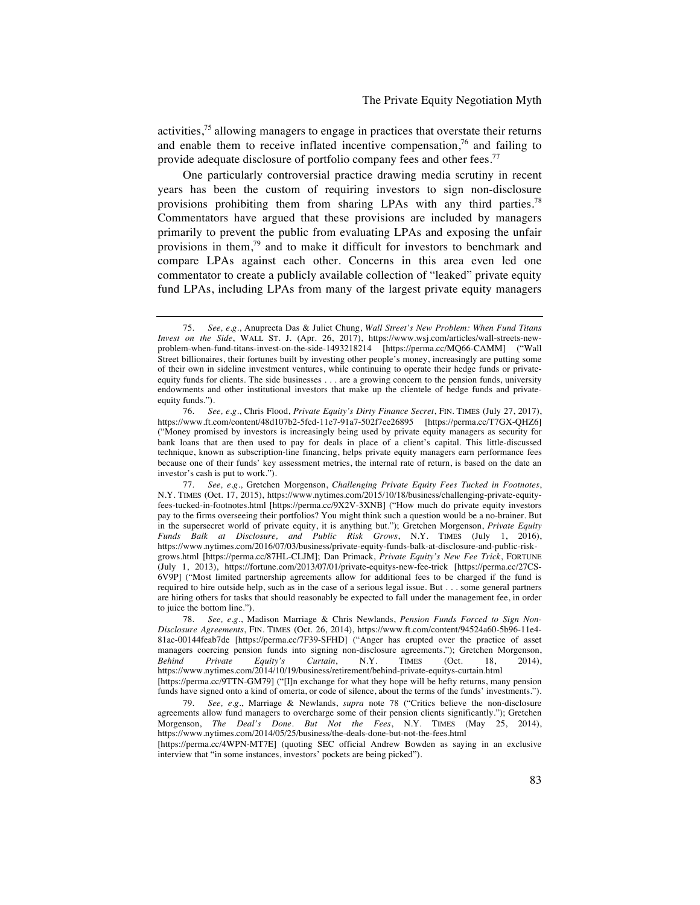activities,[75] allowing managers to engage in practices that overstate their returns and enable them to receive inflated incentive compensation,[76] and failing to provide adequate disclosure of portfolio company fees and other fees.[77]

One particularly controversial practice drawing media scrutiny in recent years has been the custom of requiring investors to sign non-disclosure provisions prohibiting them from sharing LPAs with any third parties.[78] Commentators have argued that these provisions are included by managers primarily to prevent the public from evaluating LPAs and exposing the unfair provisions in them,[79] and to make it difficult for investors to benchmark and compare LPAs against each other. Concerns in this area even led one commentator to create a publicly available collection of "leaked" private equity fund LPAs, including LPAs from many of the largest private equity managers

---

75. *See, e.g.*, Anupreeta Das & Juliet Chung, *Wall Street's New Problem: When Fund Titans Invest on the Side*, WALL ST. J. (Apr. 26, 2017), https://www.wsj.com/articles/wall-streets-new-problem-when-fund-titans-invest-on-the-side-1493218214 [https://perma.cc/MQ66-CAMM] ("Wall Street billionaires, their fortunes built by investing other people's money, increasingly are putting some of their own in sideline investment ventures, while continuing to operate their hedge funds or private-equity funds for clients. The side businesses . . . are a growing concern to the pension funds, university endowments and other institutional investors that make up the clientele of hedge funds and private-equity funds.").

76. *See, e.g.*, Chris Flood, *Private Equity's Dirty Finance Secret*, FIN. TIMES (July 27, 2017), https://www.ft.com/content/48d107b2-5fed-11e7-91a7-502f7ee26895 [https://perma.cc/T7GX-QHZ6] ("Money promised by investors is increasingly being used by private equity managers as security for bank loans that are then used to pay for deals in place of a client's capital. This little-discussed technique, known as subscription-line financing, helps private equity managers earn performance fees because one of their funds' key assessment metrics, the internal rate of return, is based on the date an investor's cash is put to work.").

77. *See, e.g.*, Gretchen Morgenson, *Challenging Private Equity Fees Tucked in Footnotes*, N.Y. TIMES (Oct. 17, 2015), https://www.nytimes.com/2015/10/18/business/challenging-private-equity-fees-tucked-in-footnotes.html [https://perma.cc/9X2V-3XNB] ("How much do private equity investors pay to the firms overseeing their portfolios? You might think such a question would be a no-brainer. But in the supersecret world of private equity, it is anything but."); Gretchen Morgenson, *Private Equity Funds Balk at Disclosure, and Public Risk Grows*, N.Y. TIMES (July 1, 2016), https://www.nytimes.com/2016/07/03/business/private-equity-funds-balk-at-disclosure-and-public-risk-grows.html [https://perma.cc/87HL-CLJM]; Dan Primack, *Private Equity's New Fee Trick*, FORTUNE (July 1, 2013), https://fortune.com/2013/07/01/private-equitys-new-fee-trick [https://perma.cc/27CS-6V9P] ("Most limited partnership agreements allow for additional fees to be charged if the fund is required to hire outside help, such as in the case of a serious legal issue. But . . . some general partners are hiring others for tasks that should reasonably be expected to fall under the management fee, in order to juice the bottom line.").

78. *See, e.g.*, Madison Marriage & Chris Newlands, *Pension Funds Forced to Sign Non-Disclosure Agreements*, FIN. TIMES (Oct. 26, 2014), https://www.ft.com/content/94524a60-5b96-11e4-81ac-00144feab7de [https://perma.cc/7F39-SFHD] ("Anger has erupted over the practice of asset managers coercing pension funds into signing non-disclosure agreements."); Gretchen Morgenson, *Behind Private Equity's Curtain*, N.Y. TIMES (Oct. 18, 2014), https://www.nytimes.com/2014/10/19/business/retirement/behind-private-equitys-curtain.html [https://perma.cc/9TTN-GM79] ("[I]n exchange for what they hope will be hefty returns, many pension funds have signed onto a kind of omerta, or code of silence, about the terms of the funds' investments.").

79. *See, e.g.*, Marriage & Newlands, *supra* note 78 ("Critics believe the non-disclosure agreements allow fund managers to overcharge some of their pension clients significantly."); Gretchen Morgenson, *The Deal's Done. But Not the Fees*, N.Y. TIMES (May 25, 2014), https://www.nytimes.com/2014/05/25/business/the-deals-done-but-not-the-fees.html [https://perma.cc/4WPN-MT7E] (quoting SEC official Andrew Bowden as saying in an exclusive interview that "in some instances, investors' pockets are being picked").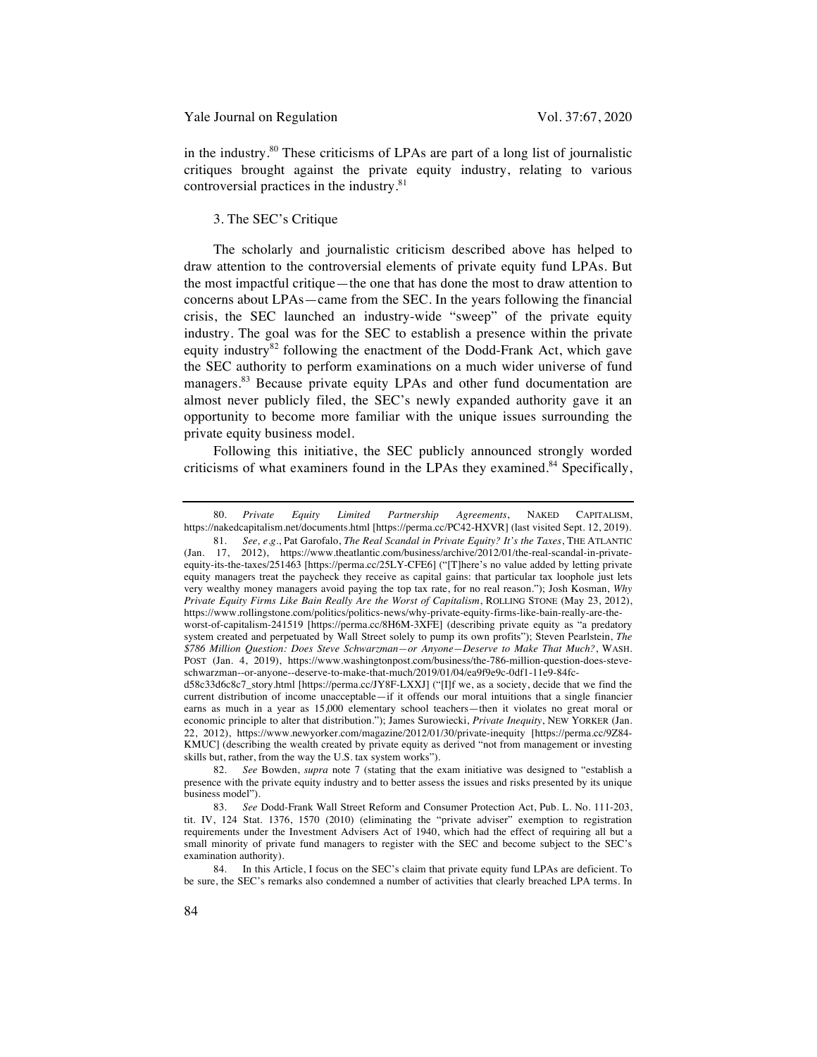in the industry.[80] These criticisms of LPAs are part of a long list of journalistic critiques brought against the private equity industry, relating to various controversial practices in the industry.[81]

### 3. The SEC's Critique

The scholarly and journalistic criticism described above has helped to draw attention to the controversial elements of private equity fund LPAs. But the most impactful critique—the one that has done the most to draw attention to concerns about LPAs—came from the SEC. In the years following the financial crisis, the SEC launched an industry-wide "sweep" of the private equity industry. The goal was for the SEC to establish a presence within the private equity industry[82] following the enactment of the Dodd-Frank Act, which gave the SEC authority to perform examinations on a much wider universe of fund managers.[83] Because private equity LPAs and other fund documentation are almost never publicly filed, the SEC's newly expanded authority gave it an opportunity to become more familiar with the unique issues surrounding the private equity business model.

Following this initiative, the SEC publicly announced strongly worded criticisms of what examiners found in the LPAs they examined.[84] Specifically,

---

80. *Private Equity Limited Partnership Agreements*, NAKED CAPITALISM, https://nakedcapitalism.net/documents.html [https://perma.cc/PC42-HXVR] (last visited Sept. 12, 2019).

81. *See, e.g.*, Pat Garofalo, *The Real Scandal in Private Equity? It's the Taxes*, THE ATLANTIC (Jan. 17, 2012), https://www.theatlantic.com/business/archive/2012/01/the-real-scandal-in-private-equity-its-the-taxes/251463 [https://perma.cc/25LY-CFE6] ("[T]here's no value added by letting private equity managers treat the paycheck they receive as capital gains: that particular tax loophole just lets very wealthy money managers avoid paying the top tax rate, for no real reason."); Josh Kosman, *Why Private Equity Firms Like Bain Really Are the Worst of Capitalism*, ROLLING STONE (May 23, 2012), https://www.rollingstone.com/politics/politics-news/why-private-equity-firms-like-bain-really-are-the-worst-of-capitalism-241519 [https://perma.cc/8H6M-3XFE] (describing private equity as "a predatory system created and perpetuated by Wall Street solely to pump its own profits"); Steven Pearlstein, *The $786 Million Question: Does Steve Schwarzman—or Anyone—Deserve to Make That Much?*, WASH. POST (Jan. 4, 2019), https://www.washingtonpost.com/business/the-786-million-question-does-steve-schwarzman--or-anyone--deserve-to-make-that-much/2019/01/04/ea9f9e9c-0df1-11e9-84fc-d58c33d6c8c7_story.html [https://perma.cc/JY8F-LXXJ] ("[I]f we, as a society, decide that we find the current distribution of income unacceptable—if it offends our moral intuitions that a single financier earns as much in a year as 15,000 elementary school teachers—then it violates no great moral or economic principle to alter that distribution."); James Surowiecki, *Private Inequity*, NEW YORKER (Jan. 22, 2012), https://www.newyorker.com/magazine/2012/01/30/private-inequity [https://perma.cc/9Z84-KMUC] (describing the wealth created by private equity as derived "not from management or investing skills but, rather, from the way the U.S. tax system works").

82. *See* Bowden, *supra* note 7 (stating that the exam initiative was designed to "establish a presence with the private equity industry and to better assess the issues and risks presented by its unique business model").

83. *See* Dodd-Frank Wall Street Reform and Consumer Protection Act, Pub. L. No. 111-203, tit. IV, 124 Stat. 1376, 1570 (2010) (eliminating the "private adviser" exemption to registration requirements under the Investment Advisers Act of 1940, which had the effect of requiring all but a small minority of private fund managers to register with the SEC and become subject to the SEC's examination authority).

84. In this Article, I focus on the SEC's claim that private equity fund LPAs are deficient. To be sure, the SEC's remarks also condemned a number of activities that clearly breached LPA terms. In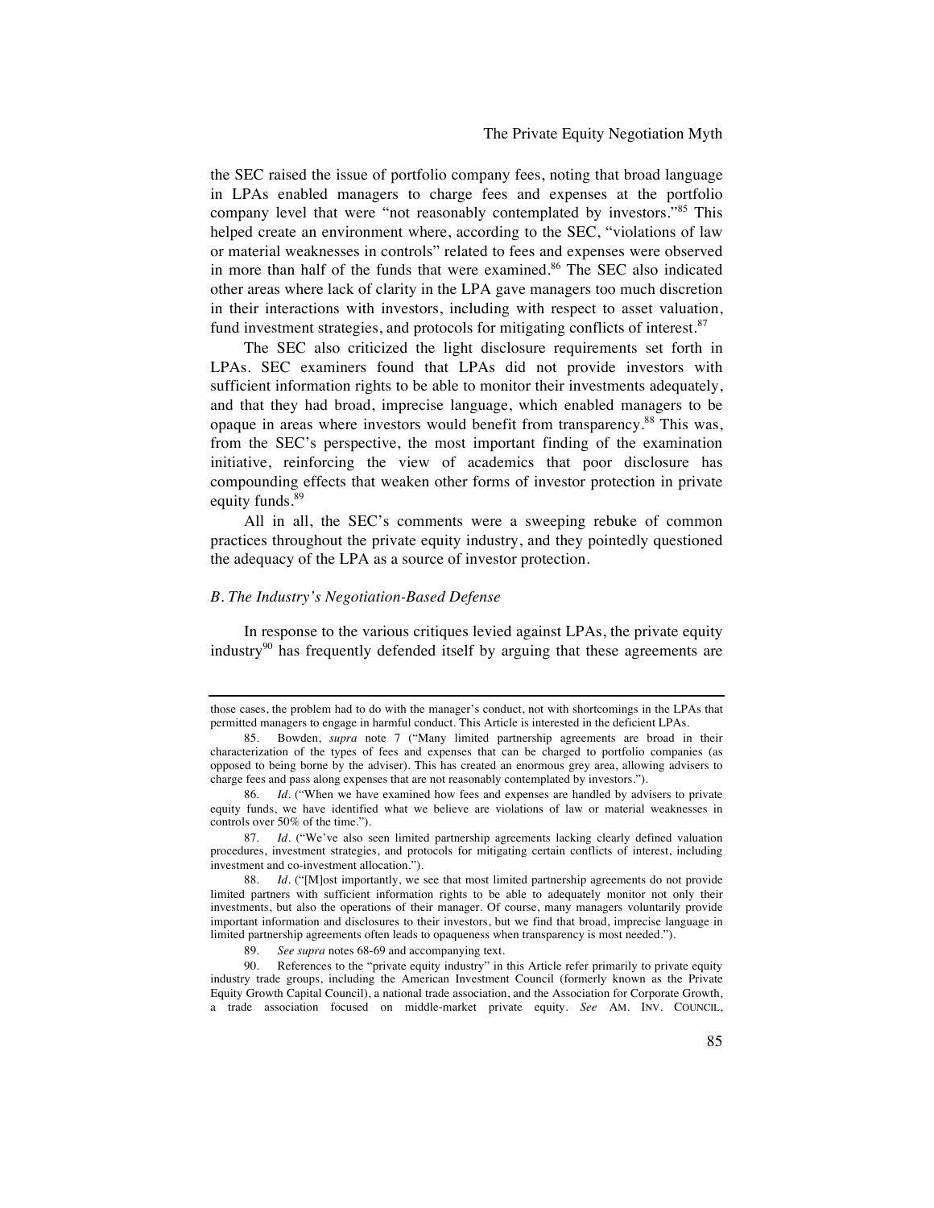the SEC raised the issue of portfolio company fees, noting that broad language in LPAs enabled managers to charge fees and expenses at the portfolio company level that were "not reasonably contemplated by investors."[85] This helped create an environment where, according to the SEC, "violations of law or material weaknesses in controls" related to fees and expenses were observed in more than half of the funds that were examined.[86] The SEC also indicated other areas where lack of clarity in the LPA gave managers too much discretion in their interactions with investors, including with respect to asset valuation, fund investment strategies, and protocols for mitigating conflicts of interest.[87]

The SEC also criticized the light disclosure requirements set forth in LPAs. SEC examiners found that LPAs did not provide investors with sufficient information rights to be able to monitor their investments adequately, and that they had broad, imprecise language, which enabled managers to be opaque in areas where investors would benefit from transparency.[88] This was, from the SEC's perspective, the most important finding of the examination initiative, reinforcing the view of academics that poor disclosure has compounding effects that weaken other forms of investor protection in private equity funds.[89]

All in all, the SEC's comments were a sweeping rebuke of common practices throughout the private equity industry, and they pointedly questioned the adequacy of the LPA as a source of investor protection.

### *B. The Industry's Negotiation-Based Defense*

In response to the various critiques levied against LPAs, the private equity industry[90] has frequently defended itself by arguing that these agreements are

---

those cases, the problem had to do with the manager's conduct, not with shortcomings in the LPAs that permitted managers to engage in harmful conduct. This Article is interested in the deficient LPAs.

85. Bowden, *supra* note 7 ("Many limited partnership agreements are broad in their characterization of the types of fees and expenses that can be charged to portfolio companies (as opposed to being borne by the adviser). This has created an enormous grey area, allowing advisers to charge fees and pass along expenses that are not reasonably contemplated by investors.").

86. *Id.* ("When we have examined how fees and expenses are handled by advisers to private equity funds, we have identified what we believe are violations of law or material weaknesses in controls over 50% of the time.").

87. *Id.* ("We've also seen limited partnership agreements lacking clearly defined valuation procedures, investment strategies, and protocols for mitigating certain conflicts of interest, including investment and co-investment allocation.").

88. *Id.* ("[M]ost importantly, we see that most limited partnership agreements do not provide limited partners with sufficient information rights to be able to adequately monitor not only their investments, but also the operations of their manager. Of course, many managers voluntarily provide important information and disclosures to their investors, but we find that broad, imprecise language in limited partnership agreements often leads to opaqueness when transparency is most needed.").

89. *See supra* notes 68-69 and accompanying text.

90. References to the "private equity industry" in this Article refer primarily to private equity industry trade groups, including the American Investment Council (formerly known as the Private Equity Growth Capital Council), a national trade association, and the Association for Corporate Growth, a trade association focused on middle-market private equity. *See* AM. INV. COUNCIL,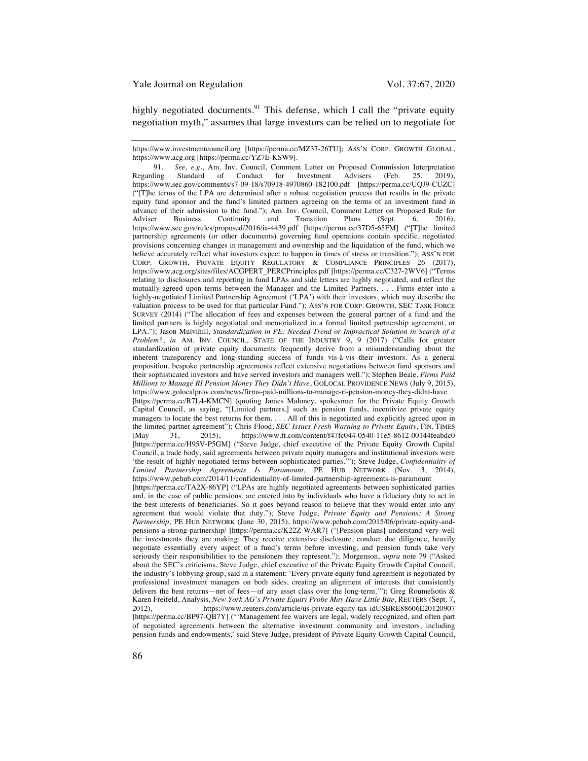highly negotiated documents.[91] This defense, which I call the "private equity negotiation myth," assumes that large investors can be relied on to negotiate for

---

https://www.investmentcouncil.org [https://perma.cc/MZ37-26TU]; ASS'N CORP. GROWTH GLOBAL, https://www.acg.org [https://perma.cc/YZ7E-KSW9].

91. *See, e.g.*, Am. Inv. Council, Comment Letter on Proposed Commission Interpretation Regarding Standard of Conduct for Investment Advisers (Feb. 25, 2019), https://www.sec.gov/comments/s7-09-18/s70918-4970860-182100.pdf [https://perma.cc/UQJ9-CUZC] ("[T]he terms of the LPA are determined after a robust negotiation process that results in the private equity fund sponsor and the fund's limited partners agreeing on the terms of an investment fund in advance of their admission to the fund."); Am. Inv. Council, Comment Letter on Proposed Rule for Adviser Business Continuity and Transition Plans (Sept. 6, 2016), https://www.sec.gov/rules/proposed/2016/ia-4439.pdf [https://perma.cc/37D5-65FM] ("[T]he limited partnership agreements (or other documents) governing fund operations contain specific, negotiated provisions concerning changes in management and ownership and the liquidation of the fund, which we believe accurately reflect what investors expect to happen in times of stress or transition."); ASS'N FOR CORP. GROWTH, PRIVATE EQUITY REGULATORY & COMPLIANCE PRINCIPLES 26 (2017), https://www.acg.org/sites/files/ACGPERT_PERCPrinciples.pdf [https://perma.cc/C327-2WV6] ("Terms relating to disclosures and reporting in fund LPAs and side letters are highly negotiated, and reflect the mutually-agreed upon terms between the Manager and the Limited Partners. . . . Firms enter into a highly-negotiated Limited Partnership Agreement ('LPA') with their investors, which may describe the valuation process to be used for that particular Fund."); ASS'N FOR CORP. GROWTH, SEC TASK FORCE SURVEY (2014) ("The allocation of fees and expenses between the general partner of a fund and the limited partners is highly negotiated and memorialized in a formal limited partnership agreement, or LPA."); Jason Mulvihill, *Standardization in PE: Needed Trend or Impractical Solution in Search of a Problem?*, *in* AM. INV. COUNCIL, STATE OF THE INDUSTRY 9, 9 (2017) ("Calls for greater standardization of private equity documents frequently derive from a misunderstanding about the inherent transparency and long-standing success of funds vis-à-vis their investors. As a general proposition, bespoke partnership agreements reflect extensive negotiations between fund sponsors and their sophisticated investors and have served investors and managers well."); Stephen Beale, *Firms Paid Millions to Manage RI Pension Money They Didn't Have*, GOLOCAL PROVIDENCE NEWS (July 9, 2015), https://www.golocalprov.com/news/firms-paid-millions-to-manage-ri-pension-money-they-didnt-have [https://perma.cc/R7L4-KMCN] (quoting James Maloney, spokesman for the Private Equity Growth Capital Council, as saying, "[Limited partners,] such as pension funds, incentivize private equity managers to locate the best returns for them. . . . All of this is negotiated and explicitly agreed upon in the limited partner agreement"); Chris Flood, *SEC Issues Fresh Warning to Private Equity*, FIN. TIMES (May 31, 2015), https://www.ft.com/content/f47fc044-0540-11e5-8612-00144feabdc0 [https://perma.cc/H95V-P5GM] ("Steve Judge, chief executive of the Private Equity Growth Capital Council, a trade body, said agreements between private equity managers and institutional investors were 'the result of highly negotiated terms between sophisticated parties.'"); Steve Judge, *Confidentiality of Limited Partnership Agreements Is Paramount*, PE HUB NETWORK (Nov. 3, 2014), https://www.pehub.com/2014/11/confidentiality-of-limited-partnership-agreements-is-paramount [https://perma.cc/TA2X-86YP] ("LPAs are highly negotiated agreements between sophisticated parties and, in the case of public pensions, are entered into by individuals who have a fiduciary duty to act in the best interests of beneficiaries. So it goes beyond reason to believe that they would enter into any agreement that would violate that duty."); Steve Judge, *Private Equity and Pensions: A Strong Partnership*, PE HUB NETWORK (June 30, 2015), https://www.pehub.com/2015/06/private-equity-and-pensions-a-strong-partnership/ [https://perma.cc/K22Z-WAR7] ("[Pension plans] understand very well the investments they are making: They receive extensive disclosure, conduct due diligence, heavily negotiate essentially every aspect of a fund's terms before investing, and pension funds take very seriously their responsibilities to the pensioners they represent."); Morgenson, *supra* note 79 ("Asked about the SEC's criticisms, Steve Judge, chief executive of the Private Equity Growth Capital Council, the industry's lobbying group, said in a statement: 'Every private equity fund agreement is negotiated by professional investment managers on both sides, creating an alignment of interests that consistently delivers the best returns—net of fees—of any asset class over the long-term.'"); Greg Roumeliotis & Karen Freifeld, Analysis, *New York AG's Private Equity Probe May Have Little Bite*, REUTERS (Sept. 7, 2012), https://www.reuters.com/article/us-private-equity-tax-idUSBRE88606E20120907 [https://perma.cc/BP97-QB7Y] ("'Management fee waivers are legal, widely recognized, and often part of negotiated agreements between the alternative investment community and investors, including pension funds and endowments,' said Steve Judge, president of Private Equity Growth Capital Council,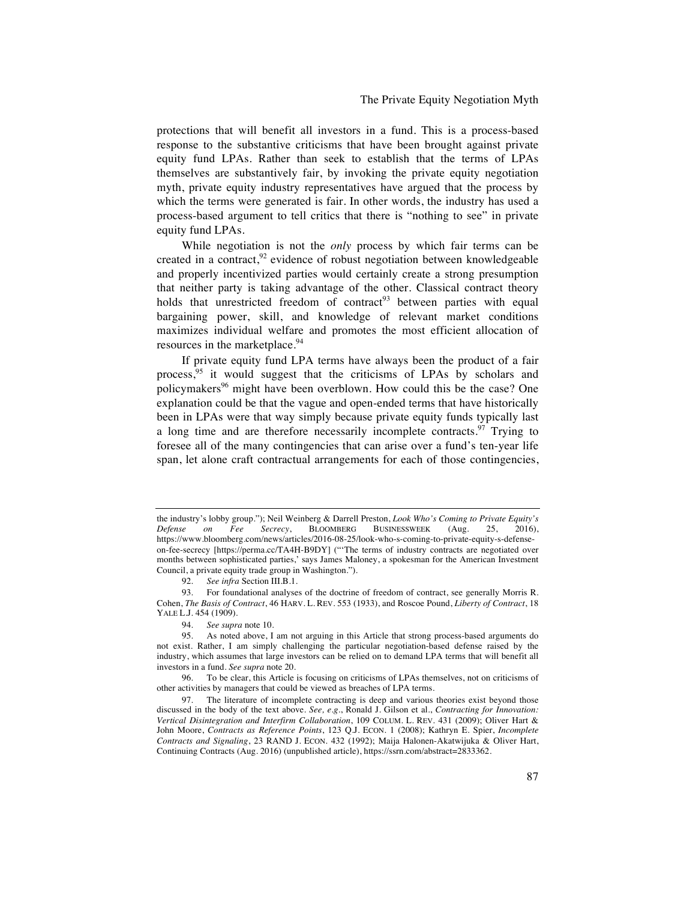protections that will benefit all investors in a fund. This is a process-based response to the substantive criticisms that have been brought against private equity fund LPAs. Rather than seek to establish that the terms of LPAs themselves are substantively fair, by invoking the private equity negotiation myth, private equity industry representatives have argued that the process by which the terms were generated is fair. In other words, the industry has used a process-based argument to tell critics that there is "nothing to see" in private equity fund LPAs.

While negotiation is not the *only* process by which fair terms can be created in a contract,[92] evidence of robust negotiation between knowledgeable and properly incentivized parties would certainly create a strong presumption that neither party is taking advantage of the other. Classical contract theory holds that unrestricted freedom of contract[93] between parties with equal bargaining power, skill, and knowledge of relevant market conditions maximizes individual welfare and promotes the most efficient allocation of resources in the marketplace.[94]

If private equity fund LPA terms have always been the product of a fair process,[95] it would suggest that the criticisms of LPAs by scholars and policymakers[96] might have been overblown. How could this be the case? One explanation could be that the vague and open-ended terms that have historically been in LPAs were that way simply because private equity funds typically last a long time and are therefore necessarily incomplete contracts.[97] Trying to foresee all of the many contingencies that can arise over a fund's ten-year life span, let alone craft contractual arrangements for each of those contingencies,

---

the industry's lobby group."); Neil Weinberg & Darrell Preston, *Look Who's Coming to Private Equity's Defense on Fee Secrecy*, BLOOMBERG BUSINESSWEEK (Aug. 25, 2016), https://www.bloomberg.com/news/articles/2016-08-25/look-who-s-coming-to-private-equity-s-defense-on-fee-secrecy [https://perma.cc/TA4H-B9DY] ("'The terms of industry contracts are negotiated over months between sophisticated parties,' says James Maloney, a spokesman for the American Investment Council, a private equity trade group in Washington.").

92. *See infra* Section III.B.1.

93. For foundational analyses of the doctrine of freedom of contract, see generally Morris R. Cohen, *The Basis of Contract*, 46 HARV. L. REV. 553 (1933), and Roscoe Pound, *Liberty of Contract*, 18 YALE L.J. 454 (1909).

94. *See supra* note 10.

95. As noted above, I am not arguing in this Article that strong process-based arguments do not exist. Rather, I am simply challenging the particular negotiation-based defense raised by the industry, which assumes that large investors can be relied on to demand LPA terms that will benefit all investors in a fund. *See supra* note 20.

96. To be clear, this Article is focusing on criticisms of LPAs themselves, not on criticisms of other activities by managers that could be viewed as breaches of LPA terms.

97. The literature of incomplete contracting is deep and various theories exist beyond those discussed in the body of the text above. *See, e.g.*, Ronald J. Gilson et al., *Contracting for Innovation: Vertical Disintegration and Interfirm Collaboration*, 109 COLUM. L. REV. 431 (2009); Oliver Hart & John Moore, *Contracts as Reference Points*, 123 Q.J. ECON. 1 (2008); Kathryn E. Spier, *Incomplete Contracts and Signaling*, 23 RAND J. ECON. 432 (1992); Maija Halonen-Akatwijuka & Oliver Hart, Continuing Contracts (Aug. 2016) (unpublished article), https://ssrn.com/abstract=2833362.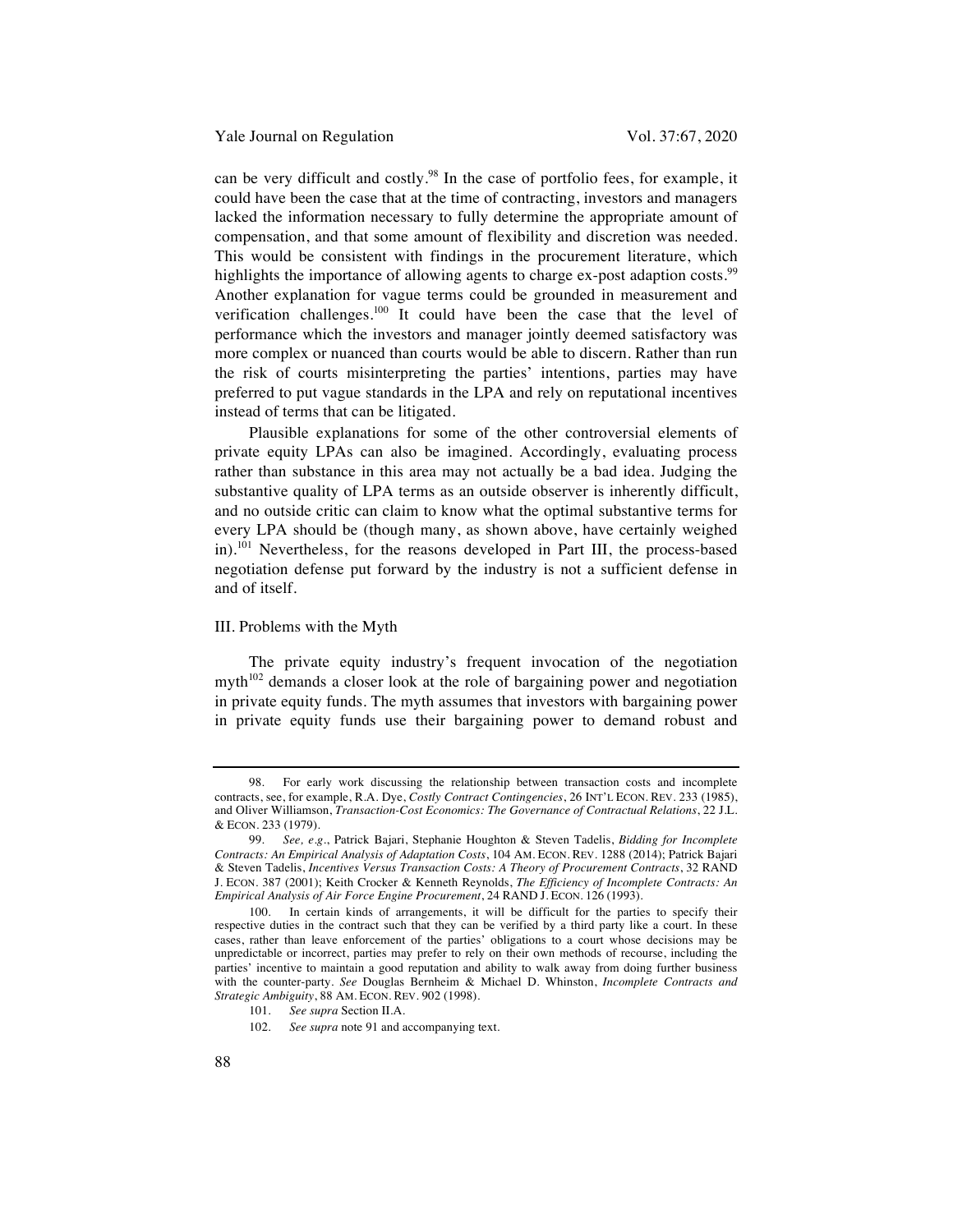can be very difficult and costly.[98] In the case of portfolio fees, for example, it could have been the case that at the time of contracting, investors and managers lacked the information necessary to fully determine the appropriate amount of compensation, and that some amount of flexibility and discretion was needed. This would be consistent with findings in the procurement literature, which highlights the importance of allowing agents to charge ex-post adaption costs.[99] Another explanation for vague terms could be grounded in measurement and verification challenges.[100] It could have been the case that the level of performance which the investors and manager jointly deemed satisfactory was more complex or nuanced than courts would be able to discern. Rather than run the risk of courts misinterpreting the parties' intentions, parties may have preferred to put vague standards in the LPA and rely on reputational incentives instead of terms that can be litigated.

Plausible explanations for some of the other controversial elements of private equity LPAs can also be imagined. Accordingly, evaluating process rather than substance in this area may not actually be a bad idea. Judging the substantive quality of LPA terms as an outside observer is inherently difficult, and no outside critic can claim to know what the optimal substantive terms for every LPA should be (though many, as shown above, have certainly weighed in).[101] Nevertheless, for the reasons developed in Part III, the process-based negotiation defense put forward by the industry is not a sufficient defense in and of itself.

## III. Problems with the Myth

The private equity industry's frequent invocation of the negotiation myth[102] demands a closer look at the role of bargaining power and negotiation in private equity funds. The myth assumes that investors with bargaining power in private equity funds use their bargaining power to demand robust and

---

98. For early work discussing the relationship between transaction costs and incomplete contracts, see, for example, R.A. Dye, *Costly Contract Contingencies*, 26 INT'L ECON. REV. 233 (1985), and Oliver Williamson, *Transaction-Cost Economics: The Governance of Contractual Relations*, 22 J.L. & ECON. 233 (1979).

99. *See, e.g.*, Patrick Bajari, Stephanie Houghton & Steven Tadelis, *Bidding for Incomplete Contracts: An Empirical Analysis of Adaptation Costs*, 104 AM. ECON. REV. 1288 (2014); Patrick Bajari & Steven Tadelis, *Incentives Versus Transaction Costs: A Theory of Procurement Contracts*, 32 RAND J. ECON. 387 (2001); Keith Crocker & Kenneth Reynolds, *The Efficiency of Incomplete Contracts: An Empirical Analysis of Air Force Engine Procurement*, 24 RAND J. ECON. 126 (1993).

100. In certain kinds of arrangements, it will be difficult for the parties to specify their respective duties in the contract such that they can be verified by a third party like a court. In these cases, rather than leave enforcement of the parties' obligations to a court whose decisions may be unpredictable or incorrect, parties may prefer to rely on their own methods of recourse, including the parties' incentive to maintain a good reputation and ability to walk away from doing further business with the counter-party. *See* Douglas Bernheim & Michael D. Whinston, *Incomplete Contracts and Strategic Ambiguity*, 88 AM. ECON. REV. 902 (1998).

101. *See supra* Section II.A.

102. *See supra* note 91 and accompanying text.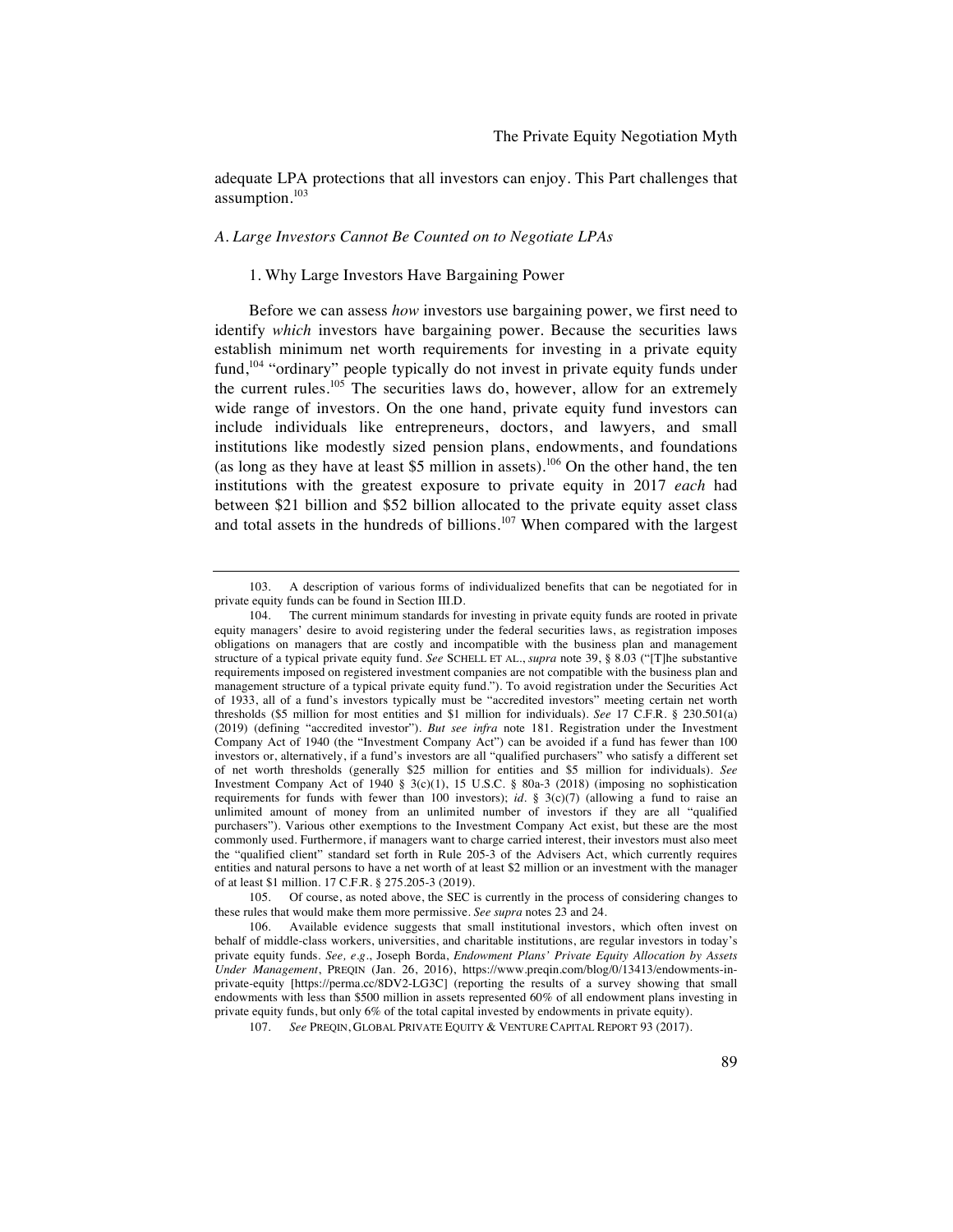adequate LPA protections that all investors can enjoy. This Part challenges that assumption.[103]

### *A. Large Investors Cannot Be Counted on to Negotiate LPAs*

#### 1. Why Large Investors Have Bargaining Power

Before we can assess *how* investors use bargaining power, we first need to identify *which* investors have bargaining power. Because the securities laws establish minimum net worth requirements for investing in a private equity fund,[104] "ordinary" people typically do not invest in private equity funds under the current rules.[105] The securities laws do, however, allow for an extremely wide range of investors. On the one hand, private equity fund investors can include individuals like entrepreneurs, doctors, and lawyers, and small institutions like modestly sized pension plans, endowments, and foundations (as long as they have at least \$5 million in assets).[106] On the other hand, the ten institutions with the greatest exposure to private equity in 2017 *each* had between \$21 billion and \$52 billion allocated to the private equity asset class and total assets in the hundreds of billions.[107] When compared with the largest

---

103. A description of various forms of individualized benefits that can be negotiated for in private equity funds can be found in Section III.D.

104. The current minimum standards for investing in private equity funds are rooted in private equity managers' desire to avoid registering under the federal securities laws, as registration imposes obligations on managers that are costly and incompatible with the business plan and management structure of a typical private equity fund. *See* SCHELL ET AL., *supra* note 39, § 8.03 ("[T]he substantive requirements imposed on registered investment companies are not compatible with the business plan and management structure of a typical private equity fund."). To avoid registration under the Securities Act of 1933, all of a fund's investors typically must be "accredited investors" meeting certain net worth thresholds (\$5 million for most entities and \$1 million for individuals). *See* 17 C.F.R. § 230.501(a) (2019) (defining "accredited investor"). *But see infra* note 181. Registration under the Investment Company Act of 1940 (the "Investment Company Act") can be avoided if a fund has fewer than 100 investors or, alternatively, if a fund's investors are all "qualified purchasers" who satisfy a different set of net worth thresholds (generally \$25 million for entities and \$5 million for individuals). *See* Investment Company Act of 1940 § 3(c)(1), 15 U.S.C. § 80a-3 (2018) (imposing no sophistication requirements for funds with fewer than 100 investors); *id.* § 3(c)(7) (allowing a fund to raise an unlimited amount of money from an unlimited number of investors if they are all "qualified purchasers"). Various other exemptions to the Investment Company Act exist, but these are the most commonly used. Furthermore, if managers want to charge carried interest, their investors must also meet the "qualified client" standard set forth in Rule 205-3 of the Advisers Act, which currently requires entities and natural persons to have a net worth of at least \$2 million or an investment with the manager of at least \$1 million. 17 C.F.R. § 275.205-3 (2019).

105. Of course, as noted above, the SEC is currently in the process of considering changes to these rules that would make them more permissive. *See supra* notes 23 and 24.

106. Available evidence suggests that small institutional investors, which often invest on behalf of middle-class workers, universities, and charitable institutions, are regular investors in today's private equity funds. *See, e.g.*, Joseph Borda, *Endowment Plans' Private Equity Allocation by Assets Under Management*, PREQIN (Jan. 26, 2016), https://www.preqin.com/blog/0/13413/endowments-in-private-equity [https://perma.cc/8DV2-LG3C] (reporting the results of a survey showing that small endowments with less than \$500 million in assets represented 60% of all endowment plans investing in private equity funds, but only 6% of the total capital invested by endowments in private equity).

107. *See* PREQIN, GLOBAL PRIVATE EQUITY & VENTURE CAPITAL REPORT 93 (2017).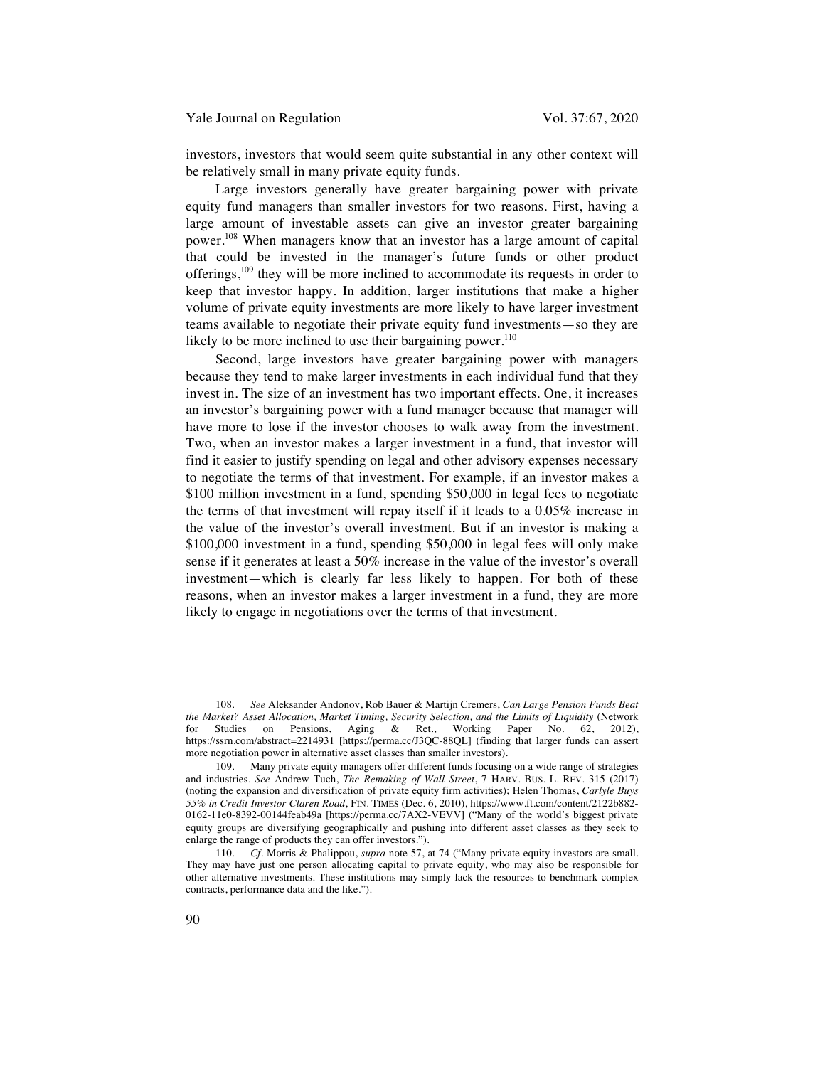investors, investors that would seem quite substantial in any other context will be relatively small in many private equity funds.

Large investors generally have greater bargaining power with private equity fund managers than smaller investors for two reasons. First, having a large amount of investable assets can give an investor greater bargaining power.[108] When managers know that an investor has a large amount of capital that could be invested in the manager's future funds or other product offerings,[109] they will be more inclined to accommodate its requests in order to keep that investor happy. In addition, larger institutions that make a higher volume of private equity investments are more likely to have larger investment teams available to negotiate their private equity fund investments—so they are likely to be more inclined to use their bargaining power.[110]

Second, large investors have greater bargaining power with managers because they tend to make larger investments in each individual fund that they invest in. The size of an investment has two important effects. One, it increases an investor's bargaining power with a fund manager because that manager will have more to lose if the investor chooses to walk away from the investment. Two, when an investor makes a larger investment in a fund, that investor will find it easier to justify spending on legal and other advisory expenses necessary to negotiate the terms of that investment. For example, if an investor makes a \$100 million investment in a fund, spending \$50,000 in legal fees to negotiate the terms of that investment will repay itself if it leads to a 0.05% increase in the value of the investor's overall investment. But if an investor is making a \$100,000 investment in a fund, spending \$50,000 in legal fees will only make sense if it generates at least a 50% increase in the value of the investor's overall investment—which is clearly far less likely to happen. For both of these reasons, when an investor makes a larger investment in a fund, they are more likely to engage in negotiations over the terms of that investment.

---

108. *See* Aleksander Andonov, Rob Bauer & Martijn Cremers, *Can Large Pension Funds Beat the Market? Asset Allocation, Market Timing, Security Selection, and the Limits of Liquidity* (Network for Studies on Pensions, Aging & Ret., Working Paper No. 62, 2012), https://ssrn.com/abstract=2214931 [https://perma.cc/J3QC-88QL] (finding that larger funds can assert more negotiation power in alternative asset classes than smaller investors).

109. Many private equity managers offer different funds focusing on a wide range of strategies and industries. *See* Andrew Tuch, *The Remaking of Wall Street*, 7 HARV. BUS. L. REV. 315 (2017) (noting the expansion and diversification of private equity firm activities); Helen Thomas, *Carlyle Buys 55% in Credit Investor Claren Road*, FIN. TIMES (Dec. 6, 2010), https://www.ft.com/content/2122b882-0162-11e0-8392-00144feab49a [https://perma.cc/7AX2-VEVV] ("Many of the world's biggest private equity groups are diversifying geographically and pushing into different asset classes as they seek to enlarge the range of products they can offer investors.").

110. *Cf.* Morris & Phalippou, *supra* note 57, at 74 ("Many private equity investors are small. They may have just one person allocating capital to private equity, who may also be responsible for other alternative investments. These institutions may simply lack the resources to benchmark complex contracts, performance data and the like.").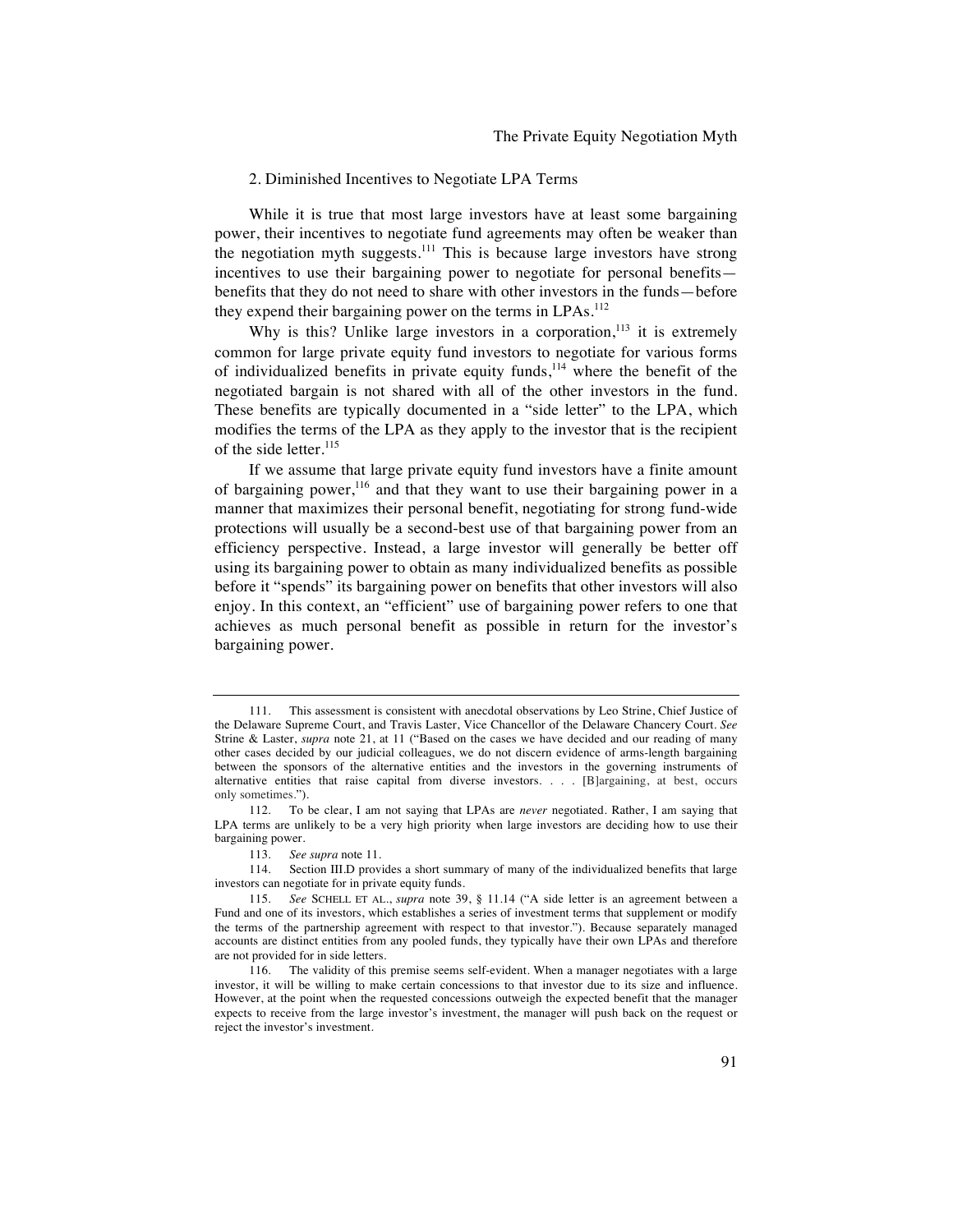### 2. Diminished Incentives to Negotiate LPA Terms

While it is true that most large investors have at least some bargaining power, their incentives to negotiate fund agreements may often be weaker than the negotiation myth suggests.[111] This is because large investors have strong incentives to use their bargaining power to negotiate for personal benefits—benefits that they do not need to share with other investors in the funds—before they expend their bargaining power on the terms in LPAs.[112]

Why is this? Unlike large investors in a corporation,[113] it is extremely common for large private equity fund investors to negotiate for various forms of individualized benefits in private equity funds,[114] where the benefit of the negotiated bargain is not shared with all of the other investors in the fund. These benefits are typically documented in a "side letter" to the LPA, which modifies the terms of the LPA as they apply to the investor that is the recipient of the side letter.[115]

If we assume that large private equity fund investors have a finite amount of bargaining power,[116] and that they want to use their bargaining power in a manner that maximizes their personal benefit, negotiating for strong fund-wide protections will usually be a second-best use of that bargaining power from an efficiency perspective. Instead, a large investor will generally be better off using its bargaining power to obtain as many individualized benefits as possible before it "spends" its bargaining power on benefits that other investors will also enjoy. In this context, an "efficient" use of bargaining power refers to one that achieves as much personal benefit as possible in return for the investor's bargaining power.

---

111. This assessment is consistent with anecdotal observations by Leo Strine, Chief Justice of the Delaware Supreme Court, and Travis Laster, Vice Chancellor of the Delaware Chancery Court. *See* Strine & Laster, *supra* note 21, at 11 ("Based on the cases we have decided and our reading of many other cases decided by our judicial colleagues, we do not discern evidence of arms-length bargaining between the sponsors of the alternative entities and the investors in the governing instruments of alternative entities that raise capital from diverse investors. . . . [B]argaining, at best, occurs only sometimes.").

112. To be clear, I am not saying that LPAs are *never* negotiated. Rather, I am saying that LPA terms are unlikely to be a very high priority when large investors are deciding how to use their bargaining power.

113. *See supra* note 11.

114. Section III.D provides a short summary of many of the individualized benefits that large investors can negotiate for in private equity funds.

115. *See* SCHELL ET AL., *supra* note 39, § 11.14 ("A side letter is an agreement between a Fund and one of its investors, which establishes a series of investment terms that supplement or modify the terms of the partnership agreement with respect to that investor."). Because separately managed accounts are distinct entities from any pooled funds, they typically have their own LPAs and therefore are not provided for in side letters.

116. The validity of this premise seems self-evident. When a manager negotiates with a large investor, it will be willing to make certain concessions to that investor due to its size and influence. However, at the point when the requested concessions outweigh the expected benefit that the manager expects to receive from the large investor's investment, the manager will push back on the request or reject the investor's investment.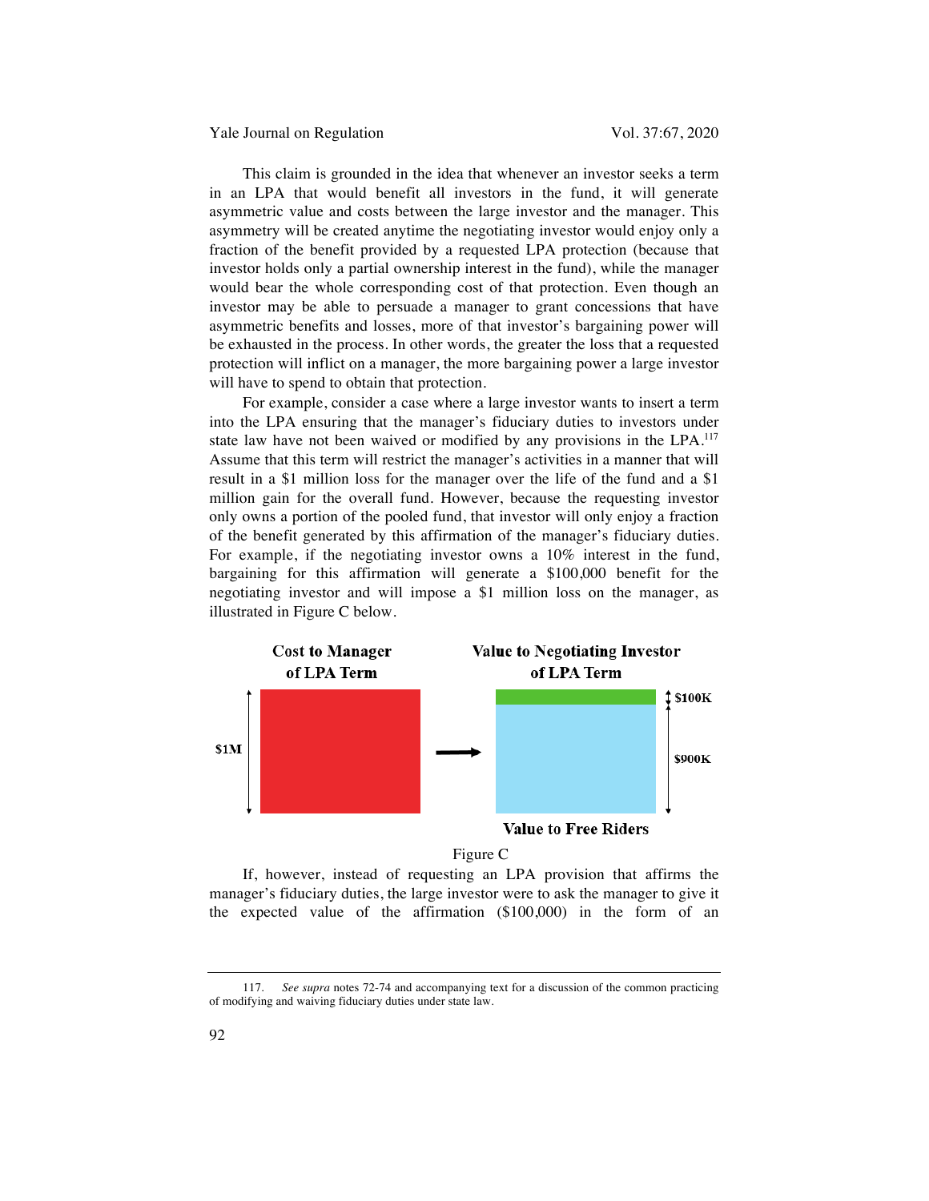This claim is grounded in the idea that whenever an investor seeks a term in an LPA that would benefit all investors in the fund, it will generate asymmetric value and costs between the large investor and the manager. This asymmetry will be created anytime the negotiating investor would enjoy only a fraction of the benefit provided by a requested LPA protection (because that investor holds only a partial ownership interest in the fund), while the manager would bear the whole corresponding cost of that protection. Even though an investor may be able to persuade a manager to grant concessions that have asymmetric benefits and losses, more of that investor's bargaining power will be exhausted in the process. In other words, the greater the loss that a requested protection will inflict on a manager, the more bargaining power a large investor will have to spend to obtain that protection.

For example, consider a case where a large investor wants to insert a term into the LPA ensuring that the manager's fiduciary duties to investors under state law have not been waived or modified by any provisions in the LPA.[117] Assume that this term will restrict the manager's activities in a manner that will result in a $1 million loss for the manager over the life of the fund and a $1 million gain for the overall fund. However, because the requesting investor only owns a portion of the pooled fund, that investor will only enjoy a fraction of the benefit generated by this affirmation of the manager's fiduciary duties. For example, if the negotiating investor owns a 10% interest in the fund, bargaining for this affirmation will generate a $100,000 benefit for the negotiating investor and will impose a $1 million loss on the manager, as illustrated in Figure C below.

**Cost to Manager of LPA Term** — $1M → **Value to Negotiating Investor of LPA Term** — $100K; **Value to Free Riders** — $900K

Figure C

If, however, instead of requesting an LPA provision that affirms the manager's fiduciary duties, the large investor were to ask the manager to give it the expected value of the affirmation ($100,000) in the form of an

---

117. *See supra* notes 72-74 and accompanying text for a discussion of the common practicing of modifying and waiving fiduciary duties under state law.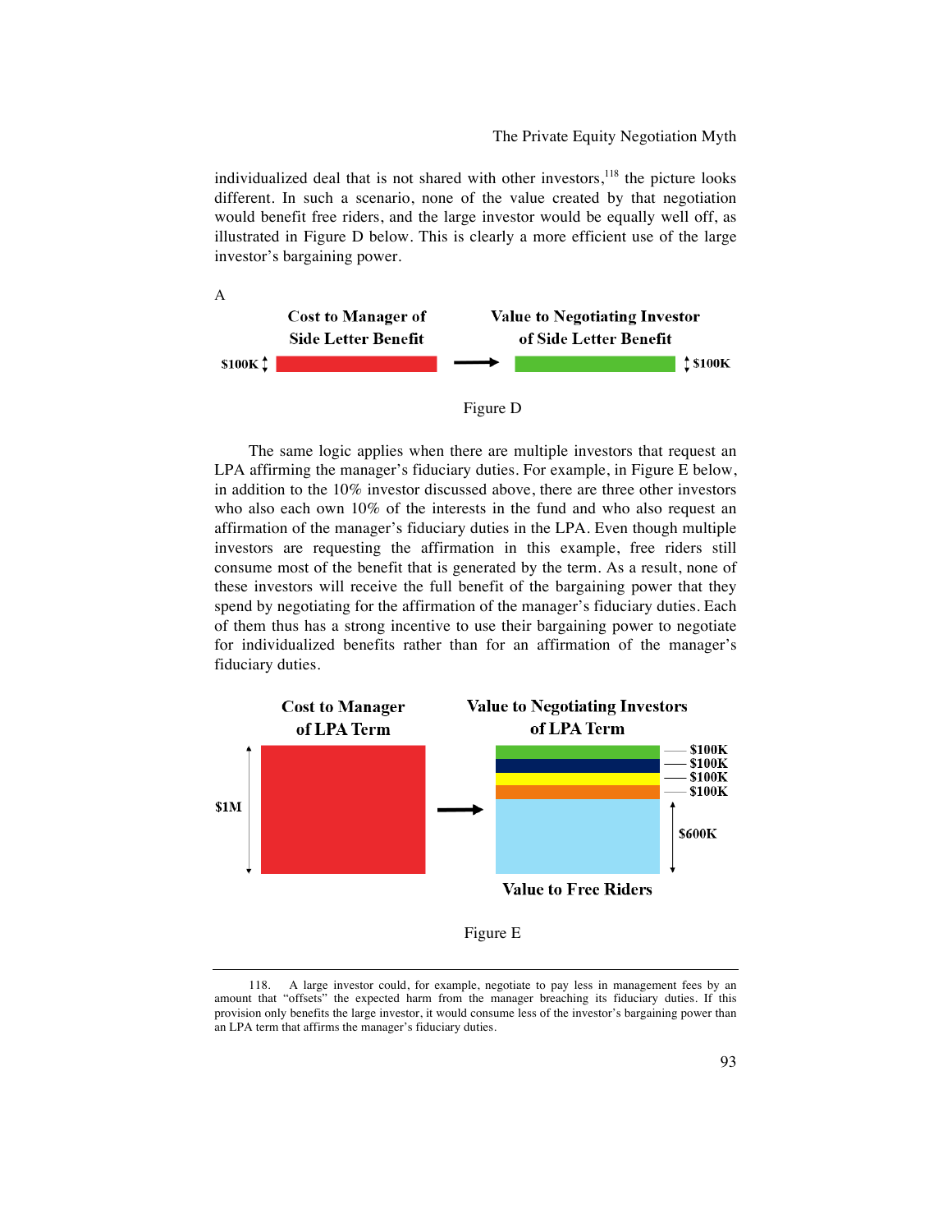individualized deal that is not shared with other investors,[118] the picture looks different. In such a scenario, none of the value created by that negotiation would benefit free riders, and the large investor would be equally well off, as illustrated in Figure D below. This is clearly a more efficient use of the large investor's bargaining power.

A

| Cost to Manager of Side Letter Benefit | | Value to Negotiating Investor of Side Letter Benefit |
|---|---|---|
| $100K | → | $100K |

Figure D

The same logic applies when there are multiple investors that request an LPA affirming the manager's fiduciary duties. For example, in Figure E below, in addition to the 10% investor discussed above, there are three other investors who also each own 10% of the interests in the fund and who also request an affirmation of the manager's fiduciary duties in the LPA. Even though multiple investors are requesting the affirmation in this example, free riders still consume most of the benefit that is generated by the term. As a result, none of these investors will receive the full benefit of the bargaining power that they spend by negotiating for the affirmation of the manager's fiduciary duties. Each of them thus has a strong incentive to use their bargaining power to negotiate for individualized benefits rather than for an affirmation of the manager's fiduciary duties.

| Cost to Manager of LPA Term | | Value to Negotiating Investors of LPA Term |
|---|---|---|
| $1M | → | $100K |
| | | $100K |
| | | $100K |
| | | $100K |
| | | $600K (Value to Free Riders) |

Figure E

---

118. A large investor could, for example, negotiate to pay less in management fees by an amount that "offsets" the expected harm from the manager breaching its fiduciary duties. If this provision only benefits the large investor, it would consume less of the investor's bargaining power than an LPA term that affirms the manager's fiduciary duties.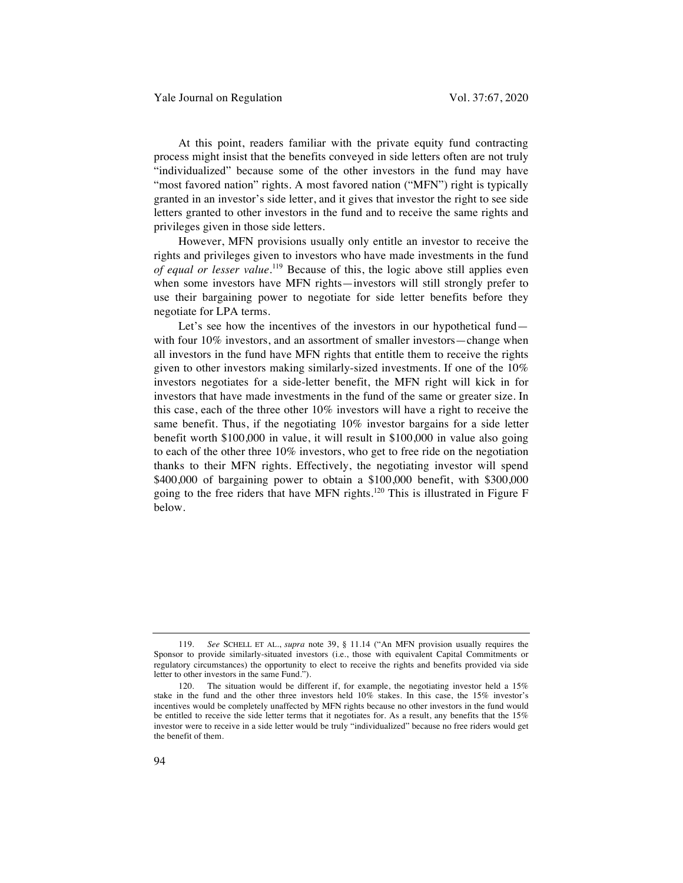At this point, readers familiar with the private equity fund contracting process might insist that the benefits conveyed in side letters often are not truly "individualized" because some of the other investors in the fund may have "most favored nation" rights. A most favored nation ("MFN") right is typically granted in an investor's side letter, and it gives that investor the right to see side letters granted to other investors in the fund and to receive the same rights and privileges given in those side letters.

However, MFN provisions usually only entitle an investor to receive the rights and privileges given to investors who have made investments in the fund *of equal or lesser value*.[119] Because of this, the logic above still applies even when some investors have MFN rights—investors will still strongly prefer to use their bargaining power to negotiate for side letter benefits before they negotiate for LPA terms.

Let's see how the incentives of the investors in our hypothetical fund—with four 10% investors, and an assortment of smaller investors—change when all investors in the fund have MFN rights that entitle them to receive the rights given to other investors making similarly-sized investments. If one of the 10% investors negotiates for a side-letter benefit, the MFN right will kick in for investors that have made investments in the fund of the same or greater size. In this case, each of the three other 10% investors will have a right to receive the same benefit. Thus, if the negotiating 10% investor bargains for a side letter benefit worth \$100,000 in value, it will result in \$100,000 in value also going to each of the other three 10% investors, who get to free ride on the negotiation thanks to their MFN rights. Effectively, the negotiating investor will spend \$400,000 of bargaining power to obtain a \$100,000 benefit, with \$300,000 going to the free riders that have MFN rights.[120] This is illustrated in Figure F below.

---

119. *See* SCHELL ET AL., *supra* note 39, § 11.14 ("An MFN provision usually requires the Sponsor to provide similarly-situated investors (i.e., those with equivalent Capital Commitments or regulatory circumstances) the opportunity to elect to receive the rights and benefits provided via side letter to other investors in the same Fund.").

120. The situation would be different if, for example, the negotiating investor held a 15% stake in the fund and the other three investors held 10% stakes. In this case, the 15% investor's incentives would be completely unaffected by MFN rights because no other investors in the fund would be entitled to receive the side letter terms that it negotiates for. As a result, any benefits that the 15% investor were to receive in a side letter would be truly "individualized" because no free riders would get the benefit of them.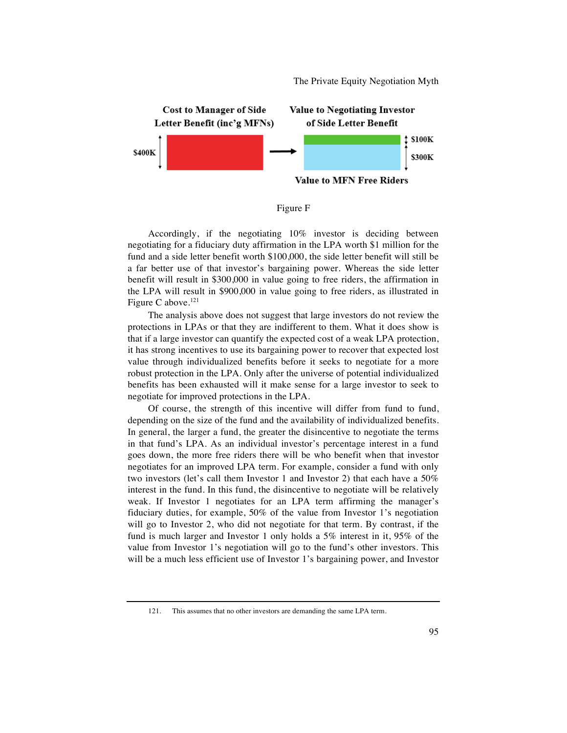Cost to Manager of Side Letter Benefit (inc'g MFNs)

$400K

Value to Negotiating Investor of Side Letter Benefit

$100K

$300K

Value to MFN Free Riders

Figure F

Accordingly, if the negotiating 10% investor is deciding between negotiating for a fiduciary duty affirmation in the LPA worth $1 million for the fund and a side letter benefit worth $100,000, the side letter benefit will still be a far better use of that investor's bargaining power. Whereas the side letter benefit will result in $300,000 in value going to free riders, the affirmation in the LPA will result in $900,000 in value going to free riders, as illustrated in Figure C above.[121]

The analysis above does not suggest that large investors do not review the protections in LPAs or that they are indifferent to them. What it does show is that if a large investor can quantify the expected cost of a weak LPA protection, it has strong incentives to use its bargaining power to recover that expected lost value through individualized benefits before it seeks to negotiate for a more robust protection in the LPA. Only after the universe of potential individualized benefits has been exhausted will it make sense for a large investor to seek to negotiate for improved protections in the LPA.

Of course, the strength of this incentive will differ from fund to fund, depending on the size of the fund and the availability of individualized benefits. In general, the larger a fund, the greater the disincentive to negotiate the terms in that fund's LPA. As an individual investor's percentage interest in a fund goes down, the more free riders there will be who benefit when that investor negotiates for an improved LPA term. For example, consider a fund with only two investors (let's call them Investor 1 and Investor 2) that each have a 50% interest in the fund. In this fund, the disincentive to negotiate will be relatively weak. If Investor 1 negotiates for an LPA term affirming the manager's fiduciary duties, for example, 50% of the value from Investor 1's negotiation will go to Investor 2, who did not negotiate for that term. By contrast, if the fund is much larger and Investor 1 only holds a 5% interest in it, 95% of the value from Investor 1's negotiation will go to the fund's other investors. This will be a much less efficient use of Investor 1's bargaining power, and Investor

121. This assumes that no other investors are demanding the same LPA term.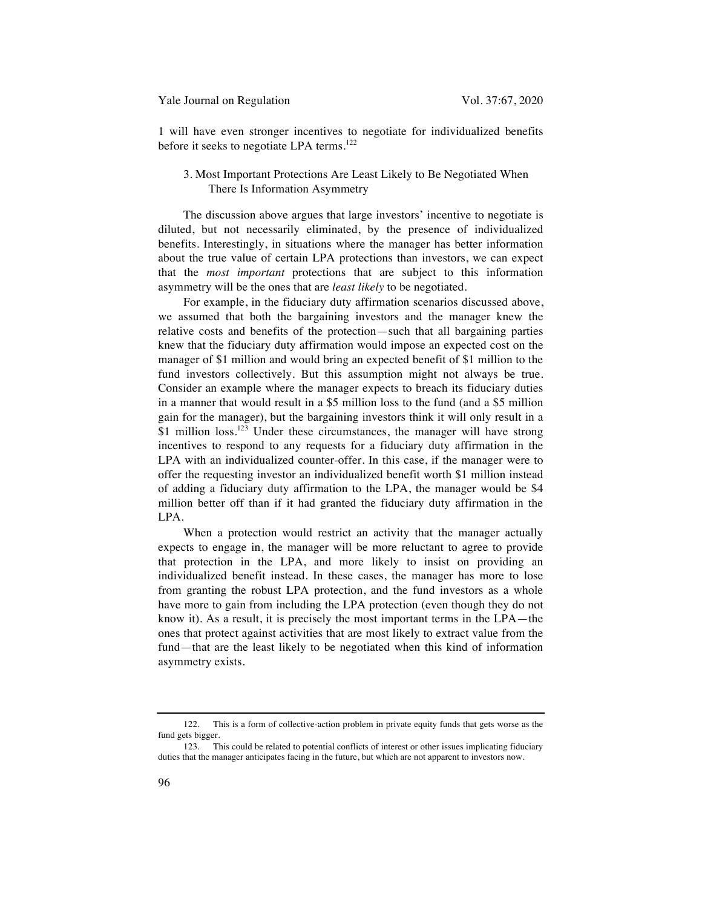1 will have even stronger incentives to negotiate for individualized benefits before it seeks to negotiate LPA terms.[122]

### 3. Most Important Protections Are Least Likely to Be Negotiated When There Is Information Asymmetry

The discussion above argues that large investors' incentive to negotiate is diluted, but not necessarily eliminated, by the presence of individualized benefits. Interestingly, in situations where the manager has better information about the true value of certain LPA protections than investors, we can expect that the *most important* protections that are subject to this information asymmetry will be the ones that are *least likely* to be negotiated.

For example, in the fiduciary duty affirmation scenarios discussed above, we assumed that both the bargaining investors and the manager knew the relative costs and benefits of the protection—such that all bargaining parties knew that the fiduciary duty affirmation would impose an expected cost on the manager of $1 million and would bring an expected benefit of $1 million to the fund investors collectively. But this assumption might not always be true. Consider an example where the manager expects to breach its fiduciary duties in a manner that would result in a $5 million loss to the fund (and a $5 million gain for the manager), but the bargaining investors think it will only result in a $1 million loss.[123] Under these circumstances, the manager will have strong incentives to respond to any requests for a fiduciary duty affirmation in the LPA with an individualized counter-offer. In this case, if the manager were to offer the requesting investor an individualized benefit worth $1 million instead of adding a fiduciary duty affirmation to the LPA, the manager would be $4 million better off than if it had granted the fiduciary duty affirmation in the LPA.

When a protection would restrict an activity that the manager actually expects to engage in, the manager will be more reluctant to agree to provide that protection in the LPA, and more likely to insist on providing an individualized benefit instead. In these cases, the manager has more to lose from granting the robust LPA protection, and the fund investors as a whole have more to gain from including the LPA protection (even though they do not know it). As a result, it is precisely the most important terms in the LPA—the ones that protect against activities that are most likely to extract value from the fund—that are the least likely to be negotiated when this kind of information asymmetry exists.

---

122. This is a form of collective-action problem in private equity funds that gets worse as the fund gets bigger.

123. This could be related to potential conflicts of interest or other issues implicating fiduciary duties that the manager anticipates facing in the future, but which are not apparent to investors now.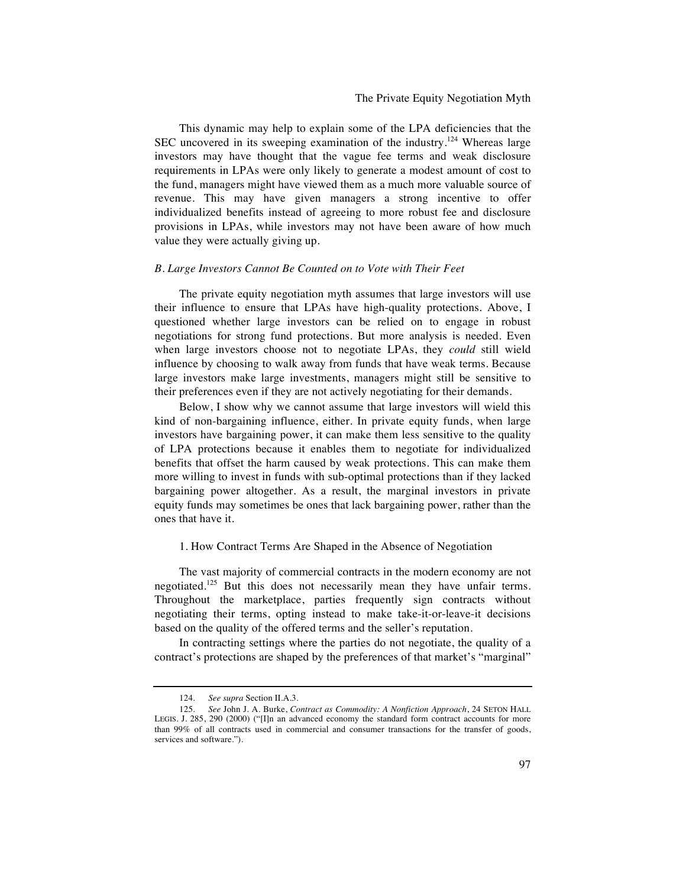This dynamic may help to explain some of the LPA deficiencies that the SEC uncovered in its sweeping examination of the industry.[124] Whereas large investors may have thought that the vague fee terms and weak disclosure requirements in LPAs were only likely to generate a modest amount of cost to the fund, managers might have viewed them as a much more valuable source of revenue. This may have given managers a strong incentive to offer individualized benefits instead of agreeing to more robust fee and disclosure provisions in LPAs, while investors may not have been aware of how much value they were actually giving up.

### *B. Large Investors Cannot Be Counted on to Vote with Their Feet*

The private equity negotiation myth assumes that large investors will use their influence to ensure that LPAs have high-quality protections. Above, I questioned whether large investors can be relied on to engage in robust negotiations for strong fund protections. But more analysis is needed. Even when large investors choose not to negotiate LPAs, they *could* still wield influence by choosing to walk away from funds that have weak terms. Because large investors make large investments, managers might still be sensitive to their preferences even if they are not actively negotiating for their demands.

Below, I show why we cannot assume that large investors will wield this kind of non-bargaining influence, either. In private equity funds, when large investors have bargaining power, it can make them less sensitive to the quality of LPA protections because it enables them to negotiate for individualized benefits that offset the harm caused by weak protections. This can make them more willing to invest in funds with sub-optimal protections than if they lacked bargaining power altogether. As a result, the marginal investors in private equity funds may sometimes be ones that lack bargaining power, rather than the ones that have it.

#### 1. How Contract Terms Are Shaped in the Absence of Negotiation

The vast majority of commercial contracts in the modern economy are not negotiated.[125] But this does not necessarily mean they have unfair terms. Throughout the marketplace, parties frequently sign contracts without negotiating their terms, opting instead to make take-it-or-leave-it decisions based on the quality of the offered terms and the seller's reputation.

In contracting settings where the parties do not negotiate, the quality of a contract's protections are shaped by the preferences of that market's "marginal"

---

124. *See supra* Section II.A.3.

125. *See* John J. A. Burke, *Contract as Commodity: A Nonfiction Approach*, 24 SETON HALL LEGIS. J. 285, 290 (2000) ("[I]n an advanced economy the standard form contract accounts for more than 99% of all contracts used in commercial and consumer transactions for the transfer of goods, services and software.").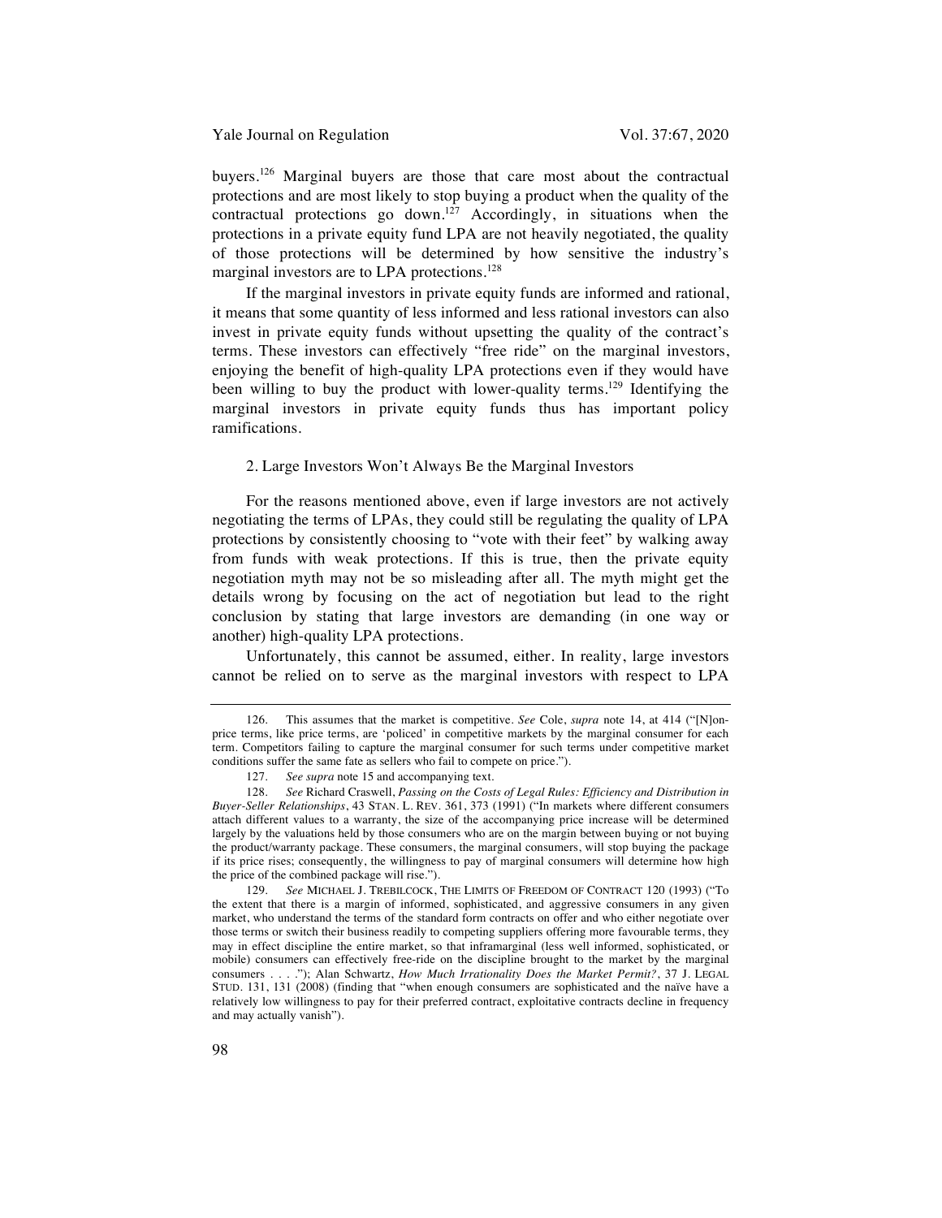buyers.[126] Marginal buyers are those that care most about the contractual protections and are most likely to stop buying a product when the quality of the contractual protections go down.[127] Accordingly, in situations when the protections in a private equity fund LPA are not heavily negotiated, the quality of those protections will be determined by how sensitive the industry's marginal investors are to LPA protections.[128]

If the marginal investors in private equity funds are informed and rational, it means that some quantity of less informed and less rational investors can also invest in private equity funds without upsetting the quality of the contract's terms. These investors can effectively "free ride" on the marginal investors, enjoying the benefit of high-quality LPA protections even if they would have been willing to buy the product with lower-quality terms.[129] Identifying the marginal investors in private equity funds thus has important policy ramifications.

### 2. Large Investors Won't Always Be the Marginal Investors

For the reasons mentioned above, even if large investors are not actively negotiating the terms of LPAs, they could still be regulating the quality of LPA protections by consistently choosing to "vote with their feet" by walking away from funds with weak protections. If this is true, then the private equity negotiation myth may not be so misleading after all. The myth might get the details wrong by focusing on the act of negotiation but lead to the right conclusion by stating that large investors are demanding (in one way or another) high-quality LPA protections.

Unfortunately, this cannot be assumed, either. In reality, large investors cannot be relied on to serve as the marginal investors with respect to LPA

---

126. This assumes that the market is competitive. *See* Cole, *supra* note 14, at 414 ("[N]on-price terms, like price terms, are 'policed' in competitive markets by the marginal consumer for each term. Competitors failing to capture the marginal consumer for such terms under competitive market conditions suffer the same fate as sellers who fail to compete on price.").

127. *See supra* note 15 and accompanying text.

128. *See* Richard Craswell, *Passing on the Costs of Legal Rules: Efficiency and Distribution in Buyer-Seller Relationships*, 43 STAN. L. REV. 361, 373 (1991) ("In markets where different consumers attach different values to a warranty, the size of the accompanying price increase will be determined largely by the valuations held by those consumers who are on the margin between buying or not buying the product/warranty package. These consumers, the marginal consumers, will stop buying the package if its price rises; consequently, the willingness to pay of marginal consumers will determine how high the price of the combined package will rise.").

129. *See* MICHAEL J. TREBILCOCK, THE LIMITS OF FREEDOM OF CONTRACT 120 (1993) ("To the extent that there is a margin of informed, sophisticated, and aggressive consumers in any given market, who understand the terms of the standard form contracts on offer and who either negotiate over those terms or switch their business readily to competing suppliers offering more favourable terms, they may in effect discipline the entire market, so that inframarginal (less well informed, sophisticated, or mobile) consumers can effectively free-ride on the discipline brought to the market by the marginal consumers . . . ."); Alan Schwartz, *How Much Irrationality Does the Market Permit?*, 37 J. LEGAL STUD. 131, 131 (2008) (finding that "when enough consumers are sophisticated and the naïve have a relatively low willingness to pay for their preferred contract, exploitative contracts decline in frequency and may actually vanish").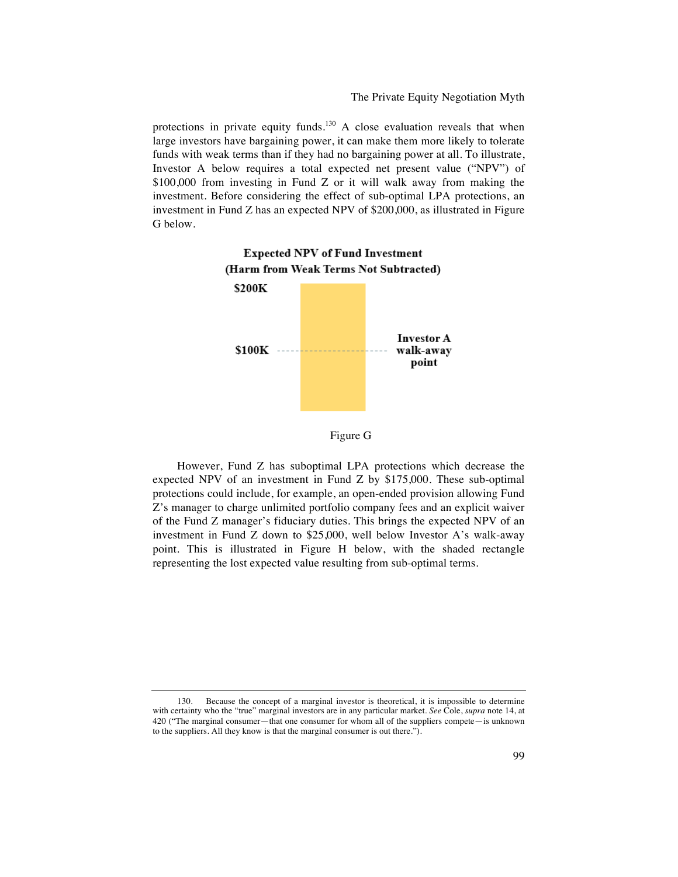protections in private equity funds.[130] A close evaluation reveals that when large investors have bargaining power, it can make them more likely to tolerate funds with weak terms than if they had no bargaining power at all. To illustrate, Investor A below requires a total expected net present value ("NPV") of $100,000 from investing in Fund Z or it will walk away from making the investment. Before considering the effect of sub-optimal LPA protections, an investment in Fund Z has an expected NPV of $200,000, as illustrated in Figure G below.

**Expected NPV of Fund Investment (Harm from Weak Terms Not Subtracted)**

$200K

$100K — Investor A walk-away point

Figure G

However, Fund Z has suboptimal LPA protections which decrease the expected NPV of an investment in Fund Z by $175,000. These sub-optimal protections could include, for example, an open-ended provision allowing Fund Z's manager to charge unlimited portfolio company fees and an explicit waiver of the Fund Z manager's fiduciary duties. This brings the expected NPV of an investment in Fund Z down to $25,000, well below Investor A's walk-away point. This is illustrated in Figure H below, with the shaded rectangle representing the lost expected value resulting from sub-optimal terms.

---

130. Because the concept of a marginal investor is theoretical, it is impossible to determine with certainty who the "true" marginal investors are in any particular market. *See* Cole, *supra* note 14, at 420 ("The marginal consumer—that one consumer for whom all of the suppliers compete—is unknown to the suppliers. All they know is that the marginal consumer is out there.").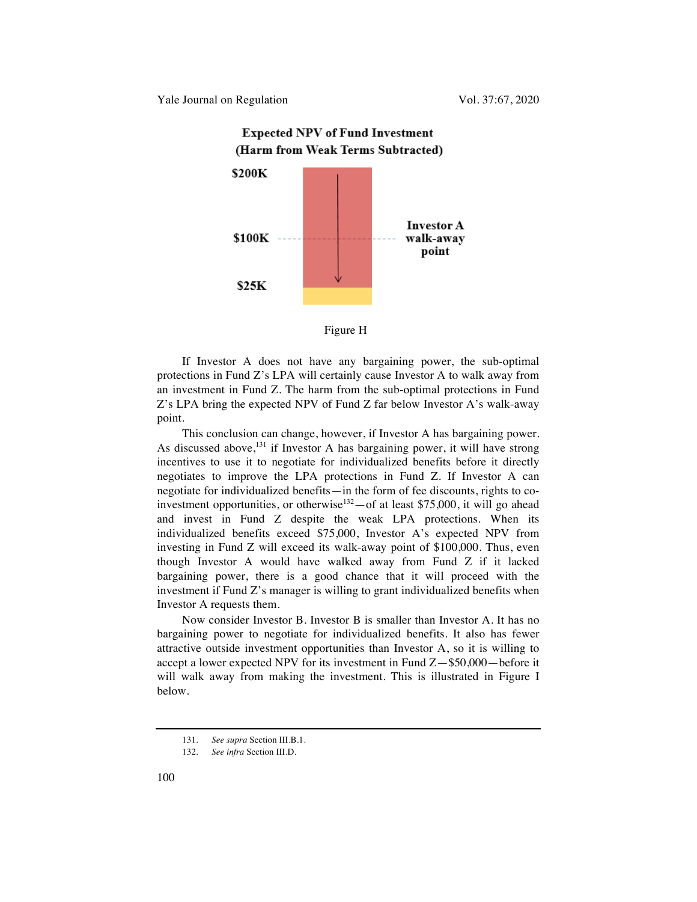**Expected NPV of Fund Investment**
**(Harm from Weak Terms Subtracted)**

$200K

$100K — Investor A walk-away point

$25K

Figure H

If Investor A does not have any bargaining power, the sub-optimal protections in Fund Z's LPA will certainly cause Investor A to walk away from an investment in Fund Z. The harm from the sub-optimal protections in Fund Z's LPA bring the expected NPV of Fund Z far below Investor A's walk-away point.

This conclusion can change, however, if Investor A has bargaining power. As discussed above,[131] if Investor A has bargaining power, it will have strong incentives to use it to negotiate for individualized benefits before it directly negotiates to improve the LPA protections in Fund Z. If Investor A can negotiate for individualized benefits—in the form of fee discounts, rights to co-investment opportunities, or otherwise[132]—of at least $75,000, it will go ahead and invest in Fund Z despite the weak LPA protections. When its individualized benefits exceed $75,000, Investor A's expected NPV from investing in Fund Z will exceed its walk-away point of $100,000. Thus, even though Investor A would have walked away from Fund Z if it lacked bargaining power, there is a good chance that it will proceed with the investment if Fund Z's manager is willing to grant individualized benefits when Investor A requests them.

Now consider Investor B. Investor B is smaller than Investor A. It has no bargaining power to negotiate for individualized benefits. It also has fewer attractive outside investment opportunities than Investor A, so it is willing to accept a lower expected NPV for its investment in Fund Z—$50,000—before it will walk away from making the investment. This is illustrated in Figure I below.

131. *See supra* Section III.B.1.

132. *See infra* Section III.D.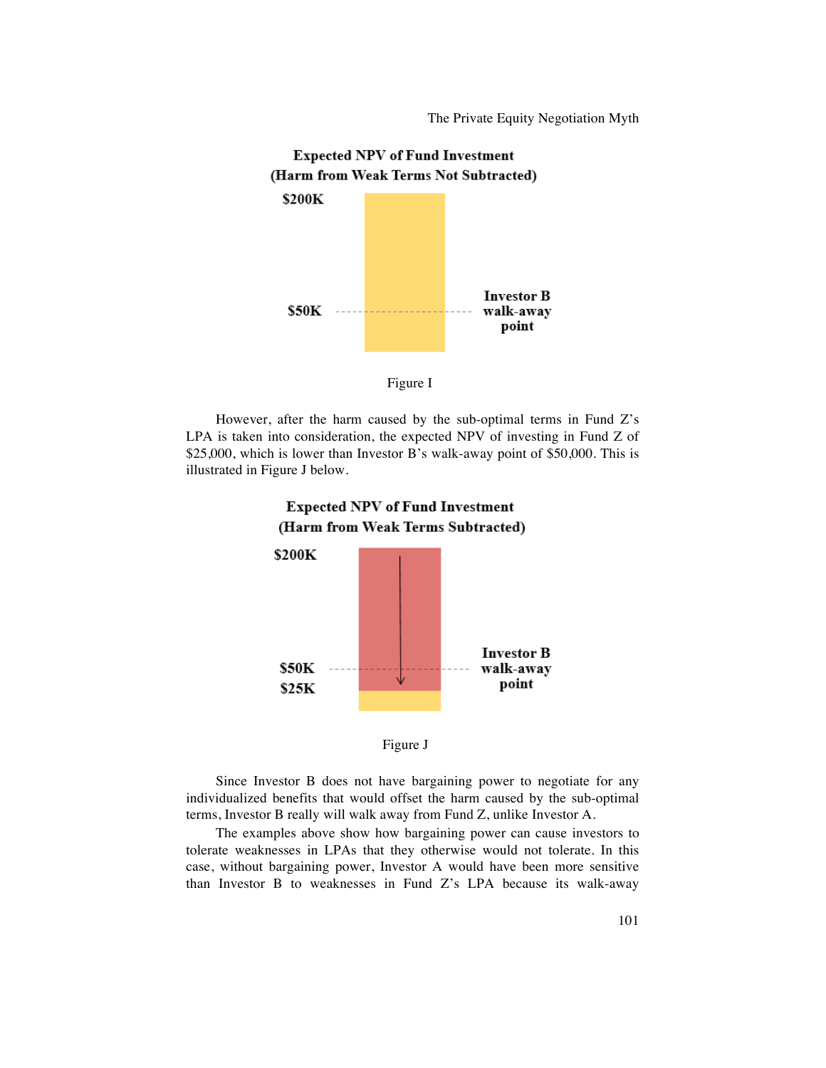**Expected NPV of Fund Investment**
**(Harm from Weak Terms Not Subtracted)**

$200K

$50K — Investor B walk-away point

Figure I

However, after the harm caused by the sub-optimal terms in Fund Z's LPA is taken into consideration, the expected NPV of investing in Fund Z of $25,000, which is lower than Investor B's walk-away point of $50,000. This is illustrated in Figure J below.

**Expected NPV of Fund Investment**
**(Harm from Weak Terms Subtracted)**

$200K

$50K — Investor B walk-away point

$25K

Figure J

Since Investor B does not have bargaining power to negotiate for any individualized benefits that would offset the harm caused by the sub-optimal terms, Investor B really will walk away from Fund Z, unlike Investor A.

The examples above show how bargaining power can cause investors to tolerate weaknesses in LPAs that they otherwise would not tolerate. In this case, without bargaining power, Investor A would have been more sensitive than Investor B to weaknesses in Fund Z's LPA because its walk-away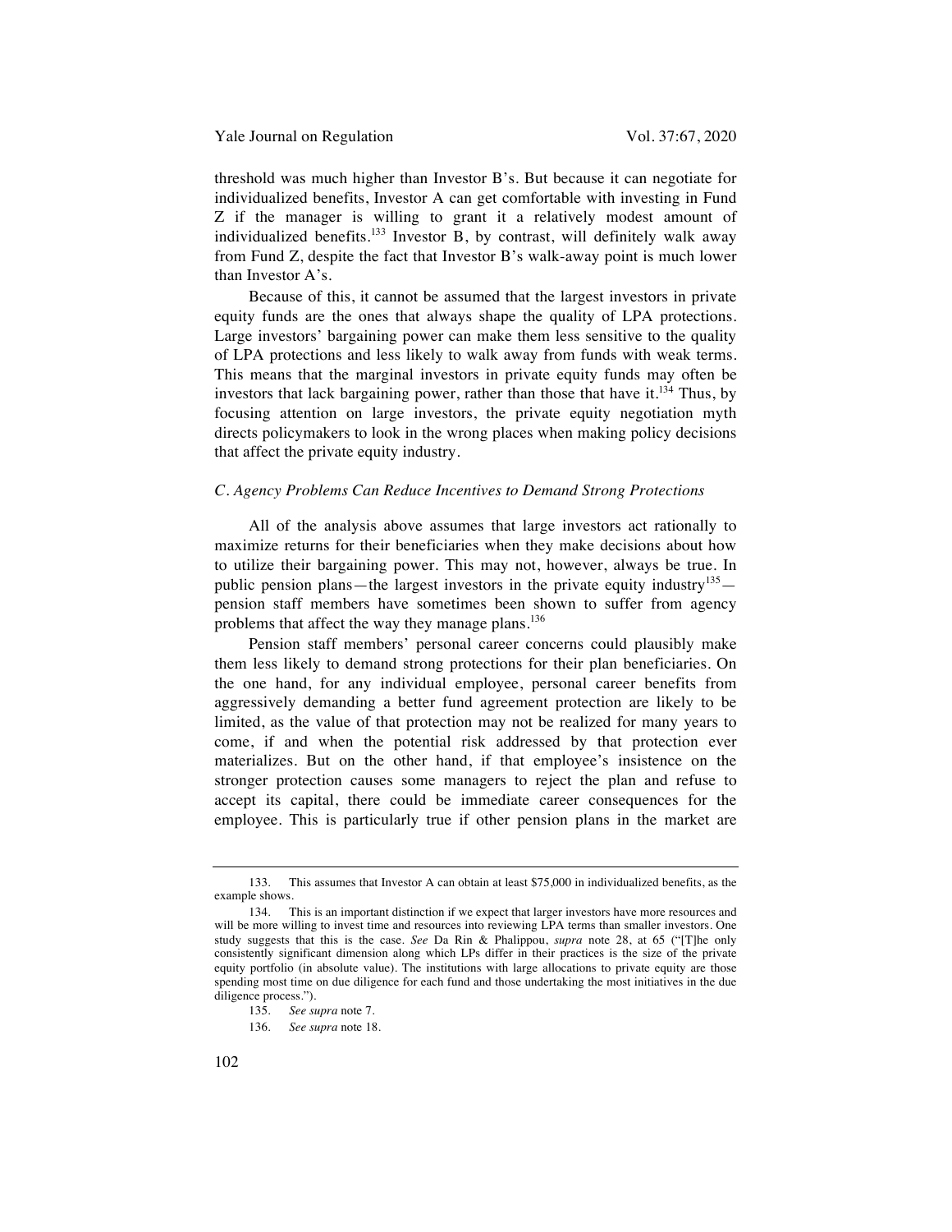threshold was much higher than Investor B's. But because it can negotiate for individualized benefits, Investor A can get comfortable with investing in Fund Z if the manager is willing to grant it a relatively modest amount of individualized benefits.[133] Investor B, by contrast, will definitely walk away from Fund Z, despite the fact that Investor B's walk-away point is much lower than Investor A's.

Because of this, it cannot be assumed that the largest investors in private equity funds are the ones that always shape the quality of LPA protections. Large investors' bargaining power can make them less sensitive to the quality of LPA protections and less likely to walk away from funds with weak terms. This means that the marginal investors in private equity funds may often be investors that lack bargaining power, rather than those that have it.[134] Thus, by focusing attention on large investors, the private equity negotiation myth directs policymakers to look in the wrong places when making policy decisions that affect the private equity industry.

### *C. Agency Problems Can Reduce Incentives to Demand Strong Protections*

All of the analysis above assumes that large investors act rationally to maximize returns for their beneficiaries when they make decisions about how to utilize their bargaining power. This may not, however, always be true. In public pension plans—the largest investors in the private equity industry[135]—pension staff members have sometimes been shown to suffer from agency problems that affect the way they manage plans.[136]

Pension staff members' personal career concerns could plausibly make them less likely to demand strong protections for their plan beneficiaries. On the one hand, for any individual employee, personal career benefits from aggressively demanding a better fund agreement protection are likely to be limited, as the value of that protection may not be realized for many years to come, if and when the potential risk addressed by that protection ever materializes. But on the other hand, if that employee's insistence on the stronger protection causes some managers to reject the plan and refuse to accept its capital, there could be immediate career consequences for the employee. This is particularly true if other pension plans in the market are

---

133. This assumes that Investor A can obtain at least $75,000 in individualized benefits, as the example shows.

134. This is an important distinction if we expect that larger investors have more resources and will be more willing to invest time and resources into reviewing LPA terms than smaller investors. One study suggests that this is the case. *See* Da Rin & Phalippou, *supra* note 28, at 65 ("[T]he only consistently significant dimension along which LPs differ in their practices is the size of the private equity portfolio (in absolute value). The institutions with large allocations to private equity are those spending most time on due diligence for each fund and those undertaking the most initiatives in the due diligence process.").

135. *See supra* note 7.

136. *See supra* note 18.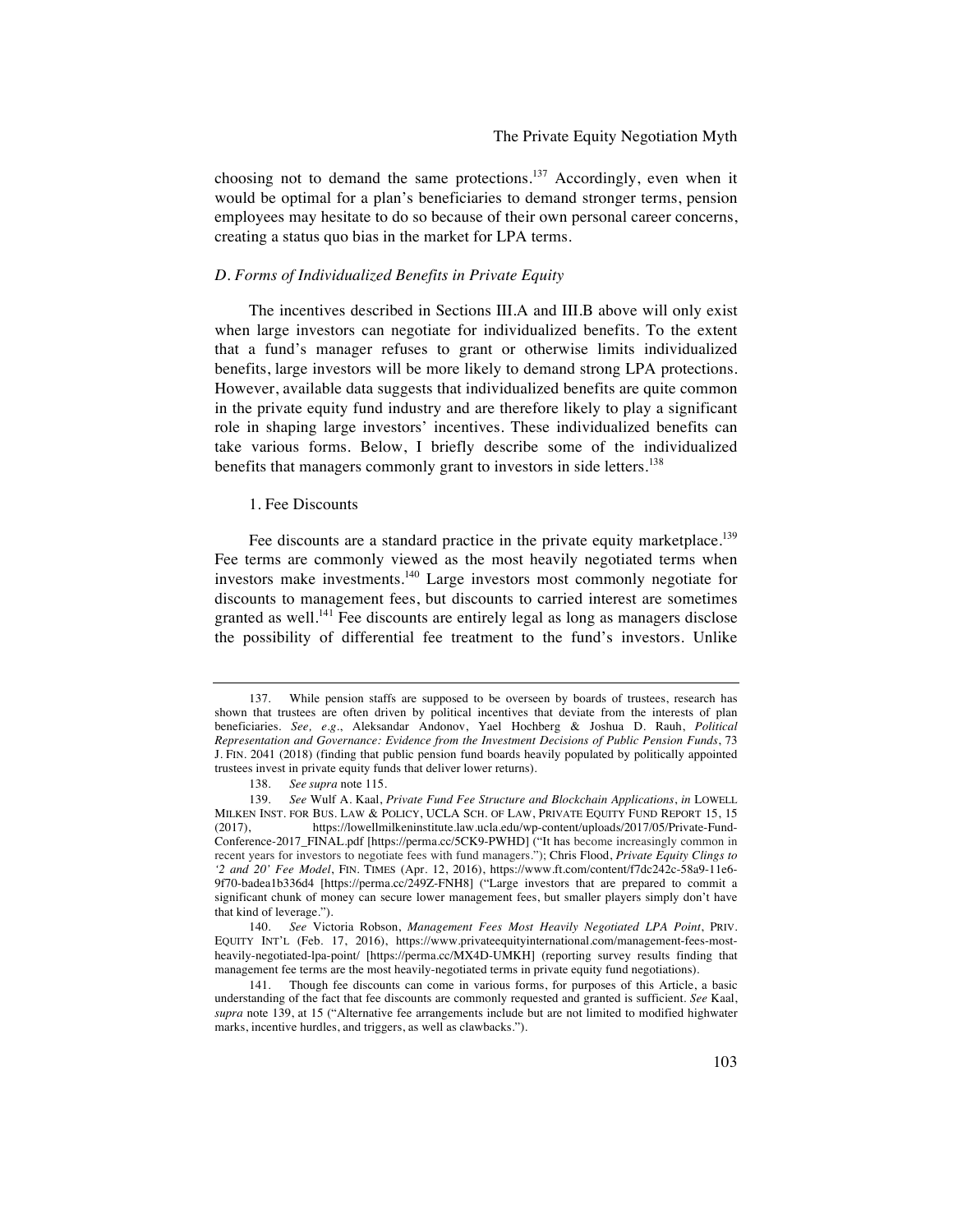choosing not to demand the same protections.[137] Accordingly, even when it would be optimal for a plan's beneficiaries to demand stronger terms, pension employees may hesitate to do so because of their own personal career concerns, creating a status quo bias in the market for LPA terms.

### *D. Forms of Individualized Benefits in Private Equity*

The incentives described in Sections III.A and III.B above will only exist when large investors can negotiate for individualized benefits. To the extent that a fund's manager refuses to grant or otherwise limits individualized benefits, large investors will be more likely to demand strong LPA protections. However, available data suggests that individualized benefits are quite common in the private equity fund industry and are therefore likely to play a significant role in shaping large investors' incentives. These individualized benefits can take various forms. Below, I briefly describe some of the individualized benefits that managers commonly grant to investors in side letters.[138]

#### 1. Fee Discounts

Fee discounts are a standard practice in the private equity marketplace.[139] Fee terms are commonly viewed as the most heavily negotiated terms when investors make investments.[140] Large investors most commonly negotiate for discounts to management fees, but discounts to carried interest are sometimes granted as well.[141] Fee discounts are entirely legal as long as managers disclose the possibility of differential fee treatment to the fund's investors. Unlike

---

137. While pension staffs are supposed to be overseen by boards of trustees, research has shown that trustees are often driven by political incentives that deviate from the interests of plan beneficiaries. *See, e.g.*, Aleksandar Andonov, Yael Hochberg & Joshua D. Rauh, *Political Representation and Governance: Evidence from the Investment Decisions of Public Pension Funds*, 73 J. FIN. 2041 (2018) (finding that public pension fund boards heavily populated by politically appointed trustees invest in private equity funds that deliver lower returns).

138. *See supra* note 115.

139. *See* Wulf A. Kaal, *Private Fund Fee Structure and Blockchain Applications*, *in* LOWELL MILKEN INST. FOR BUS. LAW & POLICY, UCLA SCH. OF LAW, PRIVATE EQUITY FUND REPORT 15, 15 (2017), https://lowellmilkeninstitute.law.ucla.edu/wp-content/uploads/2017/05/Private-Fund-Conference-2017_FINAL.pdf [https://perma.cc/5CK9-PWHD] ("It has become increasingly common in recent years for investors to negotiate fees with fund managers."); Chris Flood, *Private Equity Clings to '2 and 20' Fee Model*, FIN. TIMES (Apr. 12, 2016), https://www.ft.com/content/f7dc242c-58a9-11e6-9f70-badea1b336d4 [https://perma.cc/249Z-FNH8] ("Large investors that are prepared to commit a significant chunk of money can secure lower management fees, but smaller players simply don't have that kind of leverage.").

140. *See* Victoria Robson, *Management Fees Most Heavily Negotiated LPA Point*, PRIV. EQUITY INT'L (Feb. 17, 2016), https://www.privateequityinternational.com/management-fees-most-heavily-negotiated-lpa-point/ [https://perma.cc/MX4D-UMKH] (reporting survey results finding that management fee terms are the most heavily-negotiated terms in private equity fund negotiations).

141. Though fee discounts can come in various forms, for purposes of this Article, a basic understanding of the fact that fee discounts are commonly requested and granted is sufficient. *See* Kaal, *supra* note 139, at 15 ("Alternative fee arrangements include but are not limited to modified highwater marks, incentive hurdles, and triggers, as well as clawbacks.").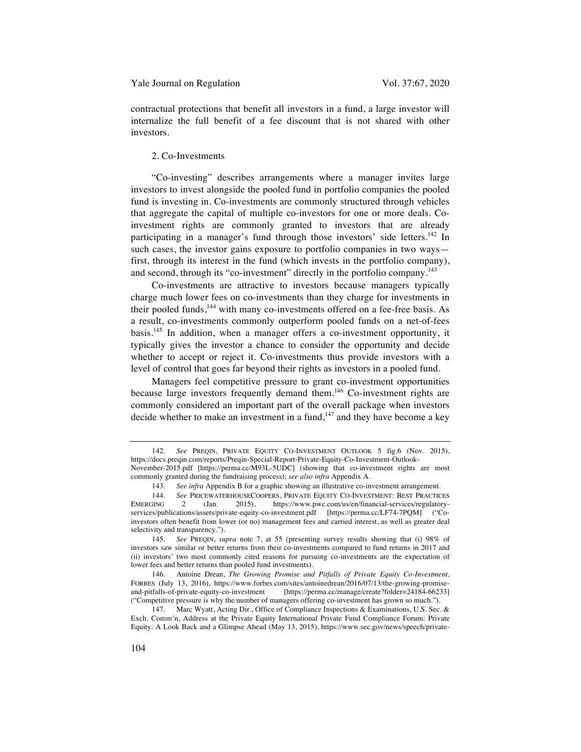contractual protections that benefit all investors in a fund, a large investor will internalize the full benefit of a fee discount that is not shared with other investors.

### 2. Co-Investments

"Co-investing" describes arrangements where a manager invites large investors to invest alongside the pooled fund in portfolio companies the pooled fund is investing in. Co-investments are commonly structured through vehicles that aggregate the capital of multiple co-investors for one or more deals. Co-investment rights are commonly granted to investors that are already participating in a manager's fund through those investors' side letters.[142] In such cases, the investor gains exposure to portfolio companies in two ways—first, through its interest in the fund (which invests in the portfolio company), and second, through its "co-investment" directly in the portfolio company.[143]

Co-investments are attractive to investors because managers typically charge much lower fees on co-investments than they charge for investments in their pooled funds,[144] with many co-investments offered on a fee-free basis. As a result, co-investments commonly outperform pooled funds on a net-of-fees basis.[145] In addition, when a manager offers a co-investment opportunity, it typically gives the investor a chance to consider the opportunity and decide whether to accept or reject it. Co-investments thus provide investors with a level of control that goes far beyond their rights as investors in a pooled fund.

Managers feel competitive pressure to grant co-investment opportunities because large investors frequently demand them.[146] Co-investment rights are commonly considered an important part of the overall package when investors decide whether to make an investment in a fund,[147] and they have become a key

---

142. *See* PREQIN, PRIVATE EQUITY CO-INVESTMENT OUTLOOK 5 fig.6 (Nov. 2015), https://docs.preqin.com/reports/Preqin-Special-Report-Private-Equity-Co-Investment-Outlook-November-2015.pdf [https://perma.cc/M93L-5UDC] (showing that co-investment rights are most commonly granted during the fundraising process); *see also infra* Appendix A.

143. *See infra* Appendix B for a graphic showing an illustrative co-investment arrangement.

144. *See* PRICEWATERHOUSECOOPERS, PRIVATE EQUITY CO-INVESTMENT: BEST PRACTICES EMERGING 2 (Jan. 2015), https://www.pwc.com/us/en/financial-services/regulatory-services/publications/assets/private-equity-co-investment.pdf [https://perma.cc/LF74-7PQM] ("Co-investors often benefit from lower (or no) management fees and carried interest, as well as greater deal selectivity and transparency.").

145. *See* PREQIN, *supra* note 7, at 55 (presenting survey results showing that (i) 98% of investors saw similar or better returns from their co-investments compared to fund returns in 2017 and (ii) investors' two most commonly cited reasons for pursuing co-investments are the expectation of lower fees and better returns than pooled fund investments).

146. Antoine Drean, *The Growing Promise and Pitfalls of Private Equity Co-Investment*, FORBES (July 13, 2016), https://www.forbes.com/sites/antoinedrean/2016/07/13/the-growing-promise-and-pitfalls-of-private-equity-co-investment [https://perma.cc/manage/create?folder=24184-66233] ("Competitive pressure is why the number of managers offering co-investment has grown so much.").

147. Marc Wyatt, Acting Dir., Office of Compliance Inspections & Examinations, U.S. Sec. & Exch. Comm'n, Address at the Private Equity International Private Fund Compliance Forum: Private Equity: A Look Back and a Glimpse Ahead (May 13, 2015), https://www.sec.gov/news/speech/private-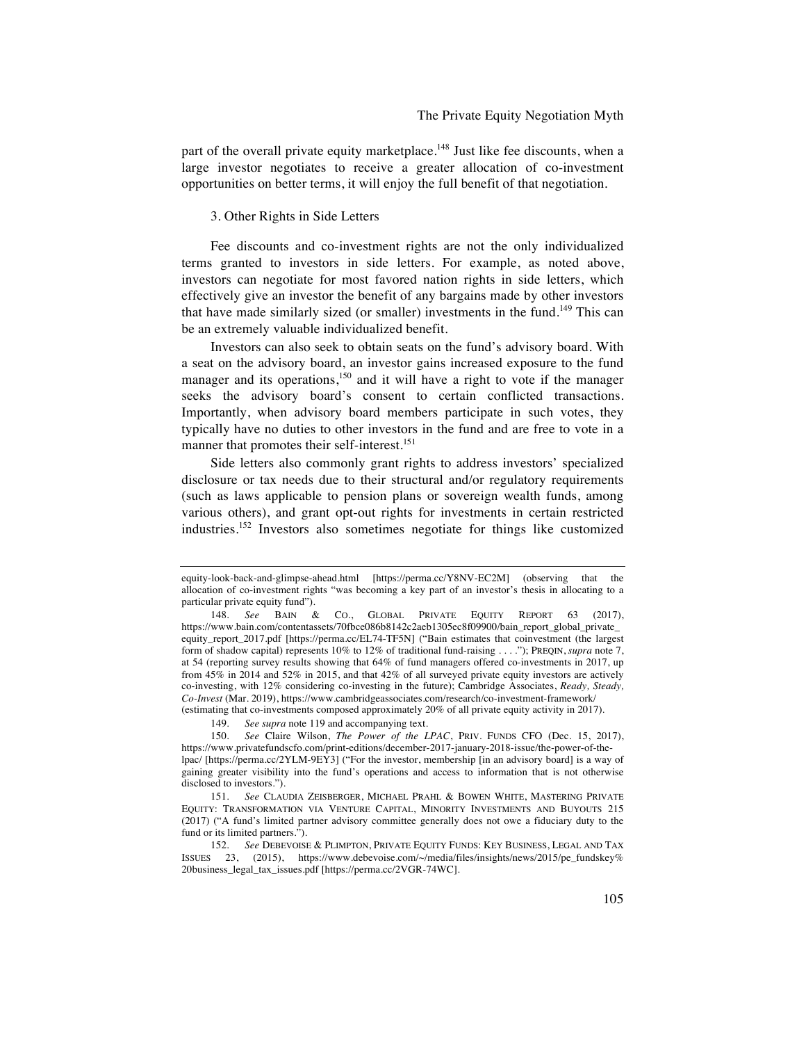part of the overall private equity marketplace.[148] Just like fee discounts, when a large investor negotiates to receive a greater allocation of co-investment opportunities on better terms, it will enjoy the full benefit of that negotiation.

### 3. Other Rights in Side Letters

Fee discounts and co-investment rights are not the only individualized terms granted to investors in side letters. For example, as noted above, investors can negotiate for most favored nation rights in side letters, which effectively give an investor the benefit of any bargains made by other investors that have made similarly sized (or smaller) investments in the fund.[149] This can be an extremely valuable individualized benefit.

Investors can also seek to obtain seats on the fund's advisory board. With a seat on the advisory board, an investor gains increased exposure to the fund manager and its operations,[150] and it will have a right to vote if the manager seeks the advisory board's consent to certain conflicted transactions. Importantly, when advisory board members participate in such votes, they typically have no duties to other investors in the fund and are free to vote in a manner that promotes their self-interest.[151]

Side letters also commonly grant rights to address investors' specialized disclosure or tax needs due to their structural and/or regulatory requirements (such as laws applicable to pension plans or sovereign wealth funds, among various others), and grant opt-out rights for investments in certain restricted industries.[152] Investors also sometimes negotiate for things like customized

---

equity-look-back-and-glimpse-ahead.html [https://perma.cc/Y8NV-EC2M] (observing that the allocation of co-investment rights "was becoming a key part of an investor's thesis in allocating to a particular private equity fund").

148. *See* BAIN & CO., GLOBAL PRIVATE EQUITY REPORT 63 (2017), https://www.bain.com/contentassets/70fbce086b8142c2aeb1305ec8f09900/bain_report_global_private_equity_report_2017.pdf [https://perma.cc/EL74-TF5N] ("Bain estimates that coinvestment (the largest form of shadow capital) represents 10% to 12% of traditional fund-raising . . . ."); PREQIN, *supra* note 7, at 54 (reporting survey results showing that 64% of fund managers offered co-investments in 2017, up from 45% in 2014 and 52% in 2015, and that 42% of all surveyed private equity investors are actively co-investing, with 12% considering co-investing in the future); Cambridge Associates, *Ready, Steady, Co-Invest* (Mar. 2019), https://www.cambridgeassociates.com/research/co-investment-framework/ (estimating that co-investments composed approximately 20% of all private equity activity in 2017).

149. *See supra* note 119 and accompanying text.

150. *See* Claire Wilson, *The Power of the LPAC*, PRIV. FUNDS CFO (Dec. 15, 2017), https://www.privatefundscfo.com/print-editions/december-2017-january-2018-issue/the-power-of-the-lpac/ [https://perma.cc/2YLM-9EY3] ("For the investor, membership [in an advisory board] is a way of gaining greater visibility into the fund's operations and access to information that is not otherwise disclosed to investors.").

151. *See* CLAUDIA ZEISBERGER, MICHAEL PRAHL & BOWEN WHITE, MASTERING PRIVATE EQUITY: TRANSFORMATION VIA VENTURE CAPITAL, MINORITY INVESTMENTS AND BUYOUTS 215 (2017) ("A fund's limited partner advisory committee generally does not owe a fiduciary duty to the fund or its limited partners.").

152. *See* DEBEVOISE & PLIMPTON, PRIVATE EQUITY FUNDS: KEY BUSINESS, LEGAL AND TAX ISSUES 23, (2015), https://www.debevoise.com/~/media/files/insights/news/2015/pe_fundskey%20business_legal_tax_issues.pdf [https://perma.cc/2VGR-74WC].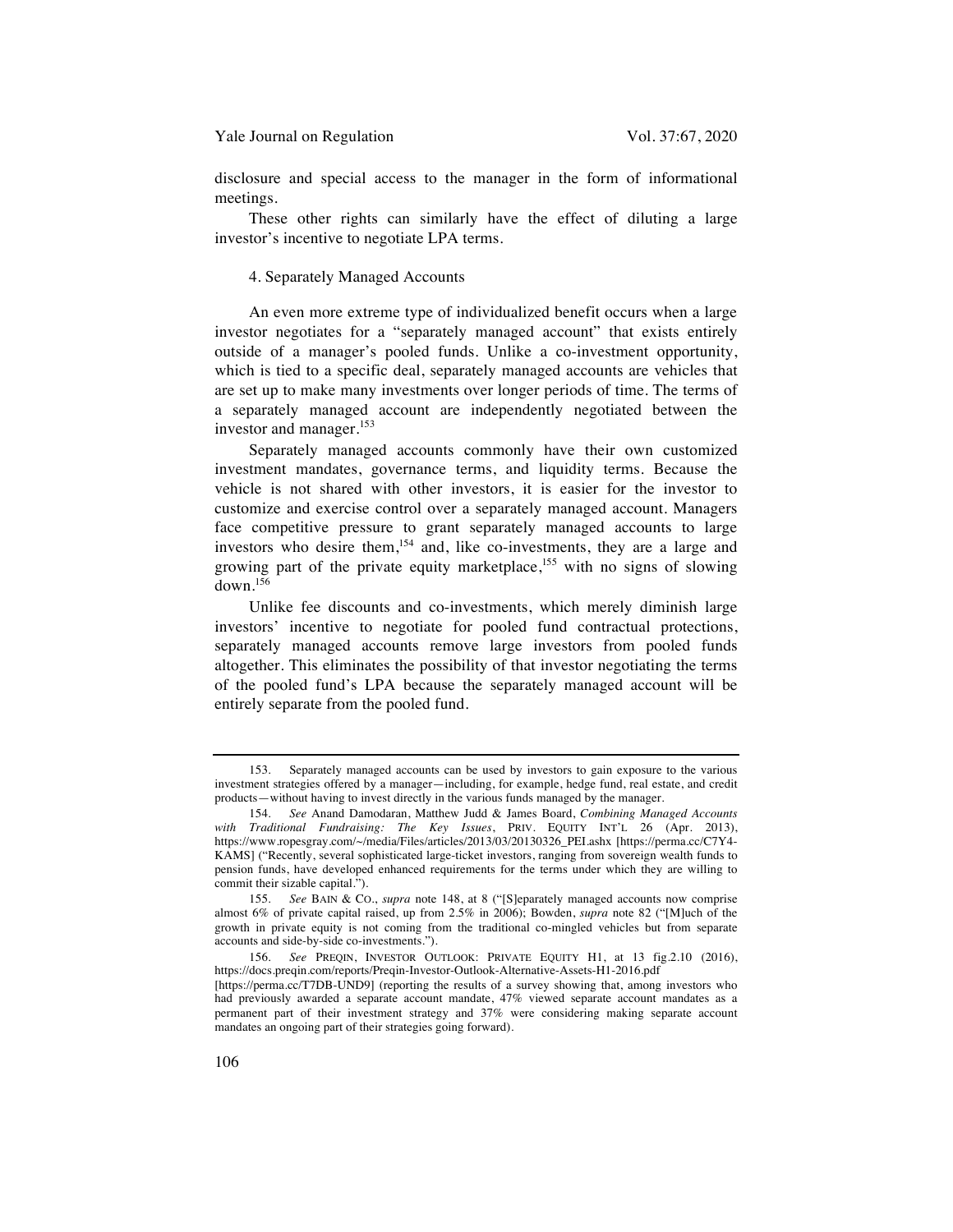disclosure and special access to the manager in the form of informational meetings.

These other rights can similarly have the effect of diluting a large investor's incentive to negotiate LPA terms.

#### 4. Separately Managed Accounts

An even more extreme type of individualized benefit occurs when a large investor negotiates for a "separately managed account" that exists entirely outside of a manager's pooled funds. Unlike a co-investment opportunity, which is tied to a specific deal, separately managed accounts are vehicles that are set up to make many investments over longer periods of time. The terms of a separately managed account are independently negotiated between the investor and manager.[153]

Separately managed accounts commonly have their own customized investment mandates, governance terms, and liquidity terms. Because the vehicle is not shared with other investors, it is easier for the investor to customize and exercise control over a separately managed account. Managers face competitive pressure to grant separately managed accounts to large investors who desire them,[154] and, like co-investments, they are a large and growing part of the private equity marketplace,[155] with no signs of slowing down.[156]

Unlike fee discounts and co-investments, which merely diminish large investors' incentive to negotiate for pooled fund contractual protections, separately managed accounts remove large investors from pooled funds altogether. This eliminates the possibility of that investor negotiating the terms of the pooled fund's LPA because the separately managed account will be entirely separate from the pooled fund.

---

153. Separately managed accounts can be used by investors to gain exposure to the various investment strategies offered by a manager—including, for example, hedge fund, real estate, and credit products—without having to invest directly in the various funds managed by the manager.

154. *See* Anand Damodaran, Matthew Judd & James Board, *Combining Managed Accounts with Traditional Fundraising: The Key Issues*, PRIV. EQUITY INT'L 26 (Apr. 2013), https://www.ropesgray.com/~/media/Files/articles/2013/03/20130326_PEI.ashx [https://perma.cc/C7Y4-KAMS] ("Recently, several sophisticated large-ticket investors, ranging from sovereign wealth funds to pension funds, have developed enhanced requirements for the terms under which they are willing to commit their sizable capital.").

155. *See* BAIN & CO., *supra* note 148, at 8 ("[S]eparately managed accounts now comprise almost 6% of private capital raised, up from 2.5% in 2006); Bowden, *supra* note 82 ("[M]uch of the growth in private equity is not coming from the traditional co-mingled vehicles but from separate accounts and side-by-side co-investments.").

156. *See* PREQIN, INVESTOR OUTLOOK: PRIVATE EQUITY H1, at 13 fig.2.10 (2016), https://docs.preqin.com/reports/Preqin-Investor-Outlook-Alternative-Assets-H1-2016.pdf [https://perma.cc/T7DB-UND9] (reporting the results of a survey showing that, among investors who had previously awarded a separate account mandate, 47% viewed separate account mandates as a permanent part of their investment strategy and 37% were considering making separate account mandates an ongoing part of their strategies going forward).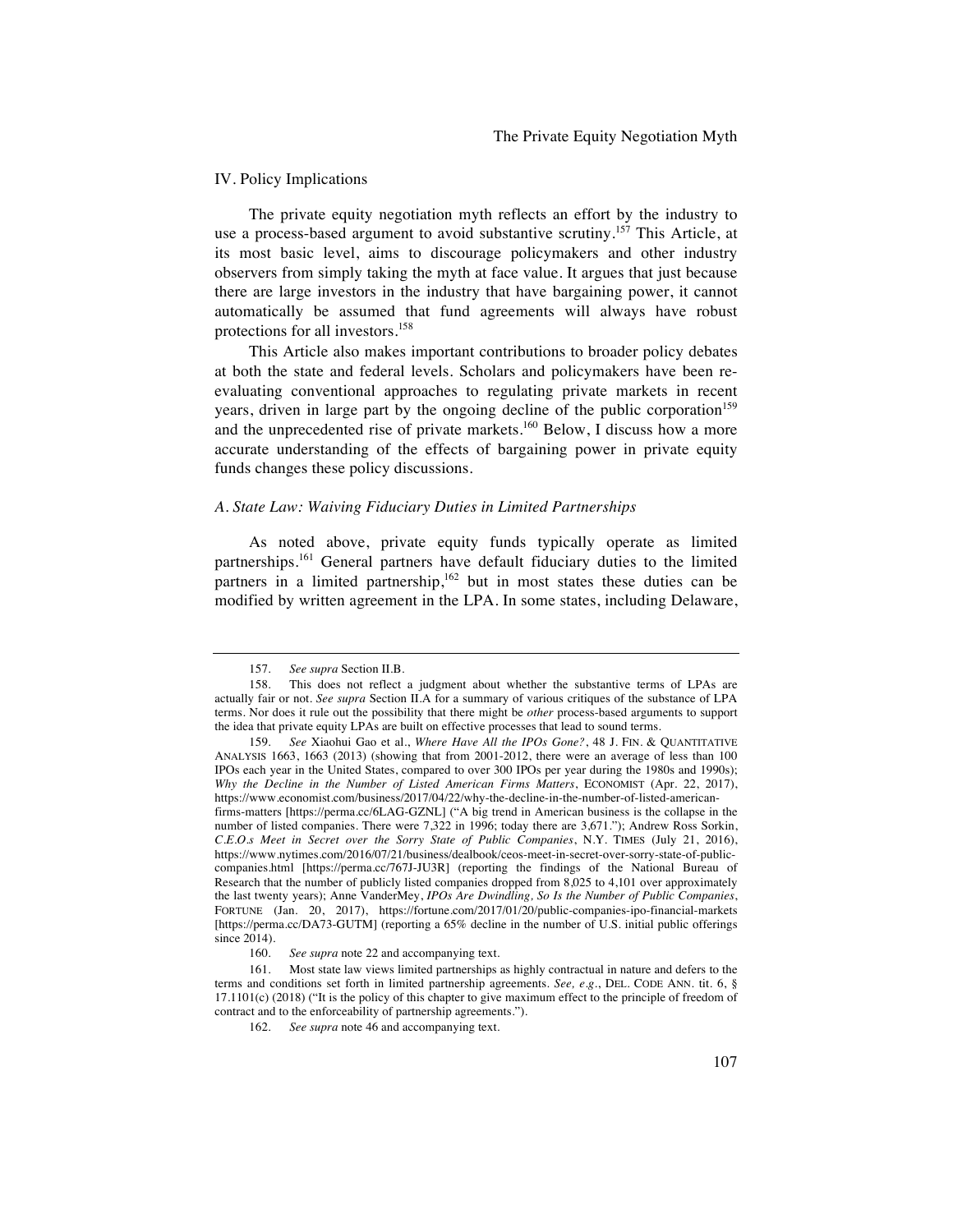## IV. Policy Implications

The private equity negotiation myth reflects an effort by the industry to use a process-based argument to avoid substantive scrutiny.[157] This Article, at its most basic level, aims to discourage policymakers and other industry observers from simply taking the myth at face value. It argues that just because there are large investors in the industry that have bargaining power, it cannot automatically be assumed that fund agreements will always have robust protections for all investors.[158]

This Article also makes important contributions to broader policy debates at both the state and federal levels. Scholars and policymakers have been re-evaluating conventional approaches to regulating private markets in recent years, driven in large part by the ongoing decline of the public corporation[159] and the unprecedented rise of private markets.[160] Below, I discuss how a more accurate understanding of the effects of bargaining power in private equity funds changes these policy discussions.

### *A. State Law: Waiving Fiduciary Duties in Limited Partnerships*

As noted above, private equity funds typically operate as limited partnerships.[161] General partners have default fiduciary duties to the limited partners in a limited partnership,[162] but in most states these duties can be modified by written agreement in the LPA. In some states, including Delaware,

---

157. *See supra* Section II.B.

158. This does not reflect a judgment about whether the substantive terms of LPAs are actually fair or not. *See supra* Section II.A for a summary of various critiques of the substance of LPA terms. Nor does it rule out the possibility that there might be *other* process-based arguments to support the idea that private equity LPAs are built on effective processes that lead to sound terms.

159. *See* Xiaohui Gao et al., *Where Have All the IPOs Gone?*, 48 J. FIN. & QUANTITATIVE ANALYSIS 1663, 1663 (2013) (showing that from 2001-2012, there were an average of less than 100 IPOs each year in the United States, compared to over 300 IPOs per year during the 1980s and 1990s); *Why the Decline in the Number of Listed American Firms Matters*, ECONOMIST (Apr. 22, 2017), https://www.economist.com/business/2017/04/22/why-the-decline-in-the-number-of-listed-american-firms-matters [https://perma.cc/6LAG-GZNL] ("A big trend in American business is the collapse in the number of listed companies. There were 7,322 in 1996; today there are 3,671."); Andrew Ross Sorkin, *C.E.O.s Meet in Secret over the Sorry State of Public Companies*, N.Y. TIMES (July 21, 2016), https://www.nytimes.com/2016/07/21/business/dealbook/ceos-meet-in-secret-over-sorry-state-of-public-companies.html [https://perma.cc/767J-JU3R] (reporting the findings of the National Bureau of Research that the number of publicly listed companies dropped from 8,025 to 4,101 over approximately the last twenty years); Anne VanderMey, *IPOs Are Dwindling, So Is the Number of Public Companies*, FORTUNE (Jan. 20, 2017), https://fortune.com/2017/01/20/public-companies-ipo-financial-markets [https://perma.cc/DA73-GUTM] (reporting a 65% decline in the number of U.S. initial public offerings since 2014).

160. *See supra* note 22 and accompanying text.

161. Most state law views limited partnerships as highly contractual in nature and defers to the terms and conditions set forth in limited partnership agreements. *See, e.g.*, DEL. CODE ANN. tit. 6, § 17.1101(c) (2018) ("It is the policy of this chapter to give maximum effect to the principle of freedom of contract and to the enforceability of partnership agreements.").

162. *See supra* note 46 and accompanying text.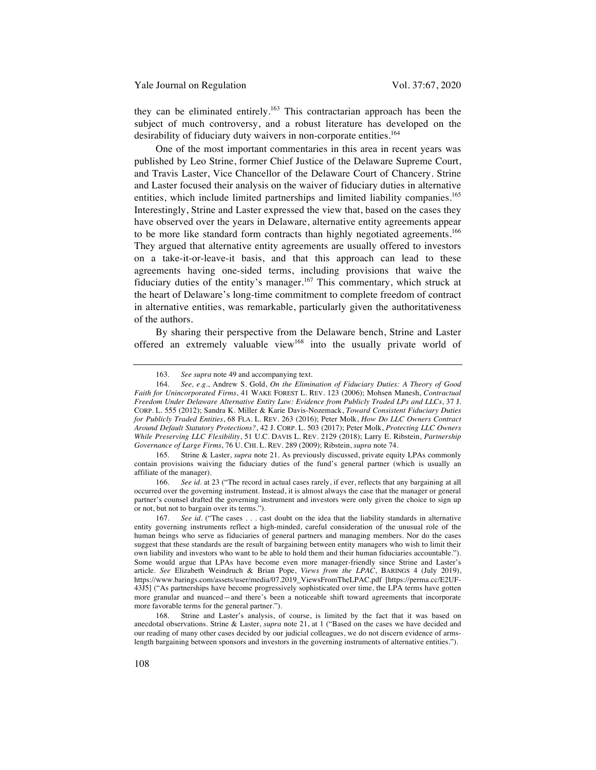they can be eliminated entirely.[163] This contractarian approach has been the subject of much controversy, and a robust literature has developed on the desirability of fiduciary duty waivers in non-corporate entities.[164]

One of the most important commentaries in this area in recent years was published by Leo Strine, former Chief Justice of the Delaware Supreme Court, and Travis Laster, Vice Chancellor of the Delaware Court of Chancery. Strine and Laster focused their analysis on the waiver of fiduciary duties in alternative entities, which include limited partnerships and limited liability companies.[165] Interestingly, Strine and Laster expressed the view that, based on the cases they have observed over the years in Delaware, alternative entity agreements appear to be more like standard form contracts than highly negotiated agreements.[166] They argued that alternative entity agreements are usually offered to investors on a take-it-or-leave-it basis, and that this approach can lead to these agreements having one-sided terms, including provisions that waive the fiduciary duties of the entity's manager.[167] This commentary, which struck at the heart of Delaware's long-time commitment to complete freedom of contract in alternative entities, was remarkable, particularly given the authoritativeness of the authors.

By sharing their perspective from the Delaware bench, Strine and Laster offered an extremely valuable view[168] into the usually private world of

---

163. *See supra* note 49 and accompanying text.

164. *See, e.g.*, Andrew S. Gold, *On the Elimination of Fiduciary Duties: A Theory of Good Faith for Unincorporated Firms*, 41 WAKE FOREST L. REV. 123 (2006); Mohsen Manesh, *Contractual Freedom Under Delaware Alternative Entity Law: Evidence from Publicly Traded LPs and LLCs*, 37 J. CORP. L. 555 (2012); Sandra K. Miller & Karie Davis-Nozemack, *Toward Consistent Fiduciary Duties for Publicly Traded Entities*, 68 FLA. L. REV. 263 (2016); Peter Molk, *How Do LLC Owners Contract Around Default Statutory Protections?*, 42 J. CORP. L. 503 (2017); Peter Molk, *Protecting LLC Owners While Preserving LLC Flexibility*, 51 U.C. DAVIS L. REV. 2129 (2018); Larry E. Ribstein, *Partnership Governance of Large Firms*, 76 U. CHI. L. REV. 289 (2009); Ribstein, *supra* note 74.

165. Strine & Laster, *supra* note 21. As previously discussed, private equity LPAs commonly contain provisions waiving the fiduciary duties of the fund's general partner (which is usually an affiliate of the manager).

166. *See id.* at 23 ("The record in actual cases rarely, if ever, reflects that any bargaining at all occurred over the governing instrument. Instead, it is almost always the case that the manager or general partner's counsel drafted the governing instrument and investors were only given the choice to sign up or not, but not to bargain over its terms.").

167. *See id.* ("The cases . . . cast doubt on the idea that the liability standards in alternative entity governing instruments reflect a high-minded, careful consideration of the unusual role of the human beings who serve as fiduciaries of general partners and managing members. Nor do the cases suggest that these standards are the result of bargaining between entity managers who wish to limit their own liability and investors who want to be able to hold them and their human fiduciaries accountable."). Some would argue that LPAs have become even more manager-friendly since Strine and Laster's article. *See* Elizabeth Weindruch & Brian Pope, *Views from the LPAC*, BARINGS 4 (July 2019), https://www.barings.com/assets/user/media/07.2019_ViewsFromTheLPAC.pdf [https://perma.cc/E2UF-43J5] ("As partnerships have become progressively sophisticated over time, the LPA terms have gotten more granular and nuanced—and there's been a noticeable shift toward agreements that incorporate more favorable terms for the general partner.").

168. Strine and Laster's analysis, of course, is limited by the fact that it was based on anecdotal observations. Strine & Laster, *supra* note 21, at 1 ("Based on the cases we have decided and our reading of many other cases decided by our judicial colleagues, we do not discern evidence of arms-length bargaining between sponsors and investors in the governing instruments of alternative entities.").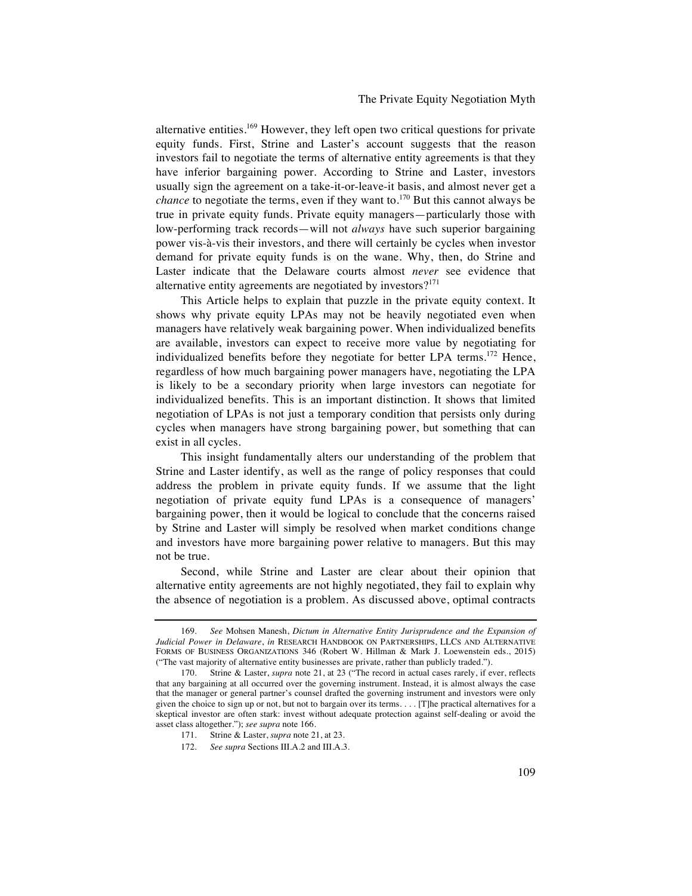alternative entities.[169] However, they left open two critical questions for private equity funds. First, Strine and Laster's account suggests that the reason investors fail to negotiate the terms of alternative entity agreements is that they have inferior bargaining power. According to Strine and Laster, investors usually sign the agreement on a take-it-or-leave-it basis, and almost never get a *chance* to negotiate the terms, even if they want to.[170] But this cannot always be true in private equity funds. Private equity managers—particularly those with low-performing track records—will not *always* have such superior bargaining power vis-à-vis their investors, and there will certainly be cycles when investor demand for private equity funds is on the wane. Why, then, do Strine and Laster indicate that the Delaware courts almost *never* see evidence that alternative entity agreements are negotiated by investors?[171]

This Article helps to explain that puzzle in the private equity context. It shows why private equity LPAs may not be heavily negotiated even when managers have relatively weak bargaining power. When individualized benefits are available, investors can expect to receive more value by negotiating for individualized benefits before they negotiate for better LPA terms.[172] Hence, regardless of how much bargaining power managers have, negotiating the LPA is likely to be a secondary priority when large investors can negotiate for individualized benefits. This is an important distinction. It shows that limited negotiation of LPAs is not just a temporary condition that persists only during cycles when managers have strong bargaining power, but something that can exist in all cycles.

This insight fundamentally alters our understanding of the problem that Strine and Laster identify, as well as the range of policy responses that could address the problem in private equity funds. If we assume that the light negotiation of private equity fund LPAs is a consequence of managers' bargaining power, then it would be logical to conclude that the concerns raised by Strine and Laster will simply be resolved when market conditions change and investors have more bargaining power relative to managers. But this may not be true.

Second, while Strine and Laster are clear about their opinion that alternative entity agreements are not highly negotiated, they fail to explain why the absence of negotiation is a problem. As discussed above, optimal contracts

---

169. *See* Mohsen Manesh, *Dictum in Alternative Entity Jurisprudence and the Expansion of Judicial Power in Delaware*, *in* RESEARCH HANDBOOK ON PARTNERSHIPS, LLCS AND ALTERNATIVE FORMS OF BUSINESS ORGANIZATIONS 346 (Robert W. Hillman & Mark J. Loewenstein eds., 2015) ("The vast majority of alternative entity businesses are private, rather than publicly traded.").

170. Strine & Laster, *supra* note 21, at 23 ("The record in actual cases rarely, if ever, reflects that any bargaining at all occurred over the governing instrument. Instead, it is almost always the case that the manager or general partner's counsel drafted the governing instrument and investors were only given the choice to sign up or not, but not to bargain over its terms. . . . [T]he practical alternatives for a skeptical investor are often stark: invest without adequate protection against self-dealing or avoid the asset class altogether."); *see supra* note 166.

171. Strine & Laster, *supra* note 21, at 23.

172. *See supra* Sections III.A.2 and III.A.3.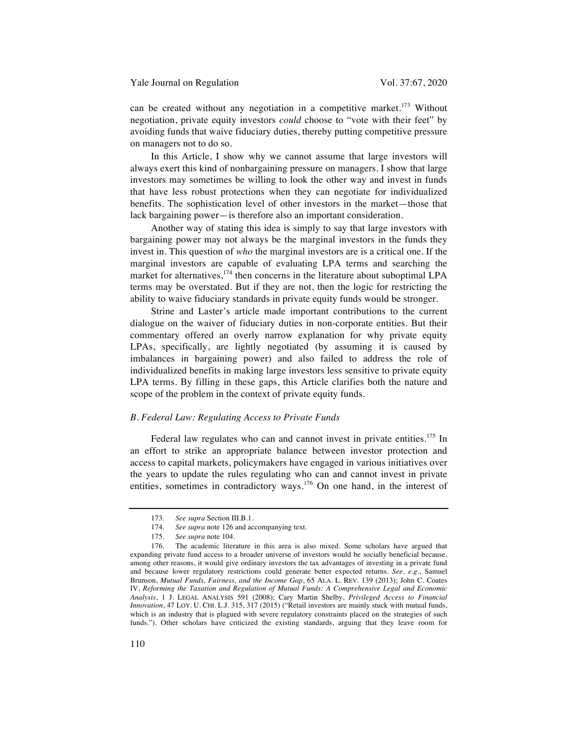can be created without any negotiation in a competitive market.[173] Without negotiation, private equity investors *could* choose to "vote with their feet" by avoiding funds that waive fiduciary duties, thereby putting competitive pressure on managers not to do so.

In this Article, I show why we cannot assume that large investors will always exert this kind of nonbargaining pressure on managers. I show that large investors may sometimes be willing to look the other way and invest in funds that have less robust protections when they can negotiate for individualized benefits. The sophistication level of other investors in the market—those that lack bargaining power—is therefore also an important consideration.

Another way of stating this idea is simply to say that large investors with bargaining power may not always be the marginal investors in the funds they invest in. This question of *who* the marginal investors are is a critical one. If the marginal investors are capable of evaluating LPA terms and searching the market for alternatives,[174] then concerns in the literature about suboptimal LPA terms may be overstated. But if they are not, then the logic for restricting the ability to waive fiduciary standards in private equity funds would be stronger.

Strine and Laster's article made important contributions to the current dialogue on the waiver of fiduciary duties in non-corporate entities. But their commentary offered an overly narrow explanation for why private equity LPAs, specifically, are lightly negotiated (by assuming it is caused by imbalances in bargaining power) and also failed to address the role of individualized benefits in making large investors less sensitive to private equity LPA terms. By filling in these gaps, this Article clarifies both the nature and scope of the problem in the context of private equity funds.

### *B. Federal Law: Regulating Access to Private Funds*

Federal law regulates who can and cannot invest in private entities.[175] In an effort to strike an appropriate balance between investor protection and access to capital markets, policymakers have engaged in various initiatives over the years to update the rules regulating who can and cannot invest in private entities, sometimes in contradictory ways.[176] On one hand, in the interest of

---

173. *See supra* Section III.B.1.

174. *See supra* note 126 and accompanying text.

175. *See supra* note 104.

176. The academic literature in this area is also mixed. Some scholars have argued that expanding private fund access to a broader universe of investors would be socially beneficial because, among other reasons, it would give ordinary investors the tax advantages of investing in a private fund and because lower regulatory restrictions could generate better expected returns. *See, e.g.*, Samuel Brunson, *Mutual Funds, Fairness, and the Income Gap*, 65 ALA. L. REV. 139 (2013); John C. Coates IV, *Reforming the Taxation and Regulation of Mutual Funds: A Comprehensive Legal and Economic Analysis*, 1 J. LEGAL ANALYSIS 591 (2008); Cary Martin Shelby, *Privileged Access to Financial Innovation*, 47 LOY. U. CHI. L.J. 315, 317 (2015) ("Retail investors are mainly stuck with mutual funds, which is an industry that is plagued with severe regulatory constraints placed on the strategies of such funds."). Other scholars have criticized the existing standards, arguing that they leave room for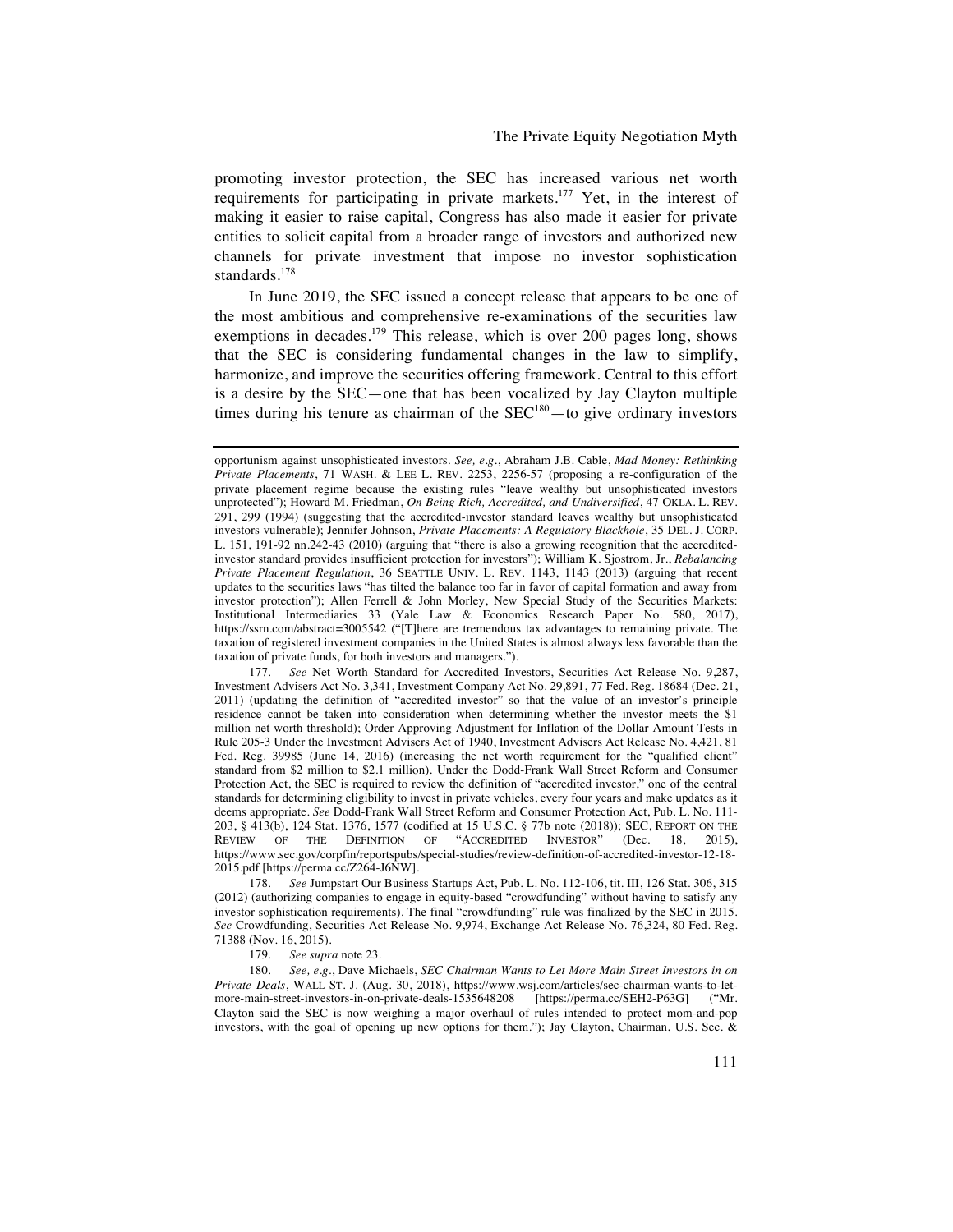promoting investor protection, the SEC has increased various net worth requirements for participating in private markets.[177] Yet, in the interest of making it easier to raise capital, Congress has also made it easier for private entities to solicit capital from a broader range of investors and authorized new channels for private investment that impose no investor sophistication standards.[178]

In June 2019, the SEC issued a concept release that appears to be one of the most ambitious and comprehensive re-examinations of the securities law exemptions in decades.[179] This release, which is over 200 pages long, shows that the SEC is considering fundamental changes in the law to simplify, harmonize, and improve the securities offering framework. Central to this effort is a desire by the SEC—one that has been vocalized by Jay Clayton multiple times during his tenure as chairman of the SEC[180]—to give ordinary investors

---

opportunism against unsophisticated investors. *See, e.g.*, Abraham J.B. Cable, *Mad Money: Rethinking Private Placements*, 71 WASH. & LEE L. REV. 2253, 2256-57 (proposing a re-configuration of the private placement regime because the existing rules "leave wealthy but unsophisticated investors unprotected"); Howard M. Friedman, *On Being Rich, Accredited, and Undiversified*, 47 OKLA. L. REV. 291, 299 (1994) (suggesting that the accredited-investor standard leaves wealthy but unsophisticated investors vulnerable); Jennifer Johnson, *Private Placements: A Regulatory Blackhole*, 35 DEL. J. CORP. L. 151, 191-92 nn.242-43 (2010) (arguing that "there is also a growing recognition that the accredited-investor standard provides insufficient protection for investors"); William K. Sjostrom, Jr., *Rebalancing Private Placement Regulation*, 36 SEATTLE UNIV. L. REV. 1143, 1143 (2013) (arguing that recent updates to the securities laws "has tilted the balance too far in favor of capital formation and away from investor protection"); Allen Ferrell & John Morley, New Special Study of the Securities Markets: Institutional Intermediaries 33 (Yale Law & Economics Research Paper No. 580, 2017), https://ssrn.com/abstract=3005542 ("[T]here are tremendous tax advantages to remaining private. The taxation of registered investment companies in the United States is almost always less favorable than the taxation of private funds, for both investors and managers.").

177. *See* Net Worth Standard for Accredited Investors, Securities Act Release No. 9,287, Investment Advisers Act No. 3,341, Investment Company Act No. 29,891, 77 Fed. Reg. 18684 (Dec. 21, 2011) (updating the definition of "accredited investor" so that the value of an investor's principle residence cannot be taken into consideration when determining whether the investor meets the $1 million net worth threshold); Order Approving Adjustment for Inflation of the Dollar Amount Tests in Rule 205-3 Under the Investment Advisers Act of 1940, Investment Advisers Act Release No. 4,421, 81 Fed. Reg. 39985 (June 14, 2016) (increasing the net worth requirement for the "qualified client" standard from $2 million to $2.1 million). Under the Dodd-Frank Wall Street Reform and Consumer Protection Act, the SEC is required to review the definition of "accredited investor," one of the central standards for determining eligibility to invest in private vehicles, every four years and make updates as it deems appropriate. *See* Dodd-Frank Wall Street Reform and Consumer Protection Act, Pub. L. No. 111-203, § 413(b), 124 Stat. 1376, 1577 (codified at 15 U.S.C. § 77b note (2018)); SEC, REPORT ON THE REVIEW OF THE DEFINITION OF "ACCREDITED INVESTOR" (Dec. 18, 2015), https://www.sec.gov/corpfin/reportspubs/special-studies/review-definition-of-accredited-investor-12-18-2015.pdf [https://perma.cc/Z264-J6NW].

178. *See* Jumpstart Our Business Startups Act, Pub. L. No. 112-106, tit. III, 126 Stat. 306, 315 (2012) (authorizing companies to engage in equity-based "crowdfunding" without having to satisfy any investor sophistication requirements). The final "crowdfunding" rule was finalized by the SEC in 2015. *See* Crowdfunding, Securities Act Release No. 9,974, Exchange Act Release No. 76,324, 80 Fed. Reg. 71388 (Nov. 16, 2015).

179. *See supra* note 23.

180. *See, e.g.*, Dave Michaels, *SEC Chairman Wants to Let More Main Street Investors in on Private Deals*, WALL ST. J. (Aug. 30, 2018), https://www.wsj.com/articles/sec-chairman-wants-to-let-more-main-street-investors-in-on-private-deals-1535648208 [https://perma.cc/SEH2-P63G] ("Mr. Clayton said the SEC is now weighing a major overhaul of rules intended to protect mom-and-pop investors, with the goal of opening up new options for them."); Jay Clayton, Chairman, U.S. Sec. &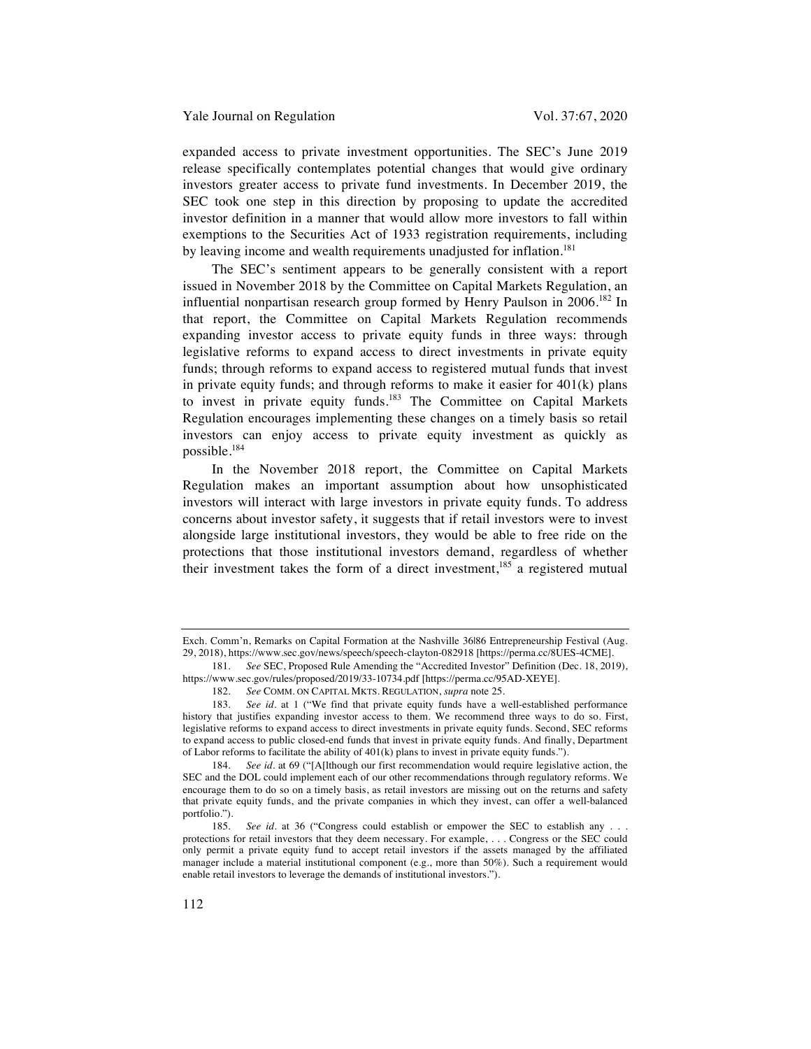expanded access to private investment opportunities. The SEC's June 2019 release specifically contemplates potential changes that would give ordinary investors greater access to private fund investments. In December 2019, the SEC took one step in this direction by proposing to update the accredited investor definition in a manner that would allow more investors to fall within exemptions to the Securities Act of 1933 registration requirements, including by leaving income and wealth requirements unadjusted for inflation.[181]

The SEC's sentiment appears to be generally consistent with a report issued in November 2018 by the Committee on Capital Markets Regulation, an influential nonpartisan research group formed by Henry Paulson in 2006.[182] In that report, the Committee on Capital Markets Regulation recommends expanding investor access to private equity funds in three ways: through legislative reforms to expand access to direct investments in private equity funds; through reforms to expand access to registered mutual funds that invest in private equity funds; and through reforms to make it easier for 401(k) plans to invest in private equity funds.[183] The Committee on Capital Markets Regulation encourages implementing these changes on a timely basis so retail investors can enjoy access to private equity investment as quickly as possible.[184]

In the November 2018 report, the Committee on Capital Markets Regulation makes an important assumption about how unsophisticated investors will interact with large investors in private equity funds. To address concerns about investor safety, it suggests that if retail investors were to invest alongside large institutional investors, they would be able to free ride on the protections that those institutional investors demand, regardless of whether their investment takes the form of a direct investment,[185] a registered mutual

---

Exch. Comm'n, Remarks on Capital Formation at the Nashville 36|86 Entrepreneurship Festival (Aug. 29, 2018), https://www.sec.gov/news/speech/speech-clayton-082918 [https://perma.cc/8UES-4CME].

181. *See* SEC, Proposed Rule Amending the "Accredited Investor" Definition (Dec. 18, 2019), https://www.sec.gov/rules/proposed/2019/33-10734.pdf [https://perma.cc/95AD-XEYE].

182. *See* COMM. ON CAPITAL MKTS. REGULATION, *supra* note 25.

183. *See id.* at 1 ("We find that private equity funds have a well-established performance history that justifies expanding investor access to them. We recommend three ways to do so. First, legislative reforms to expand access to direct investments in private equity funds. Second, SEC reforms to expand access to public closed-end funds that invest in private equity funds. And finally, Department of Labor reforms to facilitate the ability of 401(k) plans to invest in private equity funds.").

184. *See id.* at 69 ("[A]lthough our first recommendation would require legislative action, the SEC and the DOL could implement each of our other recommendations through regulatory reforms. We encourage them to do so on a timely basis, as retail investors are missing out on the returns and safety that private equity funds, and the private companies in which they invest, can offer a well-balanced portfolio.").

185. *See id.* at 36 ("Congress could establish or empower the SEC to establish any . . . protections for retail investors that they deem necessary. For example, . . . Congress or the SEC could only permit a private equity fund to accept retail investors if the assets managed by the affiliated manager include a material institutional component (e.g., more than 50%). Such a requirement would enable retail investors to leverage the demands of institutional investors.").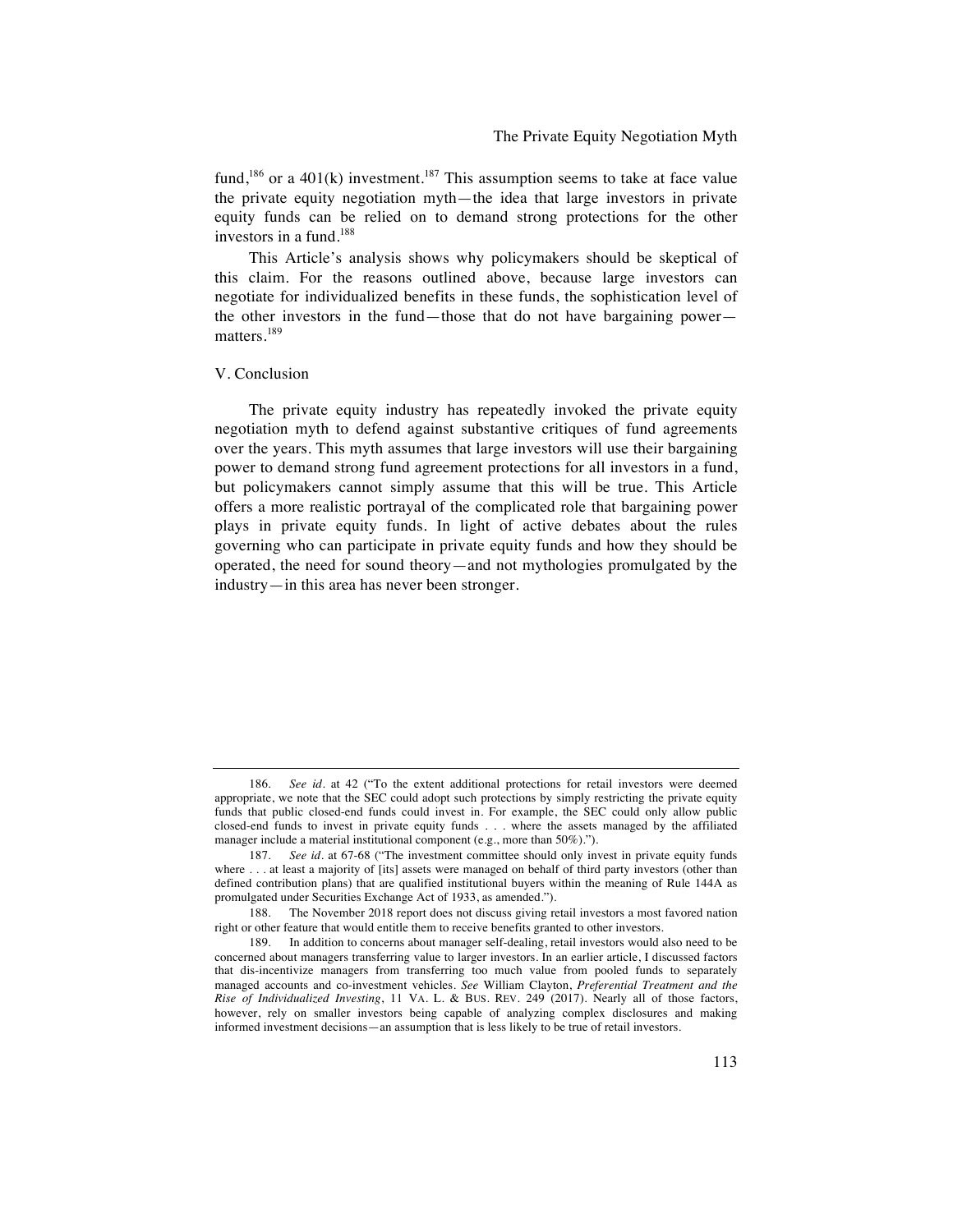fund,[186] or a 401(k) investment.[187] This assumption seems to take at face value the private equity negotiation myth—the idea that large investors in private equity funds can be relied on to demand strong protections for the other investors in a fund.[188]

This Article's analysis shows why policymakers should be skeptical of this claim. For the reasons outlined above, because large investors can negotiate for individualized benefits in these funds, the sophistication level of the other investors in the fund—those that do not have bargaining power—matters.[189]

## V. Conclusion

The private equity industry has repeatedly invoked the private equity negotiation myth to defend against substantive critiques of fund agreements over the years. This myth assumes that large investors will use their bargaining power to demand strong fund agreement protections for all investors in a fund, but policymakers cannot simply assume that this will be true. This Article offers a more realistic portrayal of the complicated role that bargaining power plays in private equity funds. In light of active debates about the rules governing who can participate in private equity funds and how they should be operated, the need for sound theory—and not mythologies promulgated by the industry—in this area has never been stronger.

---

186. *See id.* at 42 ("To the extent additional protections for retail investors were deemed appropriate, we note that the SEC could adopt such protections by simply restricting the private equity funds that public closed-end funds could invest in. For example, the SEC could only allow public closed-end funds to invest in private equity funds . . . where the assets managed by the affiliated manager include a material institutional component (e.g., more than 50%).").

187. *See id.* at 67-68 ("The investment committee should only invest in private equity funds where . . . at least a majority of [its] assets were managed on behalf of third party investors (other than defined contribution plans) that are qualified institutional buyers within the meaning of Rule 144A as promulgated under Securities Exchange Act of 1933, as amended.").

188. The November 2018 report does not discuss giving retail investors a most favored nation right or other feature that would entitle them to receive benefits granted to other investors.

189. In addition to concerns about manager self-dealing, retail investors would also need to be concerned about managers transferring value to larger investors. In an earlier article, I discussed factors that dis-incentivize managers from transferring too much value from pooled funds to separately managed accounts and co-investment vehicles. *See* William Clayton, *Preferential Treatment and the Rise of Individualized Investing*, 11 VA. L. & BUS. REV. 249 (2017). Nearly all of those factors, however, rely on smaller investors being capable of analyzing complex disclosures and making informed investment decisions—an assumption that is less likely to be true of retail investors.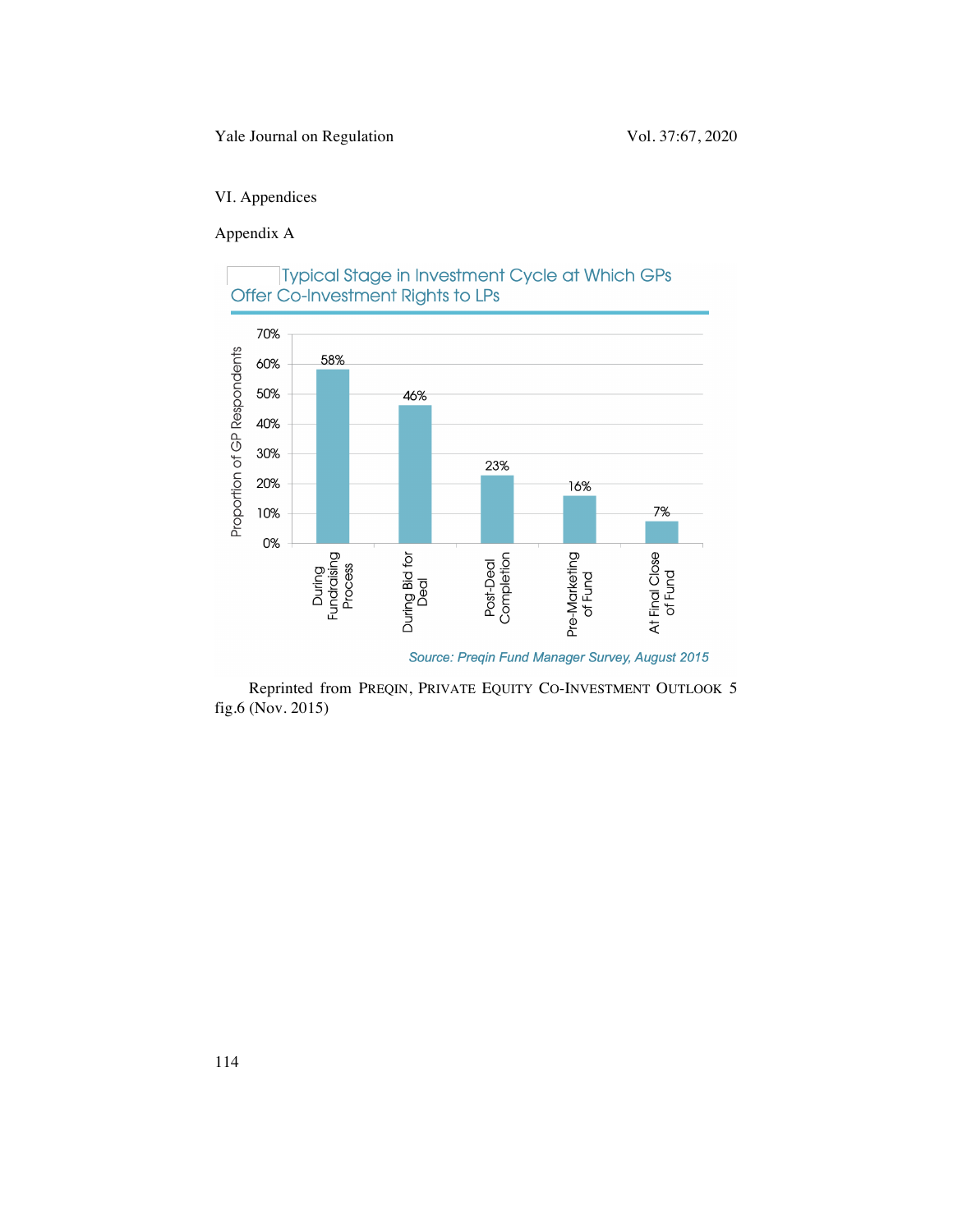## VI. Appendices

### Appendix A

Typical Stage in Investment Cycle at Which GPs Offer Co-Investment Rights to LPs

| Stage | Proportion of GP Respondents |
|---|---|
| During Fundraising Process | 58% |
| During Bid for Deal | 46% |
| Post-Deal Completion | 23% |
| Pre-Marketing of Fund | 16% |
| At Final Close of Fund | 7% |

*Source: Preqin Fund Manager Survey, August 2015*

Reprinted from PREQIN, PRIVATE EQUITY CO-INVESTMENT OUTLOOK 5 fig.6 (Nov. 2015)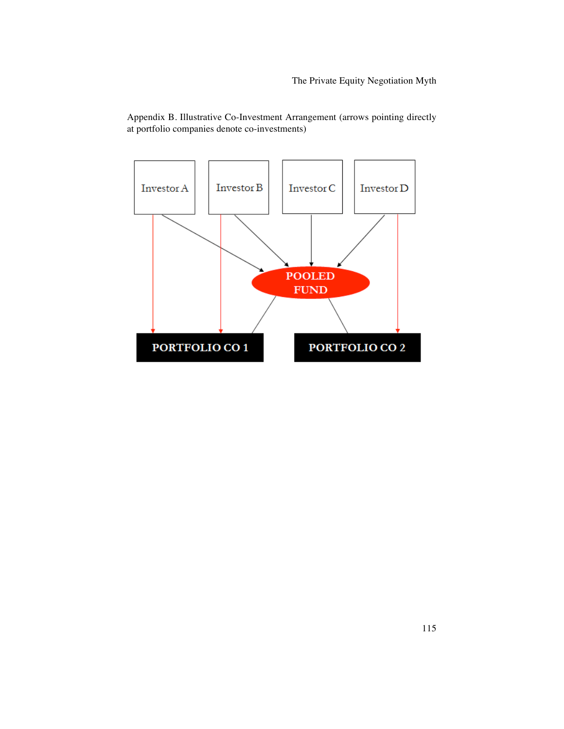Appendix B. Illustrative Co-Investment Arrangement (arrows pointing directly at portfolio companies denote co-investments)

Investor A

Investor B

Investor C

Investor D

POOLED FUND

PORTFOLIO CO 1

PORTFOLIO CO 2